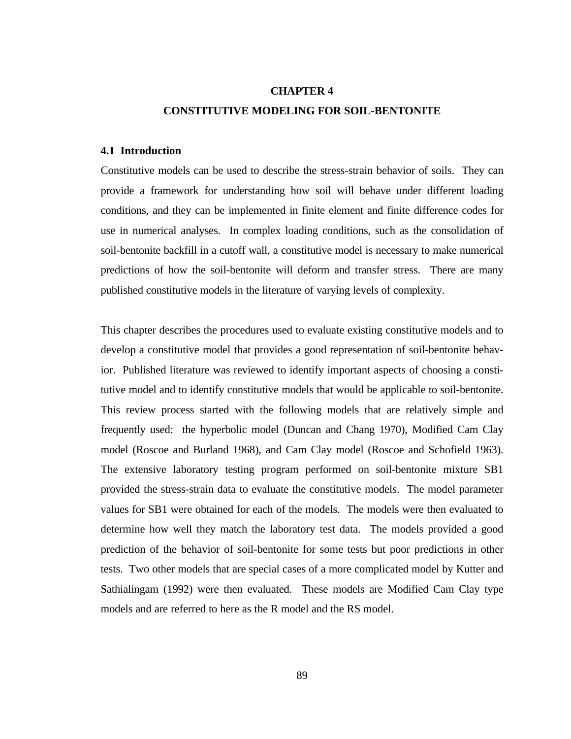# CHAPTER 4

# CONSTITUTIVE MODELING FOR SOIL-BENTONITE

## 4.1 Introduction

Constitutive models can be used to describe the stress-strain behavior of soils. They can provide a framework for understanding how soil will behave under different loading conditions, and they can be implemented in finite element and finite difference codes for use in numerical analyses. In complex loading conditions, such as the consolidation of soil-bentonite backfill in a cutoff wall, a constitutive model is necessary to make numerical predictions of how the soil-bentonite will deform and transfer stress. There are many published constitutive models in the literature of varying levels of complexity.

This chapter describes the procedures used to evaluate existing constitutive models and to develop a constitutive model that provides a good representation of soil-bentonite behavior. Published literature was reviewed to identify important aspects of choosing a constitutive model and to identify constitutive models that would be applicable to soil-bentonite. This review process started with the following models that are relatively simple and frequently used: the hyperbolic model (Duncan and Chang 1970), Modified Cam Clay model (Roscoe and Burland 1968), and Cam Clay model (Roscoe and Schofield 1963). The extensive laboratory testing program performed on soil-bentonite mixture SB1 provided the stress-strain data to evaluate the constitutive models. The model parameter values for SB1 were obtained for each of the models. The models were then evaluated to determine how well they match the laboratory test data. The models provided a good prediction of the behavior of soil-bentonite for some tests but poor predictions in other tests. Two other models that are special cases of a more complicated model by Kutter and Sathialingam (1992) were then evaluated. These models are Modified Cam Clay type models and are referred to here as the R model and the RS model.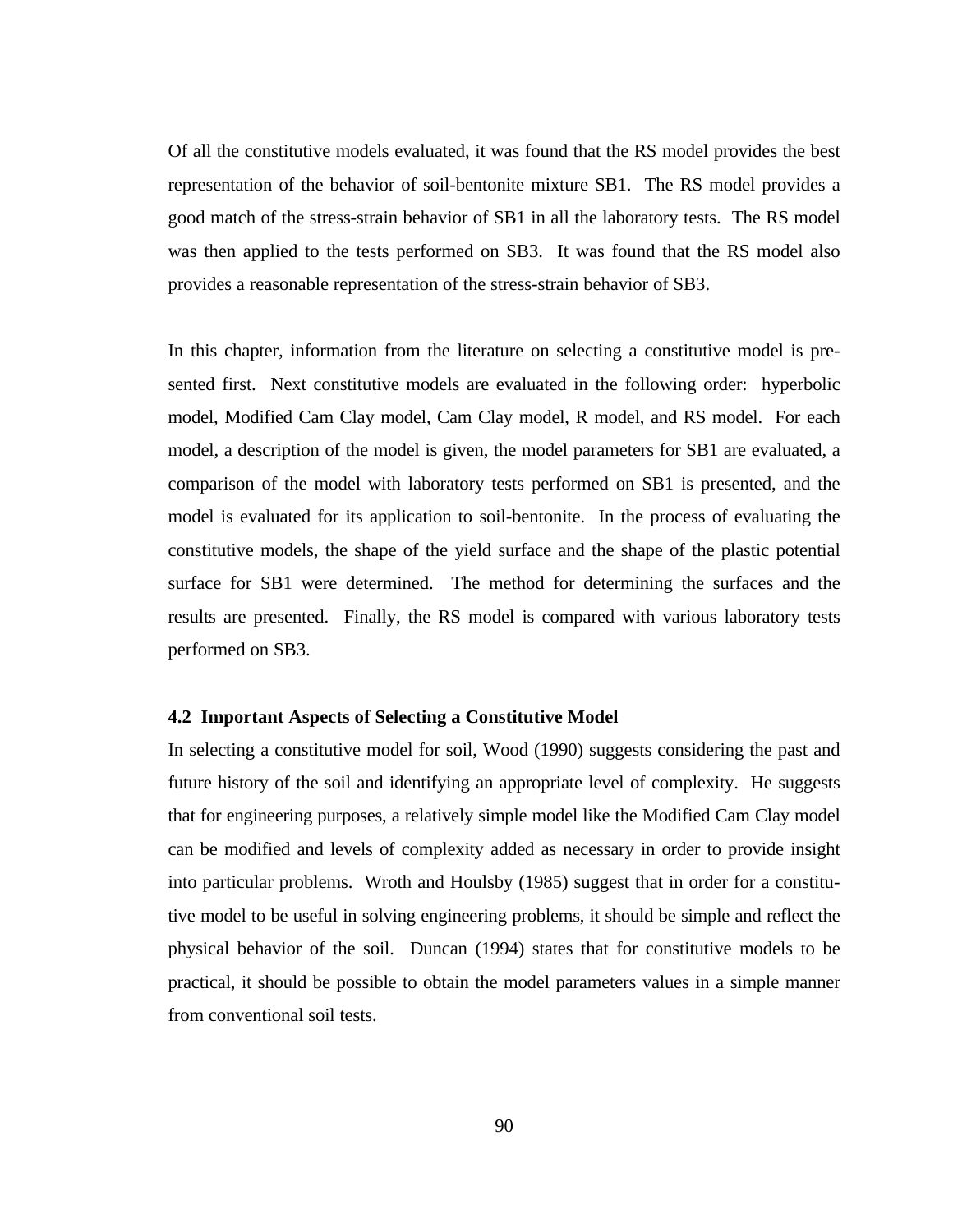Of all the constitutive models evaluated, it was found that the RS model provides the best representation of the behavior of soil-bentonite mixture SB1. The RS model provides a good match of the stress-strain behavior of SB1 in all the laboratory tests. The RS model was then applied to the tests performed on SB3. It was found that the RS model also provides a reasonable representation of the stress-strain behavior of SB3.

In this chapter, information from the literature on selecting a constitutive model is presented first. Next constitutive models are evaluated in the following order: hyperbolic model, Modified Cam Clay model, Cam Clay model, R model, and RS model. For each model, a description of the model is given, the model parameters for SB1 are evaluated, a comparison of the model with laboratory tests performed on SB1 is presented, and the model is evaluated for its application to soil-bentonite. In the process of evaluating the constitutive models, the shape of the yield surface and the shape of the plastic potential surface for SB1 were determined. The method for determining the surfaces and the results are presented. Finally, the RS model is compared with various laboratory tests performed on SB3.

### 4.2 Important Aspects of Selecting a Constitutive Model

In selecting a constitutive model for soil, Wood (1990) suggests considering the past and future history of the soil and identifying an appropriate level of complexity. He suggests that for engineering purposes, a relatively simple model like the Modified Cam Clay model can be modified and levels of complexity added as necessary in order to provide insight into particular problems. Wroth and Houlsby (1985) suggest that in order for a constitutive model to be useful in solving engineering problems, it should be simple and reflect the physical behavior of the soil. Duncan (1994) states that for constitutive models to be practical, it should be possible to obtain the model parameters values in a simple manner from conventional soil tests.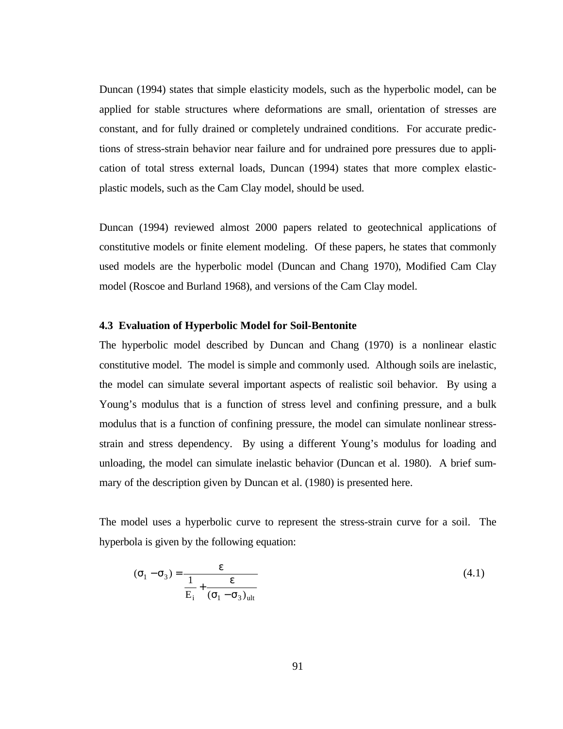Duncan (1994) states that simple elasticity models, such as the hyperbolic model, can be applied for stable structures where deformations are small, orientation of stresses are constant, and for fully drained or completely undrained conditions. For accurate predictions of stress-strain behavior near failure and for undrained pore pressures due to application of total stress external loads, Duncan (1994) states that more complex elastic-plastic models, such as the Cam Clay model, should be used.

Duncan (1994) reviewed almost 2000 papers related to geotechnical applications of constitutive models or finite element modeling. Of these papers, he states that commonly used models are the hyperbolic model (Duncan and Chang 1970), Modified Cam Clay model (Roscoe and Burland 1968), and versions of the Cam Clay model.

### 4.3 Evaluation of Hyperbolic Model for Soil-Bentonite

The hyperbolic model described by Duncan and Chang (1970) is a nonlinear elastic constitutive model. The model is simple and commonly used. Although soils are inelastic, the model can simulate several important aspects of realistic soil behavior. By using a Young's modulus that is a function of stress level and confining pressure, and a bulk modulus that is a function of confining pressure, the model can simulate nonlinear stress-strain and stress dependency. By using a different Young's modulus for loading and unloading, the model can simulate inelastic behavior (Duncan et al. 1980). A brief summary of the description given by Duncan et al. (1980) is presented here.

The model uses a hyperbolic curve to represent the stress-strain curve for a soil. The hyperbola is given by the following equation:

$$(\sigma_1 - \sigma_3) = \frac{\varepsilon}{\dfrac{1}{E_i} + \dfrac{\varepsilon}{(\sigma_1 - \sigma_3)_{ult}}} \tag{4.1}$$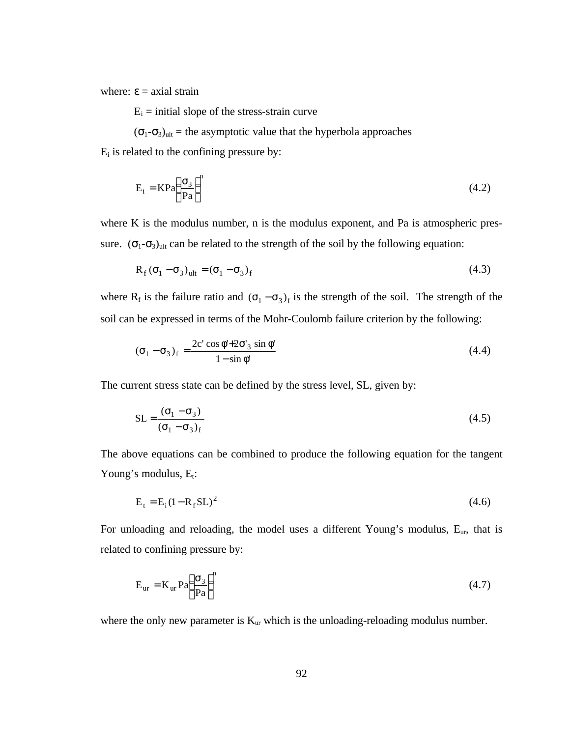where: $\varepsilon$ = axial strain

$E_i$ = initial slope of the stress-strain curve

$(\sigma_1-\sigma_3)_{ult}$ = the asymptotic value that the hyperbola approaches

$E_i$ is related to the confining pressure by:

$$E_i = KPa\left(\frac{\sigma_3}{Pa}\right)^n \tag{4.2}$$

where K is the modulus number, n is the modulus exponent, and Pa is atmospheric pressure. $(\sigma_1-\sigma_3)_{ult}$ can be related to the strength of the soil by the following equation:

$$R_f(\sigma_1-\sigma_3)_{ult} = (\sigma_1-\sigma_3)_f \tag{4.3}$$

where $R_f$ is the failure ratio and $(\sigma_1-\sigma_3)_f$ is the strength of the soil. The strength of the soil can be expressed in terms of the Mohr-Coulomb failure criterion by the following:

$$(\sigma_1-\sigma_3)_f = \frac{2c'\cos\phi' + 2\sigma'_3\sin\phi'}{1-\sin\phi'} \tag{4.4}$$

The current stress state can be defined by the stress level, SL, given by:

$$SL = \frac{(\sigma_1-\sigma_3)}{(\sigma_1-\sigma_3)_f} \tag{4.5}$$

The above equations can be combined to produce the following equation for the tangent Young's modulus, $E_t$:

$$E_t = E_i(1-R_f SL)^2 \tag{4.6}$$

For unloading and reloading, the model uses a different Young's modulus, $E_{ur}$, that is related to confining pressure by:

$$E_{ur} = K_{ur}Pa\left(\frac{\sigma_3}{Pa}\right)^n \tag{4.7}$$

where the only new parameter is $K_{ur}$ which is the unloading-reloading modulus number.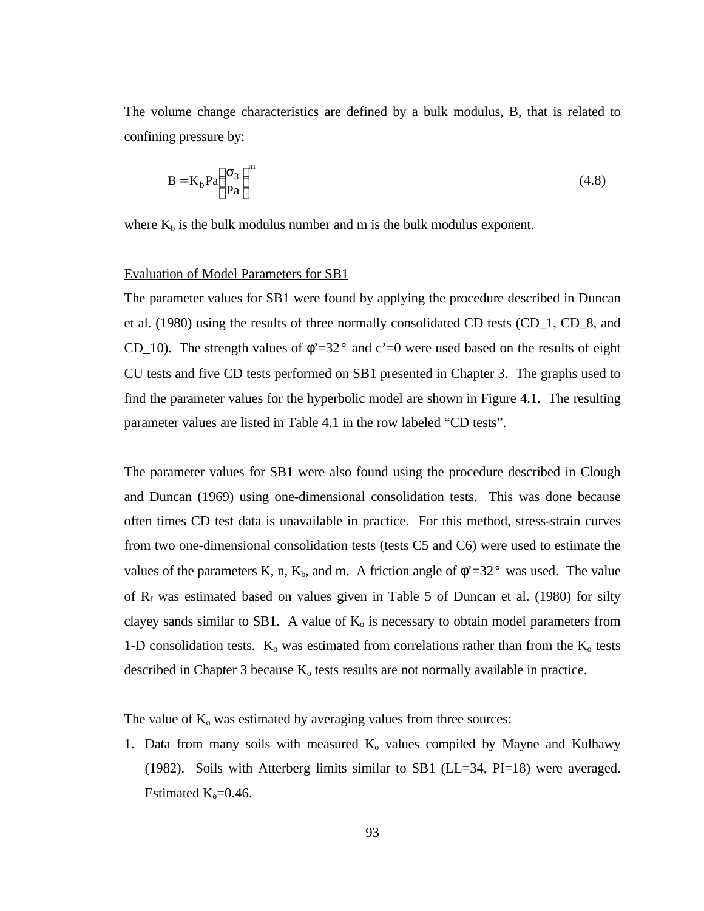The volume change characteristics are defined by a bulk modulus, B, that is related to confining pressure by:

$$B = K_b Pa\left(\frac{\sigma_3}{Pa}\right)^m \tag{4.8}$$

where $K_b$ is the bulk modulus number and m is the bulk modulus exponent.

Evaluation of Model Parameters for SB1

The parameter values for SB1 were found by applying the procedure described in Duncan et al. (1980) using the results of three normally consolidated CD tests (CD_1, CD_8, and CD_10). The strength values of $\phi'=32°$ and $c'=0$ were used based on the results of eight CU tests and five CD tests performed on SB1 presented in Chapter 3. The graphs used to find the parameter values for the hyperbolic model are shown in Figure 4.1. The resulting parameter values are listed in Table 4.1 in the row labeled "CD tests".

The parameter values for SB1 were also found using the procedure described in Clough and Duncan (1969) using one-dimensional consolidation tests. This was done because often times CD test data is unavailable in practice. For this method, stress-strain curves from two one-dimensional consolidation tests (tests C5 and C6) were used to estimate the values of the parameters K, n, $K_b$, and m. A friction angle of $\phi'=32°$ was used. The value of $R_f$ was estimated based on values given in Table 5 of Duncan et al. (1980) for silty clayey sands similar to SB1. A value of $K_o$ is necessary to obtain model parameters from 1-D consolidation tests. $K_o$ was estimated from correlations rather than from the $K_o$ tests described in Chapter 3 because $K_o$ tests results are not normally available in practice.

The value of $K_o$ was estimated by averaging values from three sources:

1. Data from many soils with measured $K_o$ values compiled by Mayne and Kulhawy (1982). Soils with Atterberg limits similar to SB1 (LL=34, PI=18) were averaged. Estimated $K_o$=0.46.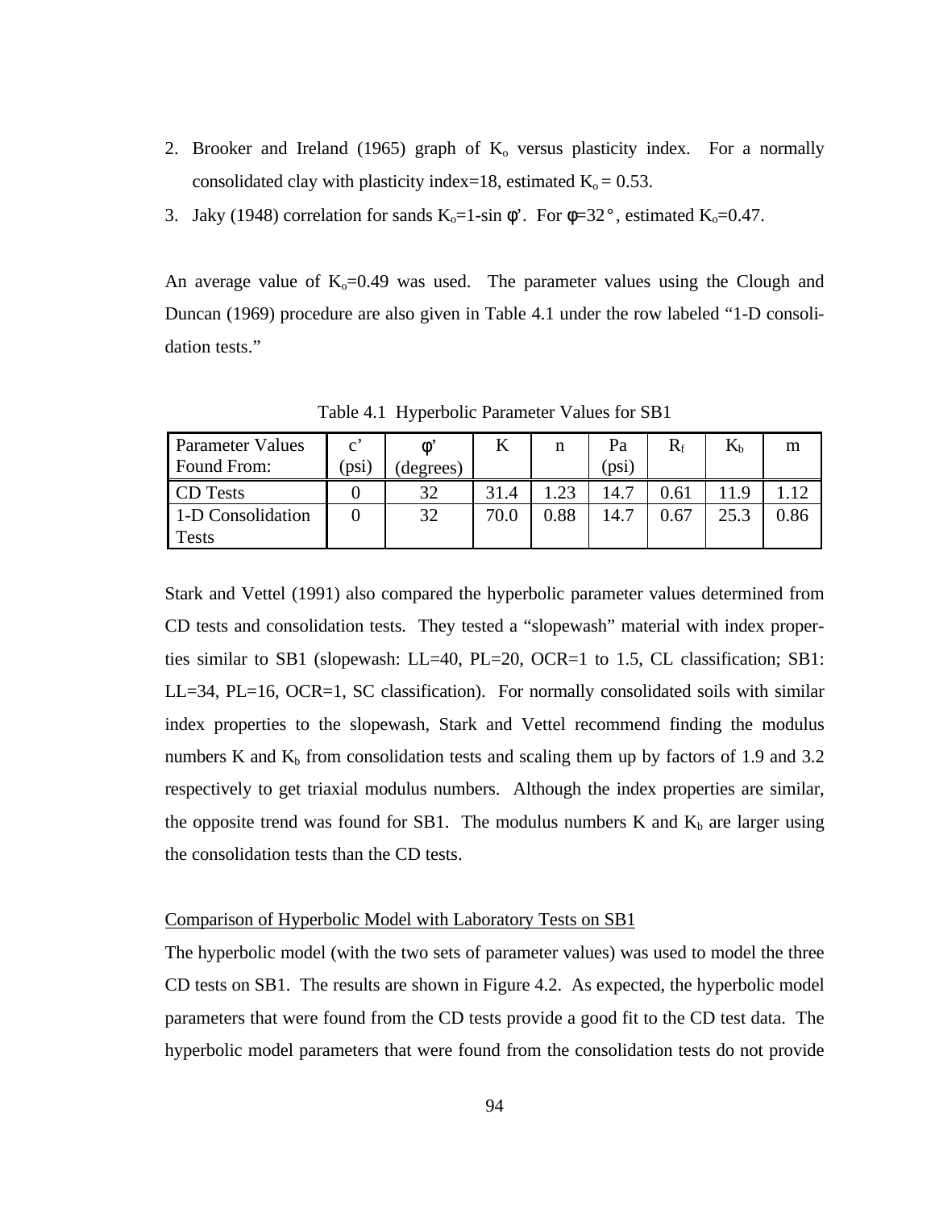2. Brooker and Ireland (1965) graph of $K_o$ versus plasticity index. For a normally consolidated clay with plasticity index=18, estimated $K_o = 0.53$.
3. Jaky (1948) correlation for sands $K_o$=1-sin $\phi'$. For $\phi$=32°, estimated $K_o$=0.47.

An average value of $K_o$=0.49 was used. The parameter values using the Clough and Duncan (1969) procedure are also given in Table 4.1 under the row labeled "1-D consolidation tests."

Table 4.1 Hyperbolic Parameter Values for SB1

| Parameter Values Found From: | c' (psi) | $\phi'$ (degrees) | K | n | Pa (psi) | $R_f$ | $K_b$ | m |
|---|---|---|---|---|---|---|---|---|
| CD Tests | 0 | 32 | 31.4 | 1.23 | 14.7 | 0.61 | 11.9 | 1.12 |
| 1-D Consolidation Tests | 0 | 32 | 70.0 | 0.88 | 14.7 | 0.67 | 25.3 | 0.86 |

Stark and Vettel (1991) also compared the hyperbolic parameter values determined from CD tests and consolidation tests. They tested a "slopewash" material with index properties similar to SB1 (slopewash: LL=40, PL=20, OCR=1 to 1.5, CL classification; SB1: LL=34, PL=16, OCR=1, SC classification). For normally consolidated soils with similar index properties to the slopewash, Stark and Vettel recommend finding the modulus numbers K and $K_b$ from consolidation tests and scaling them up by factors of 1.9 and 3.2 respectively to get triaxial modulus numbers. Although the index properties are similar, the opposite trend was found for SB1. The modulus numbers K and $K_b$ are larger using the consolidation tests than the CD tests.

Comparison of Hyperbolic Model with Laboratory Tests on SB1

The hyperbolic model (with the two sets of parameter values) was used to model the three CD tests on SB1. The results are shown in Figure 4.2. As expected, the hyperbolic model parameters that were found from the CD tests provide a good fit to the CD test data. The hyperbolic model parameters that were found from the consolidation tests do not provide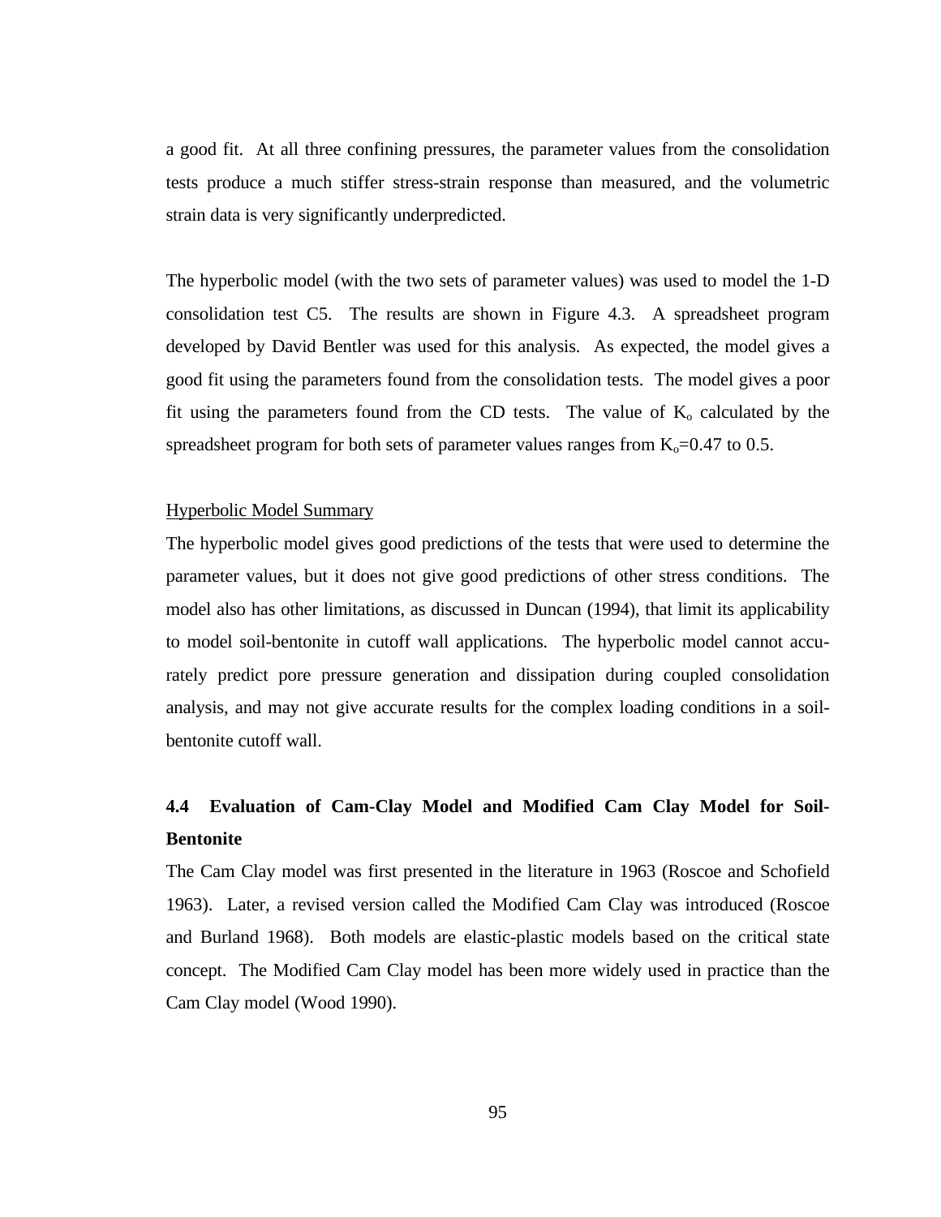a good fit. At all three confining pressures, the parameter values from the consolidation tests produce a much stiffer stress-strain response than measured, and the volumetric strain data is very significantly underpredicted.

The hyperbolic model (with the two sets of parameter values) was used to model the 1-D consolidation test C5. The results are shown in Figure 4.3. A spreadsheet program developed by David Bentler was used for this analysis. As expected, the model gives a good fit using the parameters found from the consolidation tests. The model gives a poor fit using the parameters found from the CD tests. The value of $K_o$ calculated by the spreadsheet program for both sets of parameter values ranges from $K_o$=0.47 to 0.5.

<u>Hyperbolic Model Summary</u>

The hyperbolic model gives good predictions of the tests that were used to determine the parameter values, but it does not give good predictions of other stress conditions. The model also has other limitations, as discussed in Duncan (1994), that limit its applicability to model soil-bentonite in cutoff wall applications. The hyperbolic model cannot accurately predict pore pressure generation and dissipation during coupled consolidation analysis, and may not give accurate results for the complex loading conditions in a soil-bentonite cutoff wall.

## 4.4 Evaluation of Cam-Clay Model and Modified Cam Clay Model for Soil-Bentonite

The Cam Clay model was first presented in the literature in 1963 (Roscoe and Schofield 1963). Later, a revised version called the Modified Cam Clay was introduced (Roscoe and Burland 1968). Both models are elastic-plastic models based on the critical state concept. The Modified Cam Clay model has been more widely used in practice than the Cam Clay model (Wood 1990).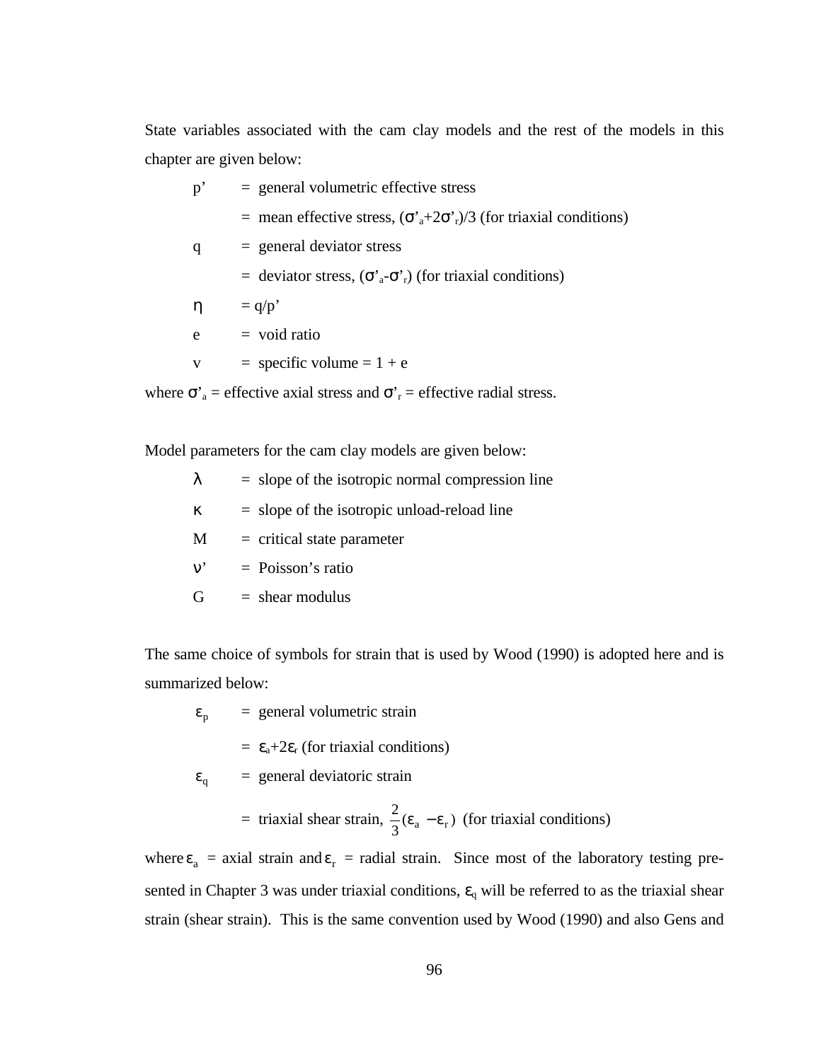State variables associated with the cam clay models and the rest of the models in this chapter are given below:

$p'$ = general volumetric effective stress

= mean effective stress, $(\sigma'_a+2\sigma'_r)/3$ (for triaxial conditions)

$q$ = general deviator stress

= deviator stress, $(\sigma'_a-\sigma'_r)$ (for triaxial conditions)

$\eta$ = $q/p'$

$e$ = void ratio

$v$ = specific volume = 1 + e

where $\sigma'_a$ = effective axial stress and $\sigma'_r$ = effective radial stress.

Model parameters for the cam clay models are given below:

$\lambda$ = slope of the isotropic normal compression line

$\kappa$ = slope of the isotropic unload-reload line

$M$ = critical state parameter

$\nu'$ = Poisson's ratio

$G$ = shear modulus

The same choice of symbols for strain that is used by Wood (1990) is adopted here and is summarized below:

$\varepsilon_p$ = general volumetric strain

= $\varepsilon_a+2\varepsilon_r$ (for triaxial conditions)

$\varepsilon_q$ = general deviatoric strain

= triaxial shear strain, $\frac{2}{3}(\varepsilon_a - \varepsilon_r)$ (for triaxial conditions)

where $\varepsilon_a$ = axial strain and $\varepsilon_r$ = radial strain. Since most of the laboratory testing presented in Chapter 3 was under triaxial conditions, $\varepsilon_q$ will be referred to as the triaxial shear strain (shear strain). This is the same convention used by Wood (1990) and also Gens and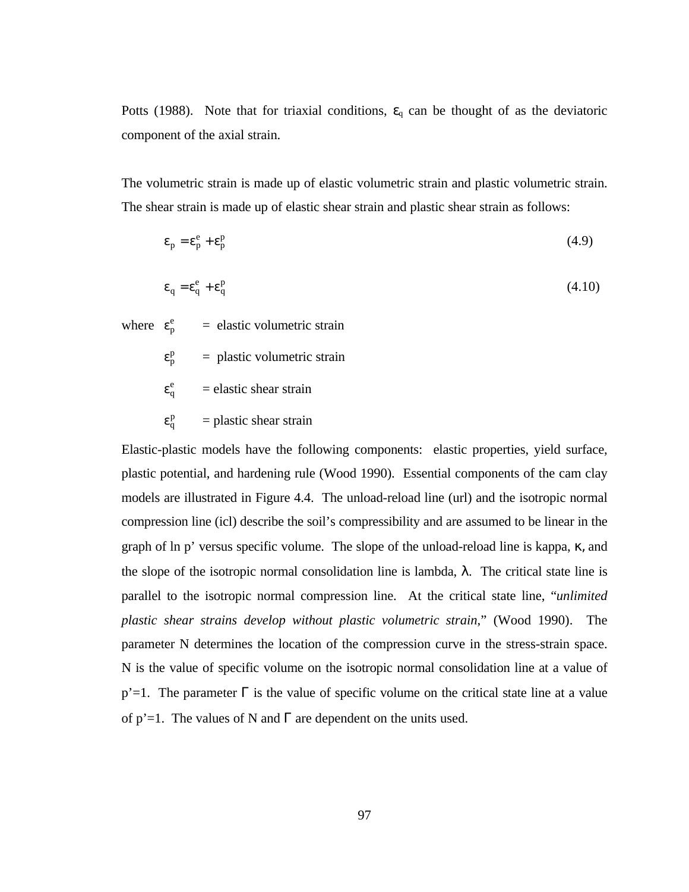Potts (1988). Note that for triaxial conditions, $\varepsilon_q$ can be thought of as the deviatoric component of the axial strain.

The volumetric strain is made up of elastic volumetric strain and plastic volumetric strain. The shear strain is made up of elastic shear strain and plastic shear strain as follows:

$$\varepsilon_p = \varepsilon_p^e + \varepsilon_p^p \tag{4.9}$$

$$\varepsilon_q = \varepsilon_q^e + \varepsilon_q^p \tag{4.10}$$

where $\varepsilon_p^e$ = elastic volumetric strain

$\varepsilon_p^p$ = plastic volumetric strain

$\varepsilon_q^e$ = elastic shear strain

$\varepsilon_q^p$ = plastic shear strain

Elastic-plastic models have the following components: elastic properties, yield surface, plastic potential, and hardening rule (Wood 1990). Essential components of the cam clay models are illustrated in Figure 4.4. The unload-reload line (url) and the isotropic normal compression line (icl) describe the soil's compressibility and are assumed to be linear in the graph of ln p' versus specific volume. The slope of the unload-reload line is kappa, $\kappa$, and the slope of the isotropic normal consolidation line is lambda, $\lambda$. The critical state line is parallel to the isotropic normal compression line. At the critical state line, "*unlimited plastic shear strains develop without plastic volumetric strain,*" (Wood 1990). The parameter N determines the location of the compression curve in the stress-strain space. N is the value of specific volume on the isotropic normal consolidation line at a value of p'=1. The parameter $\Gamma$ is the value of specific volume on the critical state line at a value of p'=1. The values of N and $\Gamma$ are dependent on the units used.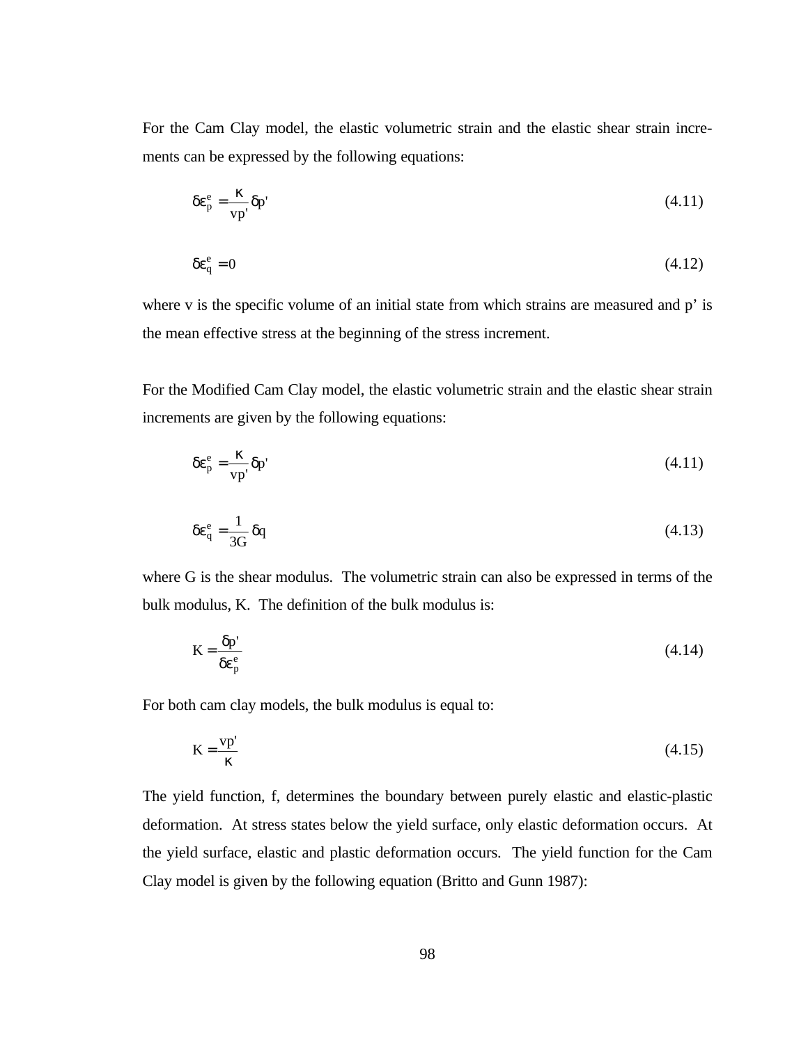For the Cam Clay model, the elastic volumetric strain and the elastic shear strain increments can be expressed by the following equations:

$$\delta\varepsilon_p^e = \frac{\kappa}{vp'}\delta p' \tag{4.11}$$

$$\delta\varepsilon_q^e = 0 \tag{4.12}$$

where v is the specific volume of an initial state from which strains are measured and p' is the mean effective stress at the beginning of the stress increment.

For the Modified Cam Clay model, the elastic volumetric strain and the elastic shear strain increments are given by the following equations:

$$\delta\varepsilon_p^e = \frac{\kappa}{vp'}\delta p' \tag{4.11}$$

$$\delta\varepsilon_q^e = \frac{1}{3G}\delta q \tag{4.13}$$

where G is the shear modulus. The volumetric strain can also be expressed in terms of the bulk modulus, K. The definition of the bulk modulus is:

$$K = \frac{\delta p'}{\delta\varepsilon_p^e} \tag{4.14}$$

For both cam clay models, the bulk modulus is equal to:

$$K = \frac{vp'}{\kappa} \tag{4.15}$$

The yield function, f, determines the boundary between purely elastic and elastic-plastic deformation. At stress states below the yield surface, only elastic deformation occurs. At the yield surface, elastic and plastic deformation occurs. The yield function for the Cam Clay model is given by the following equation (Britto and Gunn 1987):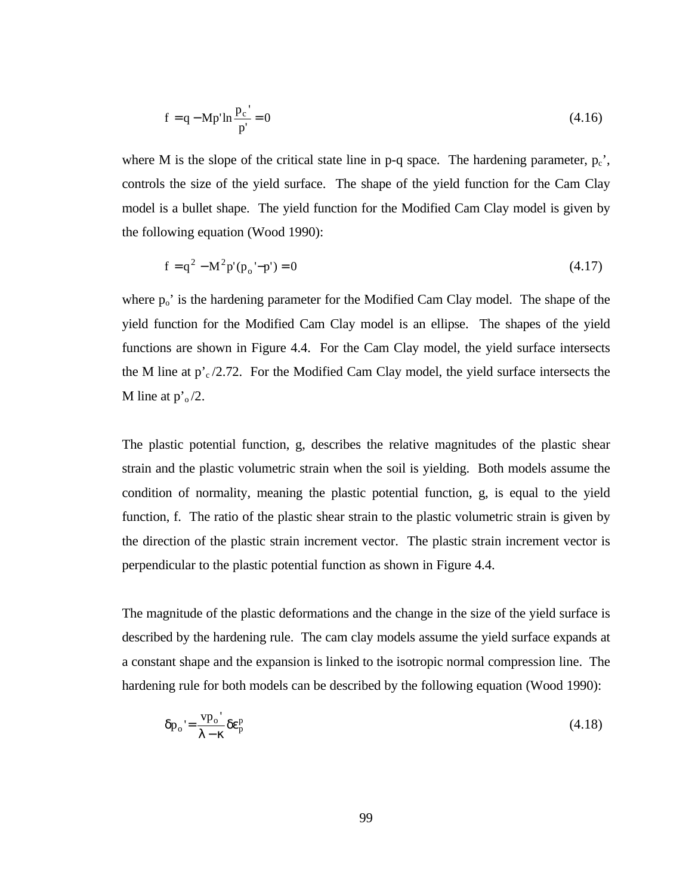$$f = q - Mp'\ln\frac{p_c'}{p'} = 0 \tag{4.16}$$

where M is the slope of the critical state line in p-q space. The hardening parameter, $p_c$', controls the size of the yield surface. The shape of the yield function for the Cam Clay model is a bullet shape. The yield function for the Modified Cam Clay model is given by the following equation (Wood 1990):

$$f = q^2 - M^2 p'(p_o' - p') = 0 \tag{4.17}$$

where $p_o$' is the hardening parameter for the Modified Cam Clay model. The shape of the yield function for the Modified Cam Clay model is an ellipse. The shapes of the yield functions are shown in Figure 4.4. For the Cam Clay model, the yield surface intersects the M line at $p'_c/2.72$. For the Modified Cam Clay model, the yield surface intersects the M line at $p'_o/2$.

The plastic potential function, g, describes the relative magnitudes of the plastic shear strain and the plastic volumetric strain when the soil is yielding. Both models assume the condition of normality, meaning the plastic potential function, g, is equal to the yield function, f. The ratio of the plastic shear strain to the plastic volumetric strain is given by the direction of the plastic strain increment vector. The plastic strain increment vector is perpendicular to the plastic potential function as shown in Figure 4.4.

The magnitude of the plastic deformations and the change in the size of the yield surface is described by the hardening rule. The cam clay models assume the yield surface expands at a constant shape and the expansion is linked to the isotropic normal compression line. The hardening rule for both models can be described by the following equation (Wood 1990):

$$\delta p_o' = \frac{v p_o'}{\lambda - \kappa}\delta\varepsilon_p^p \tag{4.18}$$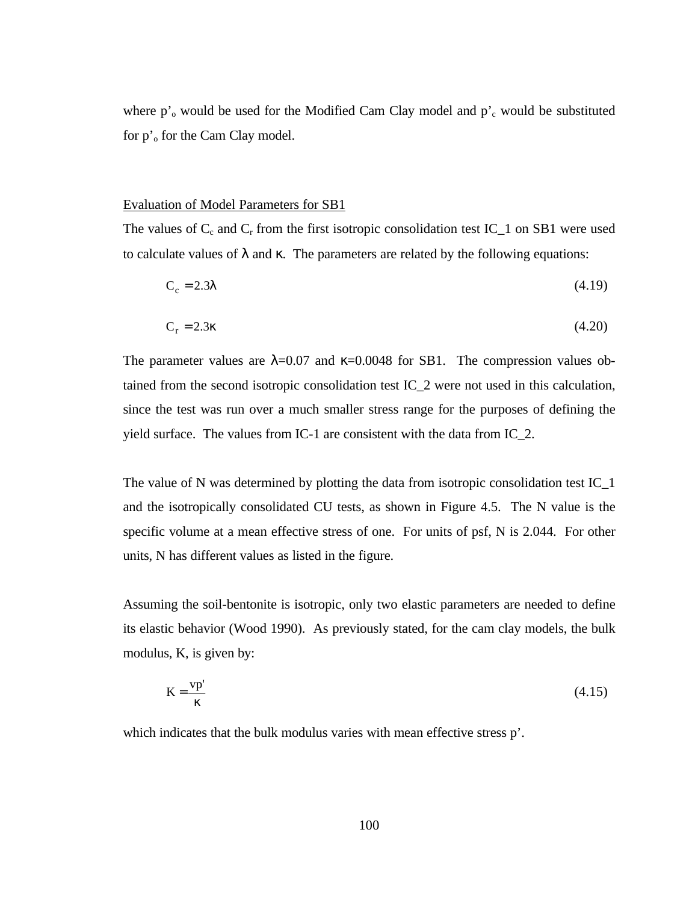where $p'_o$ would be used for the Modified Cam Clay model and $p'_c$ would be substituted for $p'_o$ for the Cam Clay model.

Evaluation of Model Parameters for SB1

The values of $C_c$ and $C_r$ from the first isotropic consolidation test IC_1 on SB1 were used to calculate values of $\lambda$ and $\kappa$. The parameters are related by the following equations:

$$C_c = 2.3\lambda \tag{4.19}$$

$$C_r = 2.3\kappa \tag{4.20}$$

The parameter values are $\lambda$=0.07 and $\kappa$=0.0048 for SB1. The compression values obtained from the second isotropic consolidation test IC_2 were not used in this calculation, since the test was run over a much smaller stress range for the purposes of defining the yield surface. The values from IC-1 are consistent with the data from IC_2.

The value of N was determined by plotting the data from isotropic consolidation test IC_1 and the isotropically consolidated CU tests, as shown in Figure 4.5. The N value is the specific volume at a mean effective stress of one. For units of psf, N is 2.044. For other units, N has different values as listed in the figure.

Assuming the soil-bentonite is isotropic, only two elastic parameters are needed to define its elastic behavior (Wood 1990). As previously stated, for the cam clay models, the bulk modulus, K, is given by:

$$K = \frac{vp'}{\kappa} \tag{4.15}$$

which indicates that the bulk modulus varies with mean effective stress p'.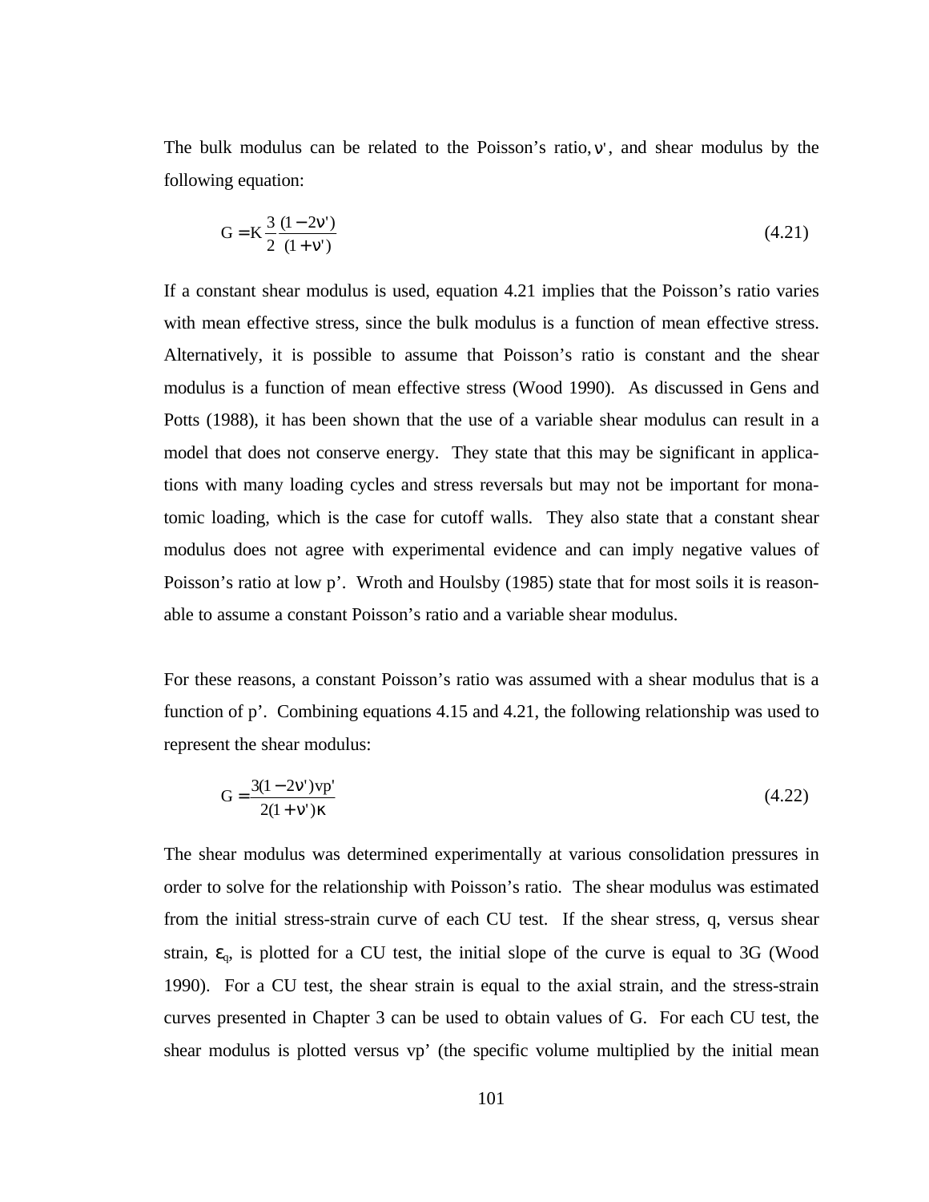The bulk modulus can be related to the Poisson's ratio, $\nu'$, and shear modulus by the following equation:

$$G = K\frac{3}{2}\frac{(1-2\nu')}{(1+\nu')} \tag{4.21}$$

If a constant shear modulus is used, equation 4.21 implies that the Poisson's ratio varies with mean effective stress, since the bulk modulus is a function of mean effective stress. Alternatively, it is possible to assume that Poisson's ratio is constant and the shear modulus is a function of mean effective stress (Wood 1990). As discussed in Gens and Potts (1988), it has been shown that the use of a variable shear modulus can result in a model that does not conserve energy. They state that this may be significant in applications with many loading cycles and stress reversals but may not be important for monatomic loading, which is the case for cutoff walls. They also state that a constant shear modulus does not agree with experimental evidence and can imply negative values of Poisson's ratio at low p'. Wroth and Houlsby (1985) state that for most soils it is reasonable to assume a constant Poisson's ratio and a variable shear modulus.

For these reasons, a constant Poisson's ratio was assumed with a shear modulus that is a function of p'. Combining equations 4.15 and 4.21, the following relationship was used to represent the shear modulus:

$$G = \frac{3(1-2\nu')vp'}{2(1+\nu')\kappa} \tag{4.22}$$

The shear modulus was determined experimentally at various consolidation pressures in order to solve for the relationship with Poisson's ratio. The shear modulus was estimated from the initial stress-strain curve of each CU test. If the shear stress, q, versus shear strain, $\varepsilon_q$, is plotted for a CU test, the initial slope of the curve is equal to 3G (Wood 1990). For a CU test, the shear strain is equal to the axial strain, and the stress-strain curves presented in Chapter 3 can be used to obtain values of G. For each CU test, the shear modulus is plotted versus vp' (the specific volume multiplied by the initial mean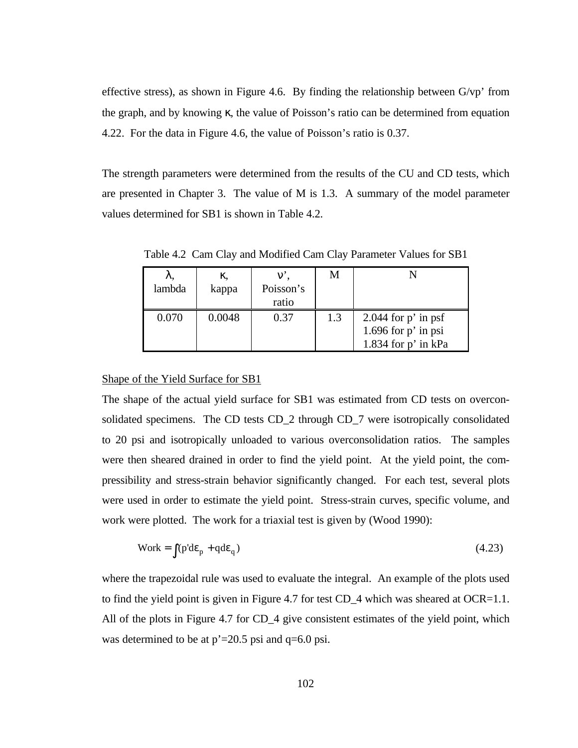effective stress), as shown in Figure 4.6. By finding the relationship between G/vp' from the graph, and by knowing $\kappa$, the value of Poisson's ratio can be determined from equation 4.22. For the data in Figure 4.6, the value of Poisson's ratio is 0.37.

The strength parameters were determined from the results of the CU and CD tests, which are presented in Chapter 3. The value of M is 1.3. A summary of the model parameter values determined for SB1 is shown in Table 4.2.

Table 4.2 Cam Clay and Modified Cam Clay Parameter Values for SB1

| $\lambda$, lambda | $\kappa$, kappa | $\nu'$, Poisson's ratio | M | N |
|---|---|---|---|---|
| 0.070 | 0.0048 | 0.37 | 1.3 | 2.044 for p' in psf<br>1.696 for p' in psi<br>1.834 for p' in kPa |

<u>Shape of the Yield Surface for SB1</u>

The shape of the actual yield surface for SB1 was estimated from CD tests on overconsolidated specimens. The CD tests CD_2 through CD_7 were isotropically consolidated to 20 psi and isotropically unloaded to various overconsolidation ratios. The samples were then sheared drained in order to find the yield point. At the yield point, the compressibility and stress-strain behavior significantly changed. For each test, several plots were used in order to estimate the yield point. Stress-strain curves, specific volume, and work were plotted. The work for a triaxial test is given by (Wood 1990):

$$\text{Work} = \int (p' d\varepsilon_p + q d\varepsilon_q) \tag{4.23}$$

where the trapezoidal rule was used to evaluate the integral. An example of the plots used to find the yield point is given in Figure 4.7 for test CD_4 which was sheared at OCR=1.1. All of the plots in Figure 4.7 for CD_4 give consistent estimates of the yield point, which was determined to be at p'=20.5 psi and q=6.0 psi.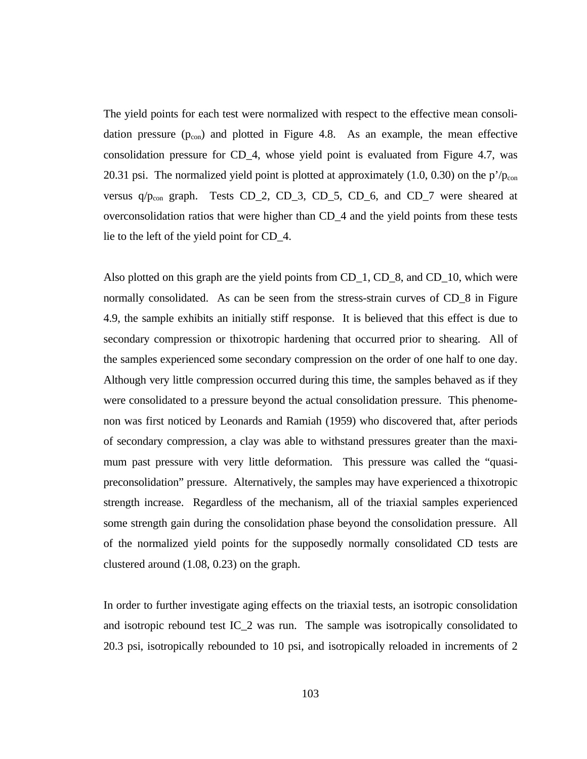The yield points for each test were normalized with respect to the effective mean consolidation pressure ($p_{con}$) and plotted in Figure 4.8. As an example, the mean effective consolidation pressure for CD_4, whose yield point is evaluated from Figure 4.7, was 20.31 psi. The normalized yield point is plotted at approximately (1.0, 0.30) on the $p'/p_{con}$ versus $q/p_{con}$ graph. Tests CD_2, CD_3, CD_5, CD_6, and CD_7 were sheared at overconsolidation ratios that were higher than CD_4 and the yield points from these tests lie to the left of the yield point for CD_4.

Also plotted on this graph are the yield points from CD_1, CD_8, and CD_10, which were normally consolidated. As can be seen from the stress-strain curves of CD_8 in Figure 4.9, the sample exhibits an initially stiff response. It is believed that this effect is due to secondary compression or thixotropic hardening that occurred prior to shearing. All of the samples experienced some secondary compression on the order of one half to one day. Although very little compression occurred during this time, the samples behaved as if they were consolidated to a pressure beyond the actual consolidation pressure. This phenomenon was first noticed by Leonards and Ramiah (1959) who discovered that, after periods of secondary compression, a clay was able to withstand pressures greater than the maximum past pressure with very little deformation. This pressure was called the "quasi-preconsolidation" pressure. Alternatively, the samples may have experienced a thixotropic strength increase. Regardless of the mechanism, all of the triaxial samples experienced some strength gain during the consolidation phase beyond the consolidation pressure. All of the normalized yield points for the supposedly normally consolidated CD tests are clustered around (1.08, 0.23) on the graph.

In order to further investigate aging effects on the triaxial tests, an isotropic consolidation and isotropic rebound test IC_2 was run. The sample was isotropically consolidated to 20.3 psi, isotropically rebounded to 10 psi, and isotropically reloaded in increments of 2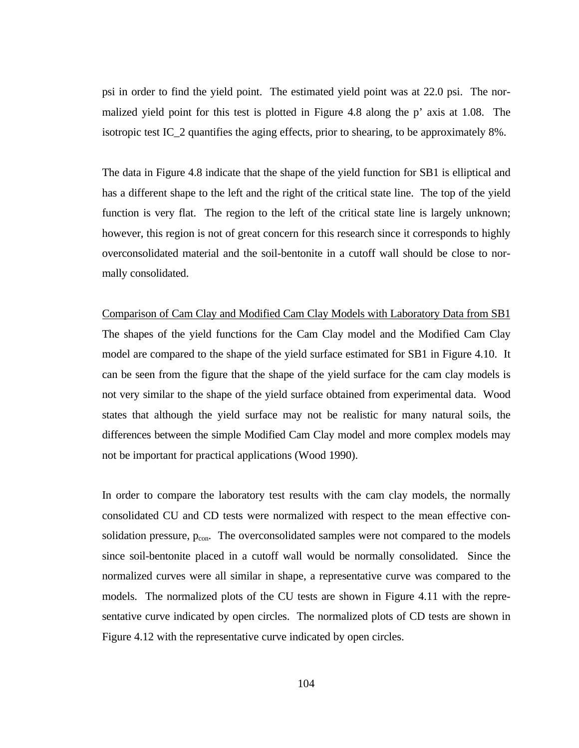psi in order to find the yield point. The estimated yield point was at 22.0 psi. The normalized yield point for this test is plotted in Figure 4.8 along the p' axis at 1.08. The isotropic test IC_2 quantifies the aging effects, prior to shearing, to be approximately 8%.

The data in Figure 4.8 indicate that the shape of the yield function for SB1 is elliptical and has a different shape to the left and the right of the critical state line. The top of the yield function is very flat. The region to the left of the critical state line is largely unknown; however, this region is not of great concern for this research since it corresponds to highly overconsolidated material and the soil-bentonite in a cutoff wall should be close to normally consolidated.

<u>Comparison of Cam Clay and Modified Cam Clay Models with Laboratory Data from SB1</u>

The shapes of the yield functions for the Cam Clay model and the Modified Cam Clay model are compared to the shape of the yield surface estimated for SB1 in Figure 4.10. It can be seen from the figure that the shape of the yield surface for the cam clay models is not very similar to the shape of the yield surface obtained from experimental data. Wood states that although the yield surface may not be realistic for many natural soils, the differences between the simple Modified Cam Clay model and more complex models may not be important for practical applications (Wood 1990).

In order to compare the laboratory test results with the cam clay models, the normally consolidated CU and CD tests were normalized with respect to the mean effective consolidation pressure, $p_{con}$. The overconsolidated samples were not compared to the models since soil-bentonite placed in a cutoff wall would be normally consolidated. Since the normalized curves were all similar in shape, a representative curve was compared to the models. The normalized plots of the CU tests are shown in Figure 4.11 with the representative curve indicated by open circles. The normalized plots of CD tests are shown in Figure 4.12 with the representative curve indicated by open circles.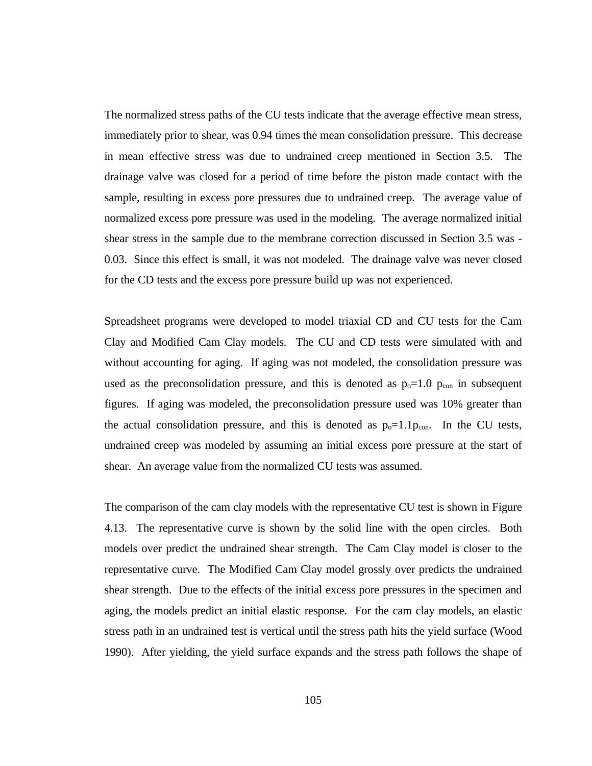The normalized stress paths of the CU tests indicate that the average effective mean stress, immediately prior to shear, was 0.94 times the mean consolidation pressure. This decrease in mean effective stress was due to undrained creep mentioned in Section 3.5. The drainage valve was closed for a period of time before the piston made contact with the sample, resulting in excess pore pressures due to undrained creep. The average value of normalized excess pore pressure was used in the modeling. The average normalized initial shear stress in the sample due to the membrane correction discussed in Section 3.5 was -0.03. Since this effect is small, it was not modeled. The drainage valve was never closed for the CD tests and the excess pore pressure build up was not experienced.

Spreadsheet programs were developed to model triaxial CD and CU tests for the Cam Clay and Modified Cam Clay models. The CU and CD tests were simulated with and without accounting for aging. If aging was not modeled, the consolidation pressure was used as the preconsolidation pressure, and this is denoted as $p_o$=1.0 $p_{con}$ in subsequent figures. If aging was modeled, the preconsolidation pressure used was 10% greater than the actual consolidation pressure, and this is denoted as $p_o$=1.1$p_{con}$. In the CU tests, undrained creep was modeled by assuming an initial excess pore pressure at the start of shear. An average value from the normalized CU tests was assumed.

The comparison of the cam clay models with the representative CU test is shown in Figure 4.13. The representative curve is shown by the solid line with the open circles. Both models over predict the undrained shear strength. The Cam Clay model is closer to the representative curve. The Modified Cam Clay model grossly over predicts the undrained shear strength. Due to the effects of the initial excess pore pressures in the specimen and aging, the models predict an initial elastic response. For the cam clay models, an elastic stress path in an undrained test is vertical until the stress path hits the yield surface (Wood 1990). After yielding, the yield surface expands and the stress path follows the shape of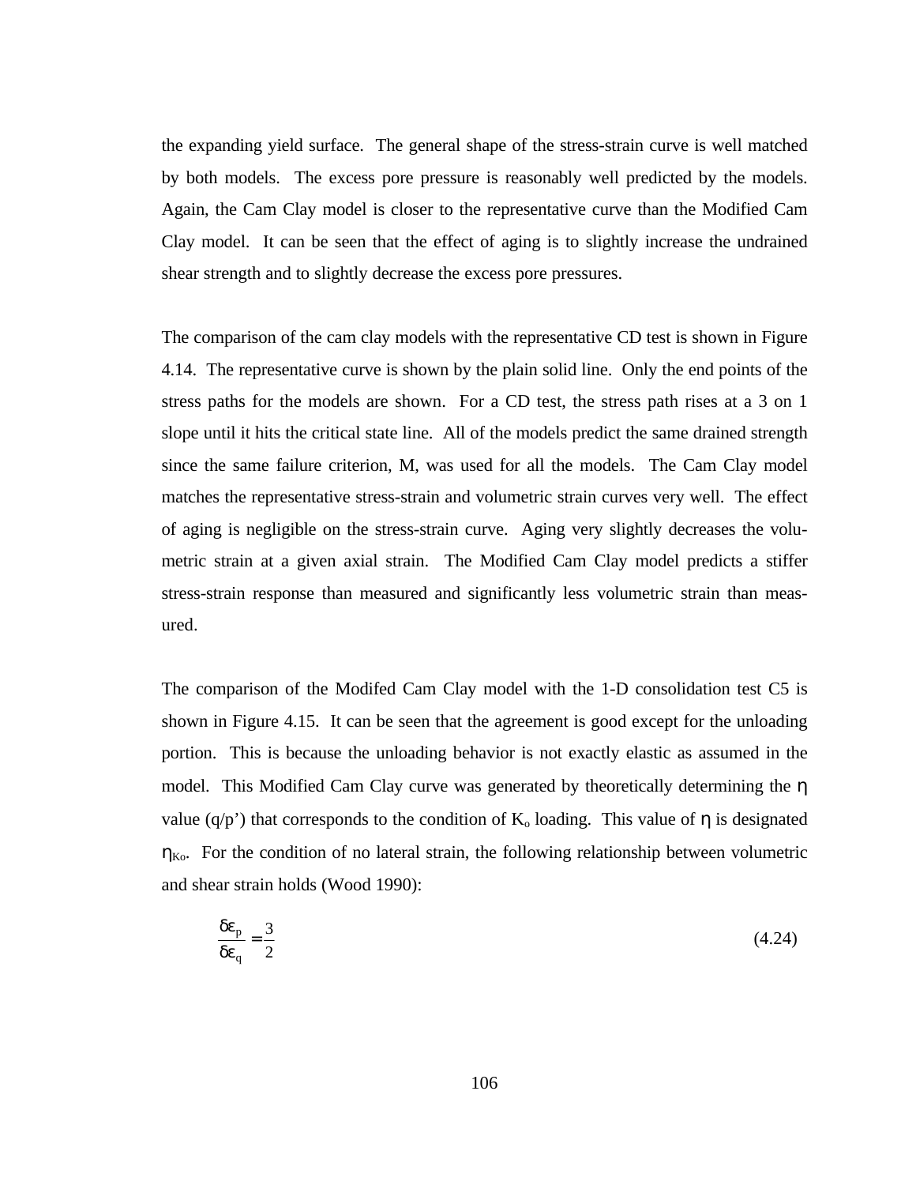the expanding yield surface. The general shape of the stress-strain curve is well matched by both models. The excess pore pressure is reasonably well predicted by the models. Again, the Cam Clay model is closer to the representative curve than the Modified Cam Clay model. It can be seen that the effect of aging is to slightly increase the undrained shear strength and to slightly decrease the excess pore pressures.

The comparison of the cam clay models with the representative CD test is shown in Figure 4.14. The representative curve is shown by the plain solid line. Only the end points of the stress paths for the models are shown. For a CD test, the stress path rises at a 3 on 1 slope until it hits the critical state line. All of the models predict the same drained strength since the same failure criterion, M, was used for all the models. The Cam Clay model matches the representative stress-strain and volumetric strain curves very well. The effect of aging is negligible on the stress-strain curve. Aging very slightly decreases the volumetric strain at a given axial strain. The Modified Cam Clay model predicts a stiffer stress-strain response than measured and significantly less volumetric strain than measured.

The comparison of the Modifed Cam Clay model with the 1-D consolidation test C5 is shown in Figure 4.15. It can be seen that the agreement is good except for the unloading portion. This is because the unloading behavior is not exactly elastic as assumed in the model. This Modified Cam Clay curve was generated by theoretically determining the $\eta$ value (q/p') that corresponds to the condition of $K_o$ loading. This value of $\eta$ is designated $\eta_{Ko}$. For the condition of no lateral strain, the following relationship between volumetric and shear strain holds (Wood 1990):

$$\frac{\delta\varepsilon_p}{\delta\varepsilon_q} = \frac{3}{2} \tag{4.24}$$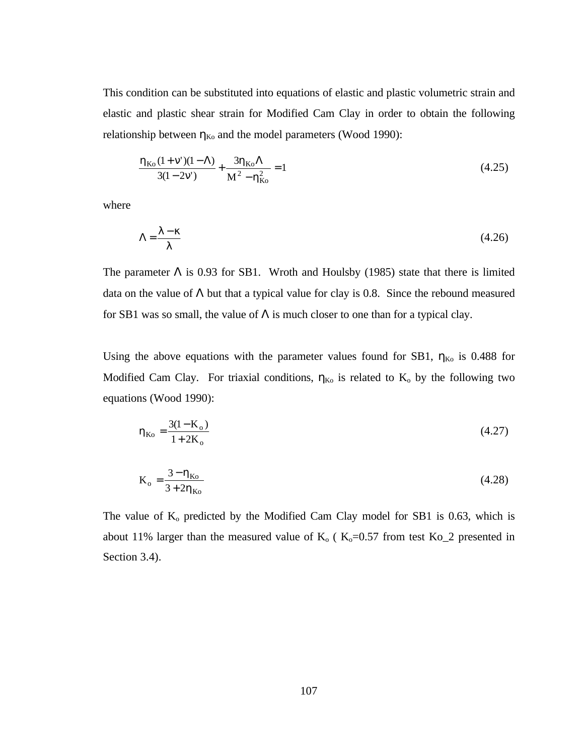This condition can be substituted into equations of elastic and plastic volumetric strain and elastic and plastic shear strain for Modified Cam Clay in order to obtain the following relationship between $\eta_{Ko}$ and the model parameters (Wood 1990):

$$\frac{\eta_{Ko}(1+\nu')(1-\Lambda)}{3(1-2\nu')} + \frac{3\eta_{Ko}\Lambda}{M^2 - \eta_{Ko}^2} = 1 \tag{4.25}$$

where

$$\Lambda = \frac{\lambda - \kappa}{\lambda} \tag{4.26}$$

The parameter $\Lambda$ is 0.93 for SB1. Wroth and Houlsby (1985) state that there is limited data on the value of $\Lambda$ but that a typical value for clay is 0.8. Since the rebound measured for SB1 was so small, the value of $\Lambda$ is much closer to one than for a typical clay.

Using the above equations with the parameter values found for SB1, $\eta_{Ko}$ is 0.488 for Modified Cam Clay. For triaxial conditions, $\eta_{Ko}$ is related to $K_o$ by the following two equations (Wood 1990):

$$\eta_{Ko} = \frac{3(1-K_o)}{1+2K_o} \tag{4.27}$$

$$K_o = \frac{3-\eta_{Ko}}{3+2\eta_{Ko}} \tag{4.28}$$

The value of $K_o$ predicted by the Modified Cam Clay model for SB1 is 0.63, which is about 11% larger than the measured value of $K_o$ ( $K_o$=0.57 from test Ko_2 presented in Section 3.4).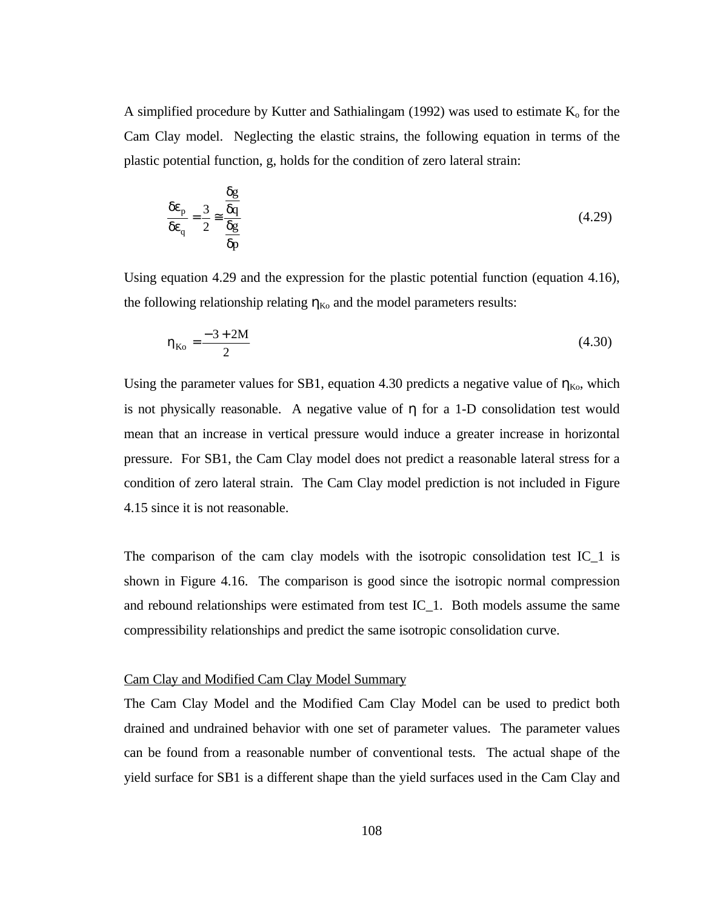A simplified procedure by Kutter and Sathialingam (1992) was used to estimate $K_o$ for the Cam Clay model. Neglecting the elastic strains, the following equation in terms of the plastic potential function, g, holds for the condition of zero lateral strain:

$$\frac{\delta\varepsilon_p}{\delta\varepsilon_q} = \frac{3}{2} \cong \frac{\dfrac{\delta g}{\delta q}}{\dfrac{\delta g}{\delta p}} \tag{4.29}$$

Using equation 4.29 and the expression for the plastic potential function (equation 4.16), the following relationship relating $\eta_{Ko}$ and the model parameters results:

$$\eta_{Ko} = \frac{-3 + 2M}{2} \tag{4.30}$$

Using the parameter values for SB1, equation 4.30 predicts a negative value of $\eta_{Ko}$, which is not physically reasonable. A negative value of $\eta$ for a 1-D consolidation test would mean that an increase in vertical pressure would induce a greater increase in horizontal pressure. For SB1, the Cam Clay model does not predict a reasonable lateral stress for a condition of zero lateral strain. The Cam Clay model prediction is not included in Figure 4.15 since it is not reasonable.

The comparison of the cam clay models with the isotropic consolidation test IC_1 is shown in Figure 4.16. The comparison is good since the isotropic normal compression and rebound relationships were estimated from test IC_1. Both models assume the same compressibility relationships and predict the same isotropic consolidation curve.

Cam Clay and Modified Cam Clay Model Summary

The Cam Clay Model and the Modified Cam Clay Model can be used to predict both drained and undrained behavior with one set of parameter values. The parameter values can be found from a reasonable number of conventional tests. The actual shape of the yield surface for SB1 is a different shape than the yield surfaces used in the Cam Clay and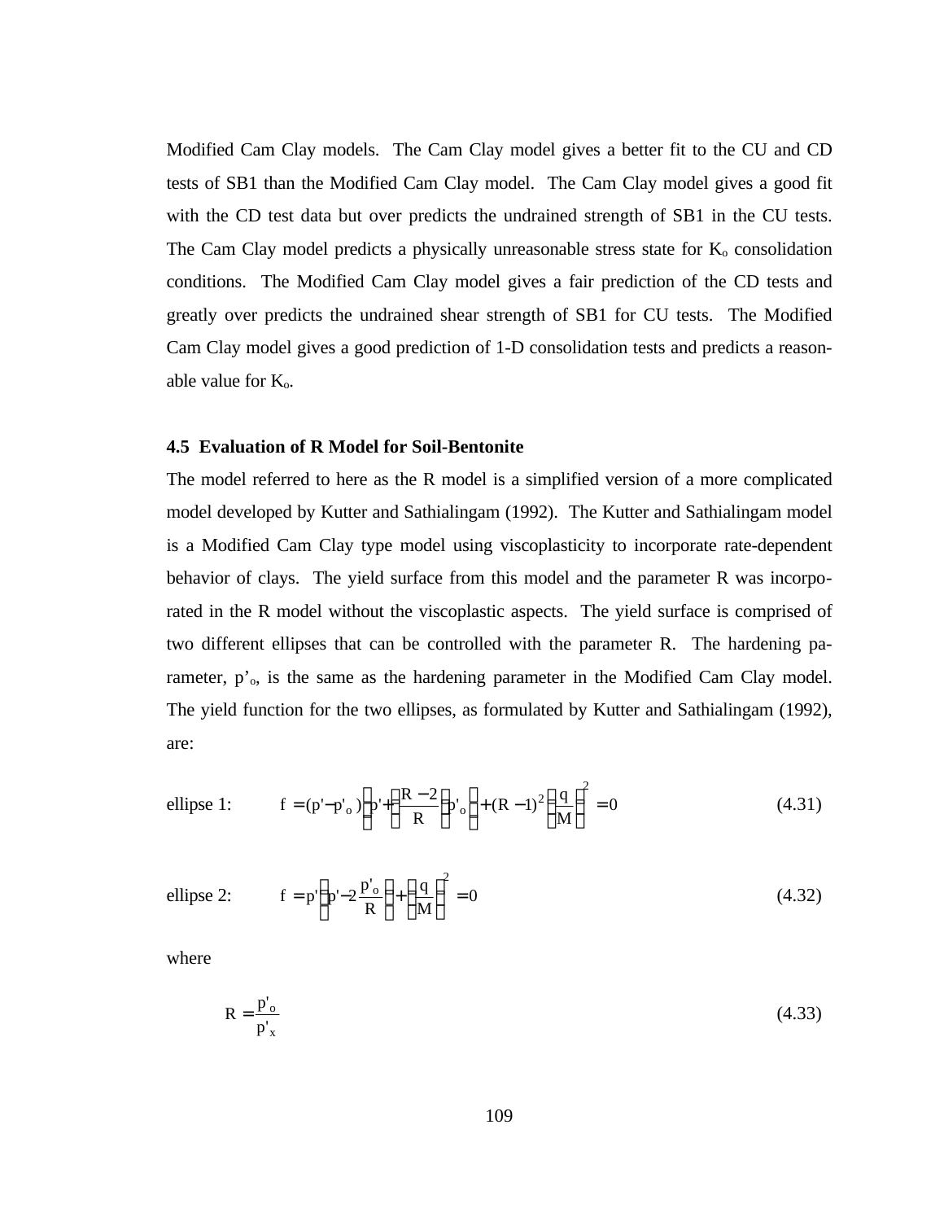Modified Cam Clay models. The Cam Clay model gives a better fit to the CU and CD tests of SB1 than the Modified Cam Clay model. The Cam Clay model gives a good fit with the CD test data but over predicts the undrained strength of SB1 in the CU tests. The Cam Clay model predicts a physically unreasonable stress state for $K_o$ consolidation conditions. The Modified Cam Clay model gives a fair prediction of the CD tests and greatly over predicts the undrained shear strength of SB1 for CU tests. The Modified Cam Clay model gives a good prediction of 1-D consolidation tests and predicts a reasonable value for $K_o$.

### 4.5 Evaluation of R Model for Soil-Bentonite

The model referred to here as the R model is a simplified version of a more complicated model developed by Kutter and Sathialingam (1992). The Kutter and Sathialingam model is a Modified Cam Clay type model using viscoplasticity to incorporate rate-dependent behavior of clays. The yield surface from this model and the parameter R was incorporated in the R model without the viscoplastic aspects. The yield surface is comprised of two different ellipses that can be controlled with the parameter R. The hardening parameter, $p'_o$, is the same as the hardening parameter in the Modified Cam Clay model. The yield function for the two ellipses, as formulated by Kutter and Sathialingam (1992), are:

ellipse 1:
$$f = (p' - p'_o)\left(p' + \left(\frac{R-2}{R}\right)p'_o\right) + (R-1)^2\left(\frac{q}{M}\right)^2 = 0 \qquad (4.31)$$

ellipse 2:
$$f = p'\left(p' - 2\frac{p'_o}{R}\right) + \left(\frac{q}{M}\right)^2 = 0 \qquad (4.32)$$

where

$$R = \frac{p'_o}{p'_x} \qquad (4.33)$$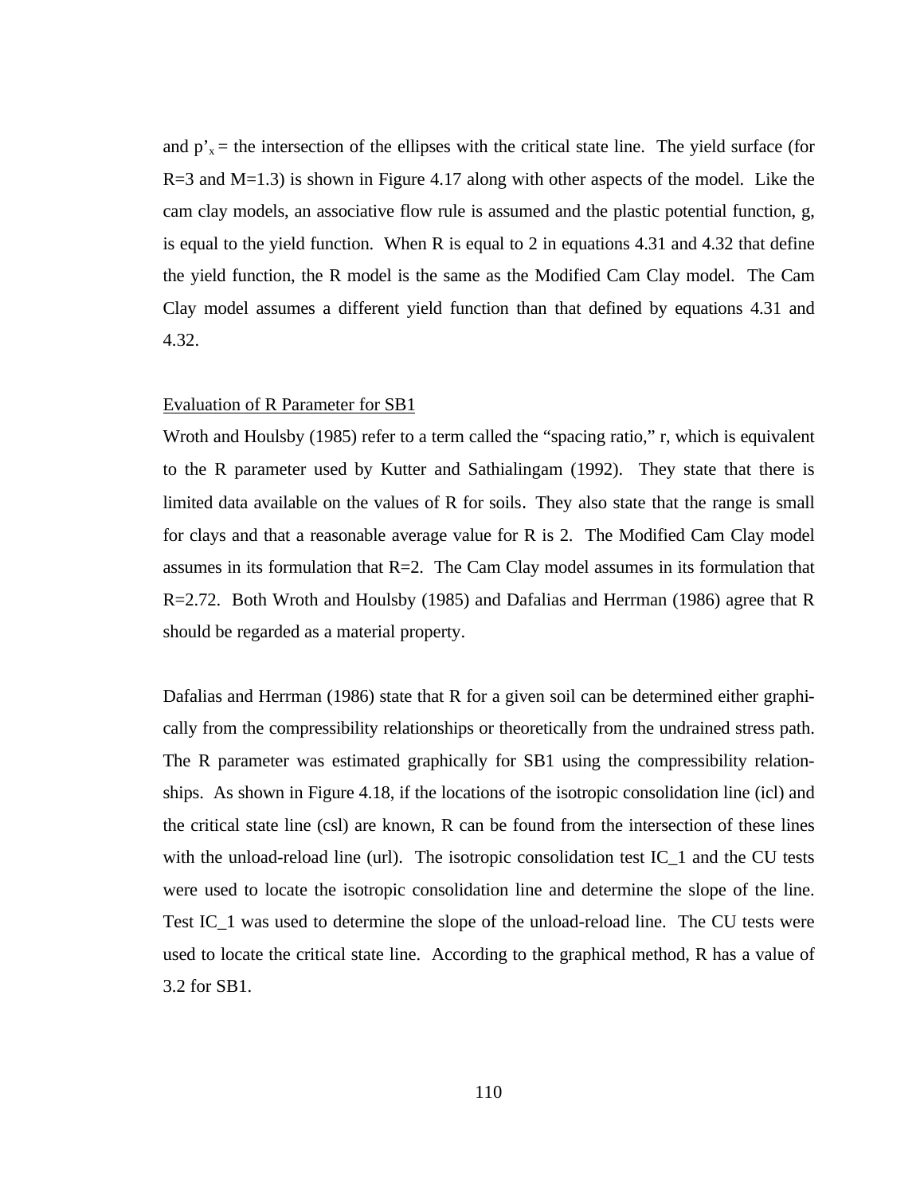and $p'_x$ = the intersection of the ellipses with the critical state line. The yield surface (for R=3 and M=1.3) is shown in Figure 4.17 along with other aspects of the model. Like the cam clay models, an associative flow rule is assumed and the plastic potential function, g, is equal to the yield function. When R is equal to 2 in equations 4.31 and 4.32 that define the yield function, the R model is the same as the Modified Cam Clay model. The Cam Clay model assumes a different yield function than that defined by equations 4.31 and 4.32.

<u>Evaluation of R Parameter for SB1</u>

Wroth and Houlsby (1985) refer to a term called the "spacing ratio," r, which is equivalent to the R parameter used by Kutter and Sathialingam (1992). They state that there is limited data available on the values of R for soils. They also state that the range is small for clays and that a reasonable average value for R is 2. The Modified Cam Clay model assumes in its formulation that R=2. The Cam Clay model assumes in its formulation that R=2.72. Both Wroth and Houlsby (1985) and Dafalias and Herrman (1986) agree that R should be regarded as a material property.

Dafalias and Herrman (1986) state that R for a given soil can be determined either graphically from the compressibility relationships or theoretically from the undrained stress path. The R parameter was estimated graphically for SB1 using the compressibility relationships. As shown in Figure 4.18, if the locations of the isotropic consolidation line (icl) and the critical state line (csl) are known, R can be found from the intersection of these lines with the unload-reload line (url). The isotropic consolidation test IC_1 and the CU tests were used to locate the isotropic consolidation line and determine the slope of the line. Test IC_1 was used to determine the slope of the unload-reload line. The CU tests were used to locate the critical state line. According to the graphical method, R has a value of 3.2 for SB1.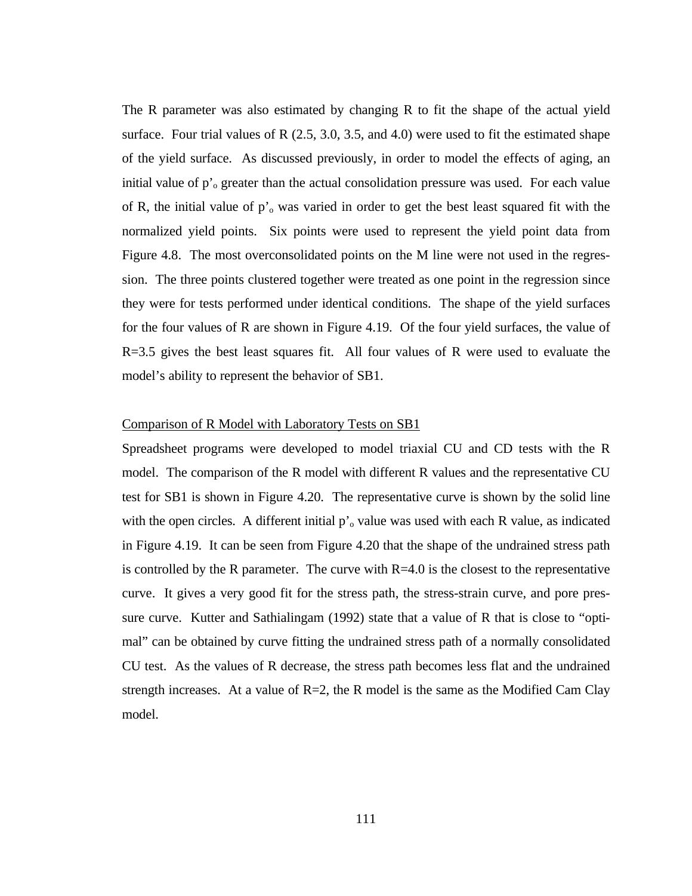The R parameter was also estimated by changing R to fit the shape of the actual yield surface. Four trial values of R (2.5, 3.0, 3.5, and 4.0) were used to fit the estimated shape of the yield surface. As discussed previously, in order to model the effects of aging, an initial value of $p'_o$ greater than the actual consolidation pressure was used. For each value of R, the initial value of $p'_o$ was varied in order to get the best least squared fit with the normalized yield points. Six points were used to represent the yield point data from Figure 4.8. The most overconsolidated points on the M line were not used in the regression. The three points clustered together were treated as one point in the regression since they were for tests performed under identical conditions. The shape of the yield surfaces for the four values of R are shown in Figure 4.19. Of the four yield surfaces, the value of R=3.5 gives the best least squares fit. All four values of R were used to evaluate the model's ability to represent the behavior of SB1.

Comparison of R Model with Laboratory Tests on SB1

Spreadsheet programs were developed to model triaxial CU and CD tests with the R model. The comparison of the R model with different R values and the representative CU test for SB1 is shown in Figure 4.20. The representative curve is shown by the solid line with the open circles. A different initial $p'_o$ value was used with each R value, as indicated in Figure 4.19. It can be seen from Figure 4.20 that the shape of the undrained stress path is controlled by the R parameter. The curve with R=4.0 is the closest to the representative curve. It gives a very good fit for the stress path, the stress-strain curve, and pore pressure curve. Kutter and Sathialingam (1992) state that a value of R that is close to "optimal" can be obtained by curve fitting the undrained stress path of a normally consolidated CU test. As the values of R decrease, the stress path becomes less flat and the undrained strength increases. At a value of R=2, the R model is the same as the Modified Cam Clay model.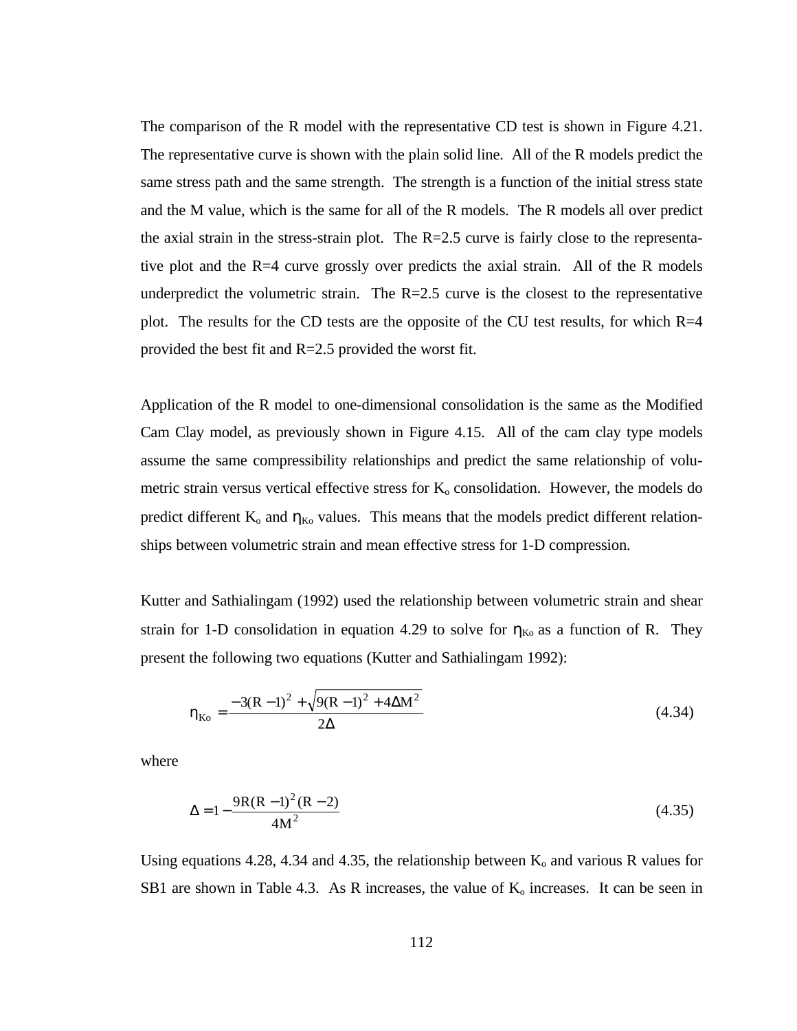The comparison of the R model with the representative CD test is shown in Figure 4.21. The representative curve is shown with the plain solid line. All of the R models predict the same stress path and the same strength. The strength is a function of the initial stress state and the M value, which is the same for all of the R models. The R models all over predict the axial strain in the stress-strain plot. The R=2.5 curve is fairly close to the representative plot and the R=4 curve grossly over predicts the axial strain. All of the R models underpredict the volumetric strain. The R=2.5 curve is the closest to the representative plot. The results for the CD tests are the opposite of the CU test results, for which R=4 provided the best fit and R=2.5 provided the worst fit.

Application of the R model to one-dimensional consolidation is the same as the Modified Cam Clay model, as previously shown in Figure 4.15. All of the cam clay type models assume the same compressibility relationships and predict the same relationship of volumetric strain versus vertical effective stress for $K_o$ consolidation. However, the models do predict different $K_o$ and $\eta_{Ko}$ values. This means that the models predict different relationships between volumetric strain and mean effective stress for 1-D compression.

Kutter and Sathialingam (1992) used the relationship between volumetric strain and shear strain for 1-D consolidation in equation 4.29 to solve for $\eta_{Ko}$ as a function of R. They present the following two equations (Kutter and Sathialingam 1992):

$$\eta_{Ko} = \frac{-3(R-1)^2 + \sqrt{9(R-1)^2 + 4\Delta M^2}}{2\Delta} \tag{4.34}$$

where

$$\Delta = 1 - \frac{9R(R-1)^2(R-2)}{4M^2} \tag{4.35}$$

Using equations 4.28, 4.34 and 4.35, the relationship between $K_o$ and various R values for SB1 are shown in Table 4.3. As R increases, the value of $K_o$ increases. It can be seen in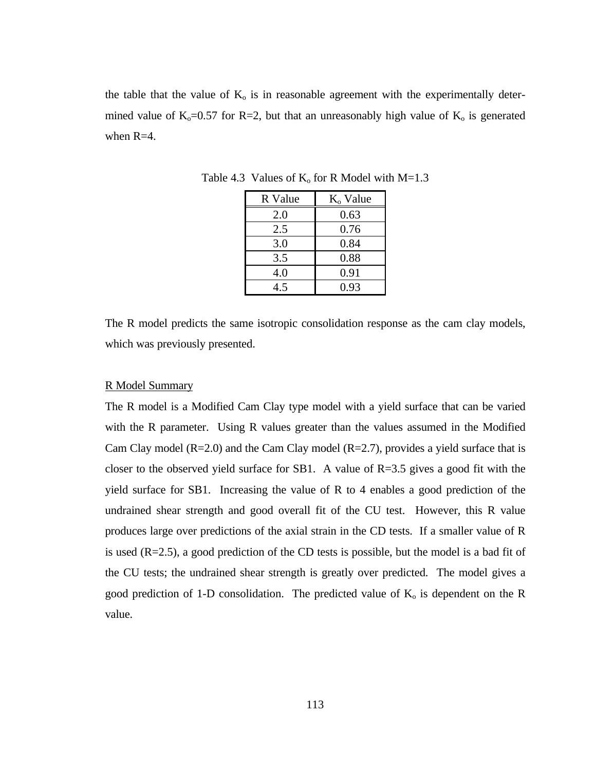the table that the value of $K_o$ is in reasonable agreement with the experimentally determined value of $K_o$=0.57 for R=2, but that an unreasonably high value of $K_o$ is generated when R=4.

Table 4.3 Values of $K_o$ for R Model with M=1.3

| R Value | $K_o$ Value |
|---|---|
| 2.0 | 0.63 |
| 2.5 | 0.76 |
| 3.0 | 0.84 |
| 3.5 | 0.88 |
| 4.0 | 0.91 |
| 4.5 | 0.93 |

The R model predicts the same isotropic consolidation response as the cam clay models, which was previously presented.

R Model Summary

The R model is a Modified Cam Clay type model with a yield surface that can be varied with the R parameter. Using R values greater than the values assumed in the Modified Cam Clay model (R=2.0) and the Cam Clay model (R=2.7), provides a yield surface that is closer to the observed yield surface for SB1. A value of R=3.5 gives a good fit with the yield surface for SB1. Increasing the value of R to 4 enables a good prediction of the undrained shear strength and good overall fit of the CU test. However, this R value produces large over predictions of the axial strain in the CD tests. If a smaller value of R is used (R=2.5), a good prediction of the CD tests is possible, but the model is a bad fit of the CU tests; the undrained shear strength is greatly over predicted. The model gives a good prediction of 1-D consolidation. The predicted value of $K_o$ is dependent on the R value.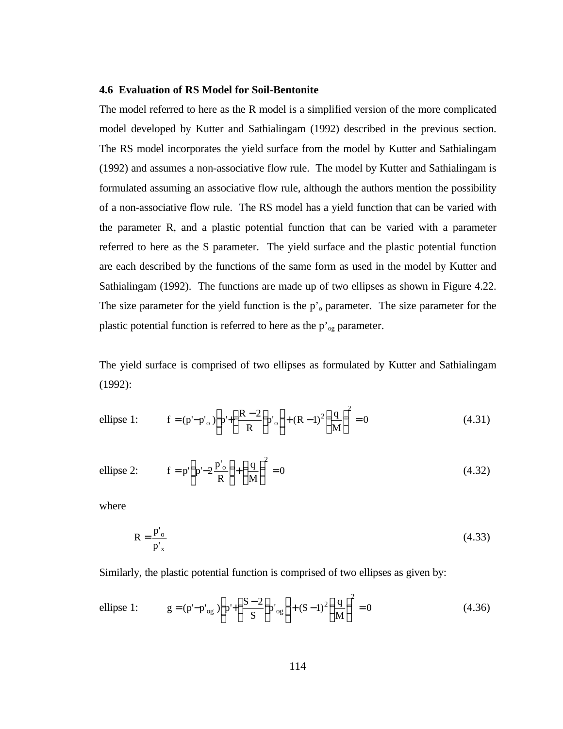### 4.6 Evaluation of RS Model for Soil-Bentonite

The model referred to here as the R model is a simplified version of the more complicated model developed by Kutter and Sathialingam (1992) described in the previous section. The RS model incorporates the yield surface from the model by Kutter and Sathialingam (1992) and assumes a non-associative flow rule. The model by Kutter and Sathialingam is formulated assuming an associative flow rule, although the authors mention the possibility of a non-associative flow rule. The RS model has a yield function that can be varied with the parameter R, and a plastic potential function that can be varied with a parameter referred to here as the S parameter. The yield surface and the plastic potential function are each described by the functions of the same form as used in the model by Kutter and Sathialingam (1992). The functions are made up of two ellipses as shown in Figure 4.22. The size parameter for the yield function is the $p'_o$ parameter. The size parameter for the plastic potential function is referred to here as the $p'_{og}$ parameter.

The yield surface is comprised of two ellipses as formulated by Kutter and Sathialingam (1992):

ellipse 1:
$$f = (p' - p'_o)\left(p' + \left(\frac{R-2}{R}\right)p'_o\right) + (R-1)^2\left(\frac{q}{M}\right)^2 = 0 \tag{4.31}$$

ellipse 2:
$$f = p'\left(p' - 2\frac{p'_o}{R}\right) + \left(\frac{q}{M}\right)^2 = 0 \tag{4.32}$$

where

$$R = \frac{p'_o}{p'_x} \tag{4.33}$$

Similarly, the plastic potential function is comprised of two ellipses as given by:

ellipse 1:
$$g = (p' - p'_{og})\left(p' + \left(\frac{S-2}{S}\right)p'_{og}\right) + (S-1)^2\left(\frac{q}{M}\right)^2 = 0 \tag{4.36}$$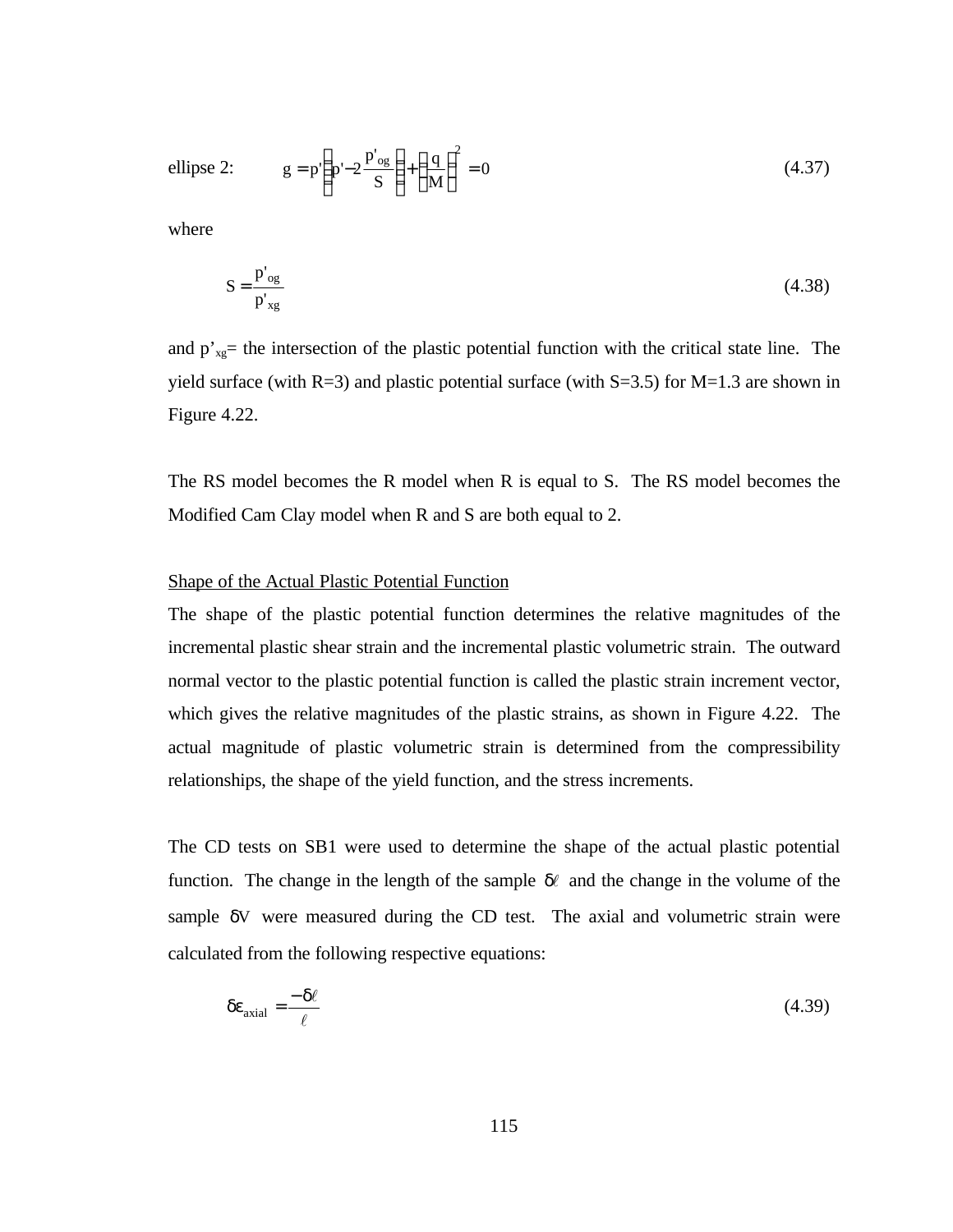ellipse 2: $$g = p'\left(p' - 2\frac{p'_{og}}{S}\right) + \left(\frac{q}{M}\right)^2 = 0 \tag{4.37}$$

where

$$S = \frac{p'_{og}}{p'_{xg}} \tag{4.38}$$

and $p'_{xg}$= the intersection of the plastic potential function with the critical state line. The yield surface (with R=3) and plastic potential surface (with S=3.5) for M=1.3 are shown in Figure 4.22.

The RS model becomes the R model when R is equal to S. The RS model becomes the Modified Cam Clay model when R and S are both equal to 2.

Shape of the Actual Plastic Potential Function

The shape of the plastic potential function determines the relative magnitudes of the incremental plastic shear strain and the incremental plastic volumetric strain. The outward normal vector to the plastic potential function is called the plastic strain increment vector, which gives the relative magnitudes of the plastic strains, as shown in Figure 4.22. The actual magnitude of plastic volumetric strain is determined from the compressibility relationships, the shape of the yield function, and the stress increments.

The CD tests on SB1 were used to determine the shape of the actual plastic potential function. The change in the length of the sample $\delta\ell$ and the change in the volume of the sample $\delta V$ were measured during the CD test. The axial and volumetric strain were calculated from the following respective equations:

$$\delta\varepsilon_{axial} = \frac{-\delta\ell}{\ell} \tag{4.39}$$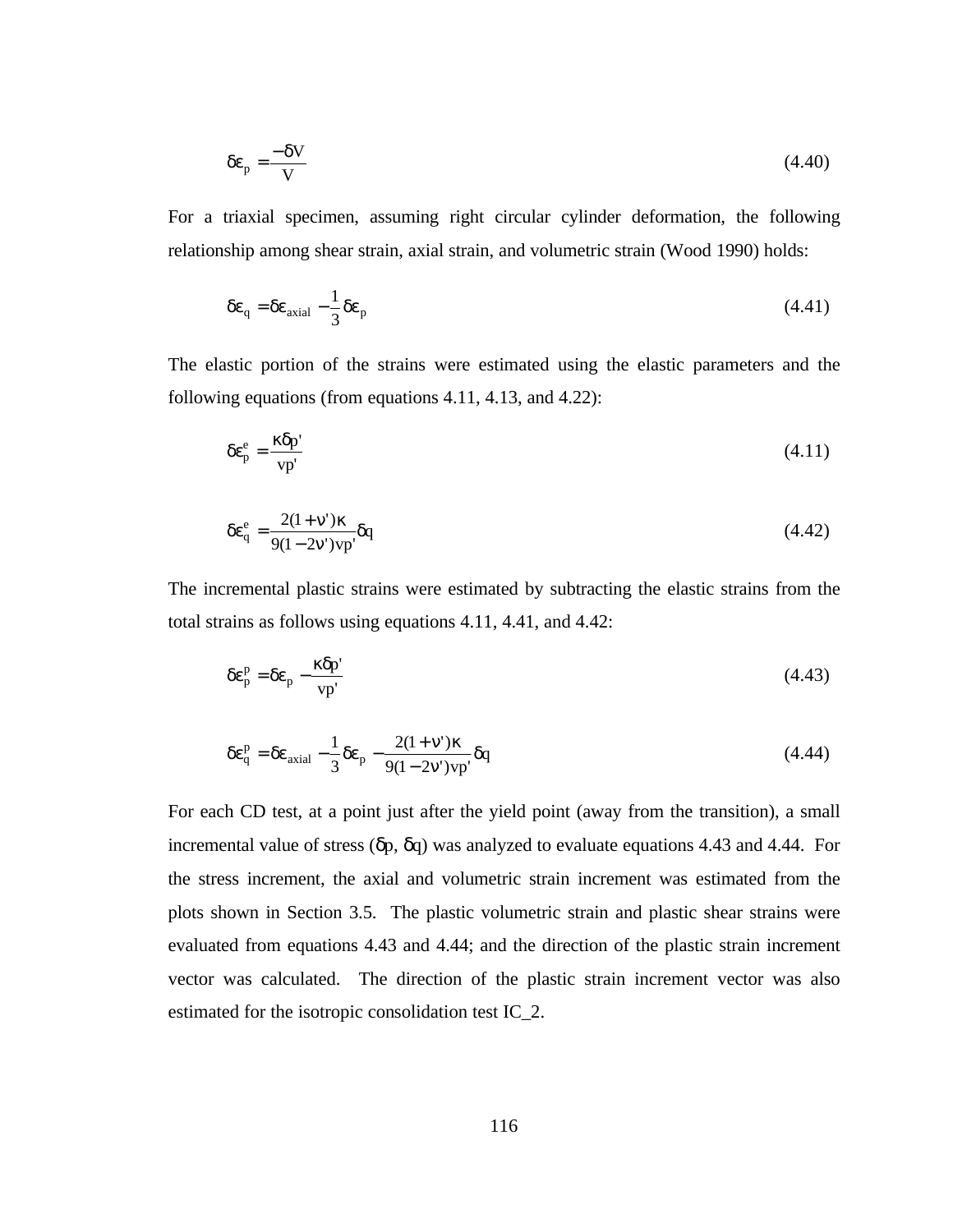$$\delta\varepsilon_p = \frac{-\delta V}{V} \tag{4.40}$$

For a triaxial specimen, assuming right circular cylinder deformation, the following relationship among shear strain, axial strain, and volumetric strain (Wood 1990) holds:

$$\delta\varepsilon_q = \delta\varepsilon_{axial} - \frac{1}{3}\delta\varepsilon_p \tag{4.41}$$

The elastic portion of the strains were estimated using the elastic parameters and the following equations (from equations 4.11, 4.13, and 4.22):

$$\delta\varepsilon_p^e = \frac{\kappa\delta p'}{vp'} \tag{4.11}$$

$$\delta\varepsilon_q^e = \frac{2(1+\nu')\kappa}{9(1-2\nu')vp'}\delta q \tag{4.42}$$

The incremental plastic strains were estimated by subtracting the elastic strains from the total strains as follows using equations 4.11, 4.41, and 4.42:

$$\delta\varepsilon_p^p = \delta\varepsilon_p - \frac{\kappa\delta p'}{vp'} \tag{4.43}$$

$$\delta\varepsilon_q^p = \delta\varepsilon_{axial} - \frac{1}{3}\delta\varepsilon_p - \frac{2(1+\nu')\kappa}{9(1-2\nu')vp'}\delta q \tag{4.44}$$

For each CD test, at a point just after the yield point (away from the transition), a small incremental value of stress ($\delta p$, $\delta q$) was analyzed to evaluate equations 4.43 and 4.44. For the stress increment, the axial and volumetric strain increment was estimated from the plots shown in Section 3.5. The plastic volumetric strain and plastic shear strains were evaluated from equations 4.43 and 4.44; and the direction of the plastic strain increment vector was calculated. The direction of the plastic strain increment vector was also estimated for the isotropic consolidation test IC_2.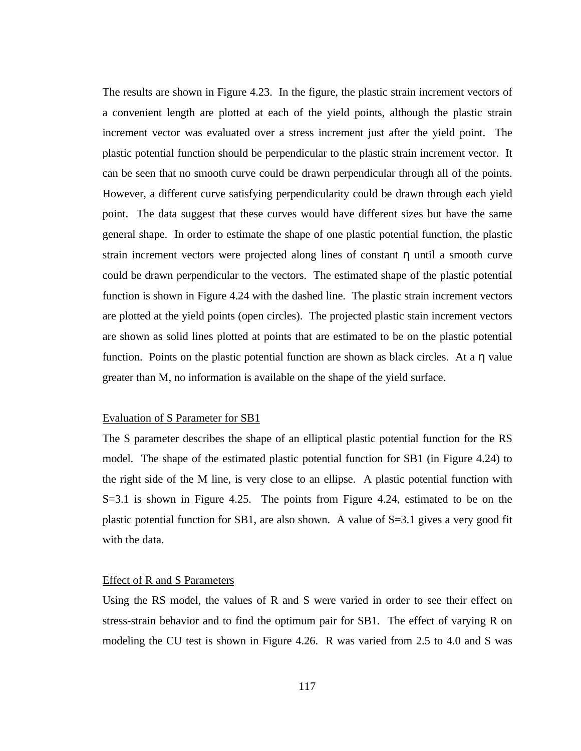The results are shown in Figure 4.23. In the figure, the plastic strain increment vectors of a convenient length are plotted at each of the yield points, although the plastic strain increment vector was evaluated over a stress increment just after the yield point. The plastic potential function should be perpendicular to the plastic strain increment vector. It can be seen that no smooth curve could be drawn perpendicular through all of the points. However, a different curve satisfying perpendicularity could be drawn through each yield point. The data suggest that these curves would have different sizes but have the same general shape. In order to estimate the shape of one plastic potential function, the plastic strain increment vectors were projected along lines of constant $\eta$ until a smooth curve could be drawn perpendicular to the vectors. The estimated shape of the plastic potential function is shown in Figure 4.24 with the dashed line. The plastic strain increment vectors are plotted at the yield points (open circles). The projected plastic stain increment vectors are shown as solid lines plotted at points that are estimated to be on the plastic potential function. Points on the plastic potential function are shown as black circles. At a $\eta$ value greater than M, no information is available on the shape of the yield surface.

Evaluation of S Parameter for SB1

The S parameter describes the shape of an elliptical plastic potential function for the RS model. The shape of the estimated plastic potential function for SB1 (in Figure 4.24) to the right side of the M line, is very close to an ellipse. A plastic potential function with S=3.1 is shown in Figure 4.25. The points from Figure 4.24, estimated to be on the plastic potential function for SB1, are also shown. A value of S=3.1 gives a very good fit with the data.

Effect of R and S Parameters

Using the RS model, the values of R and S were varied in order to see their effect on stress-strain behavior and to find the optimum pair for SB1. The effect of varying R on modeling the CU test is shown in Figure 4.26. R was varied from 2.5 to 4.0 and S was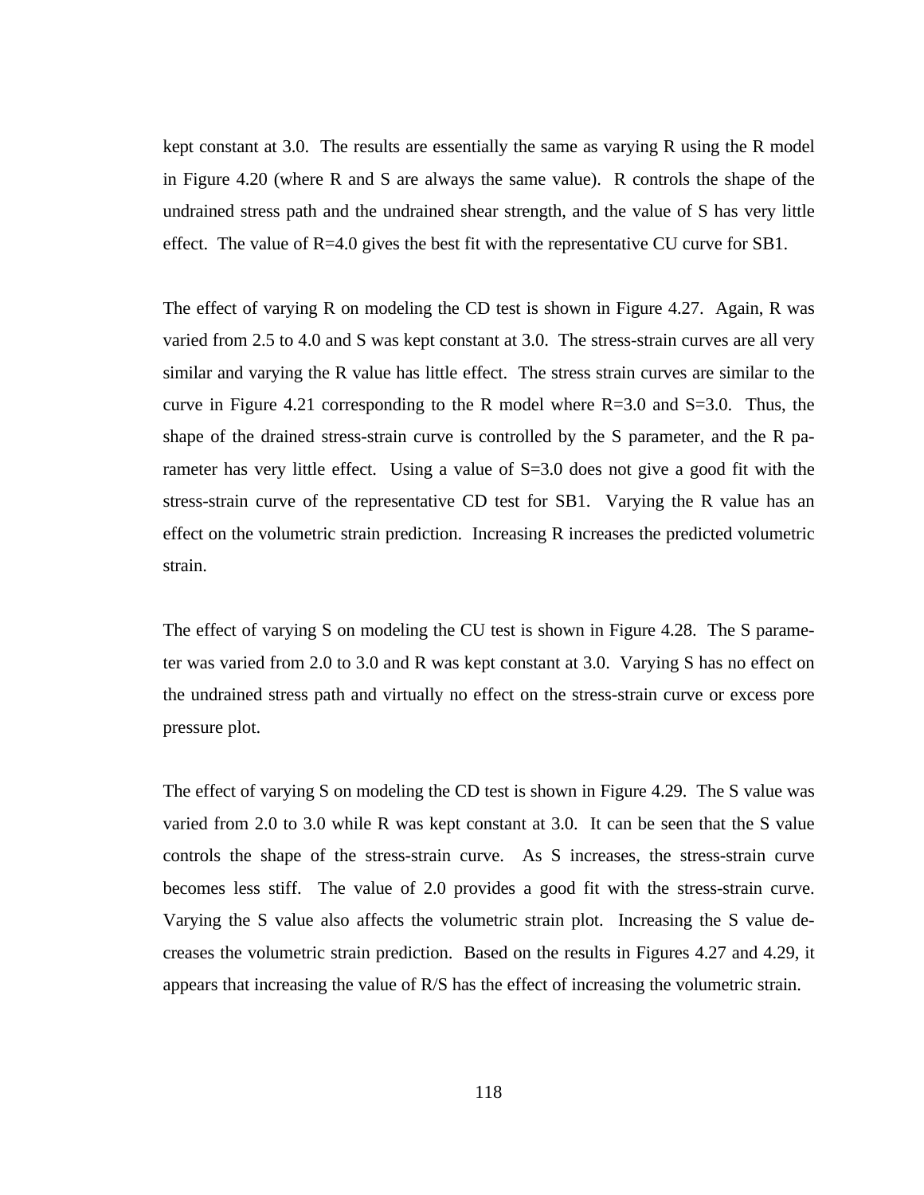kept constant at 3.0. The results are essentially the same as varying R using the R model in Figure 4.20 (where R and S are always the same value). R controls the shape of the undrained stress path and the undrained shear strength, and the value of S has very little effect. The value of R=4.0 gives the best fit with the representative CU curve for SB1.

The effect of varying R on modeling the CD test is shown in Figure 4.27. Again, R was varied from 2.5 to 4.0 and S was kept constant at 3.0. The stress-strain curves are all very similar and varying the R value has little effect. The stress strain curves are similar to the curve in Figure 4.21 corresponding to the R model where R=3.0 and S=3.0. Thus, the shape of the drained stress-strain curve is controlled by the S parameter, and the R parameter has very little effect. Using a value of S=3.0 does not give a good fit with the stress-strain curve of the representative CD test for SB1. Varying the R value has an effect on the volumetric strain prediction. Increasing R increases the predicted volumetric strain.

The effect of varying S on modeling the CU test is shown in Figure 4.28. The S parameter was varied from 2.0 to 3.0 and R was kept constant at 3.0. Varying S has no effect on the undrained stress path and virtually no effect on the stress-strain curve or excess pore pressure plot.

The effect of varying S on modeling the CD test is shown in Figure 4.29. The S value was varied from 2.0 to 3.0 while R was kept constant at 3.0. It can be seen that the S value controls the shape of the stress-strain curve. As S increases, the stress-strain curve becomes less stiff. The value of 2.0 provides a good fit with the stress-strain curve. Varying the S value also affects the volumetric strain plot. Increasing the S value decreases the volumetric strain prediction. Based on the results in Figures 4.27 and 4.29, it appears that increasing the value of R/S has the effect of increasing the volumetric strain.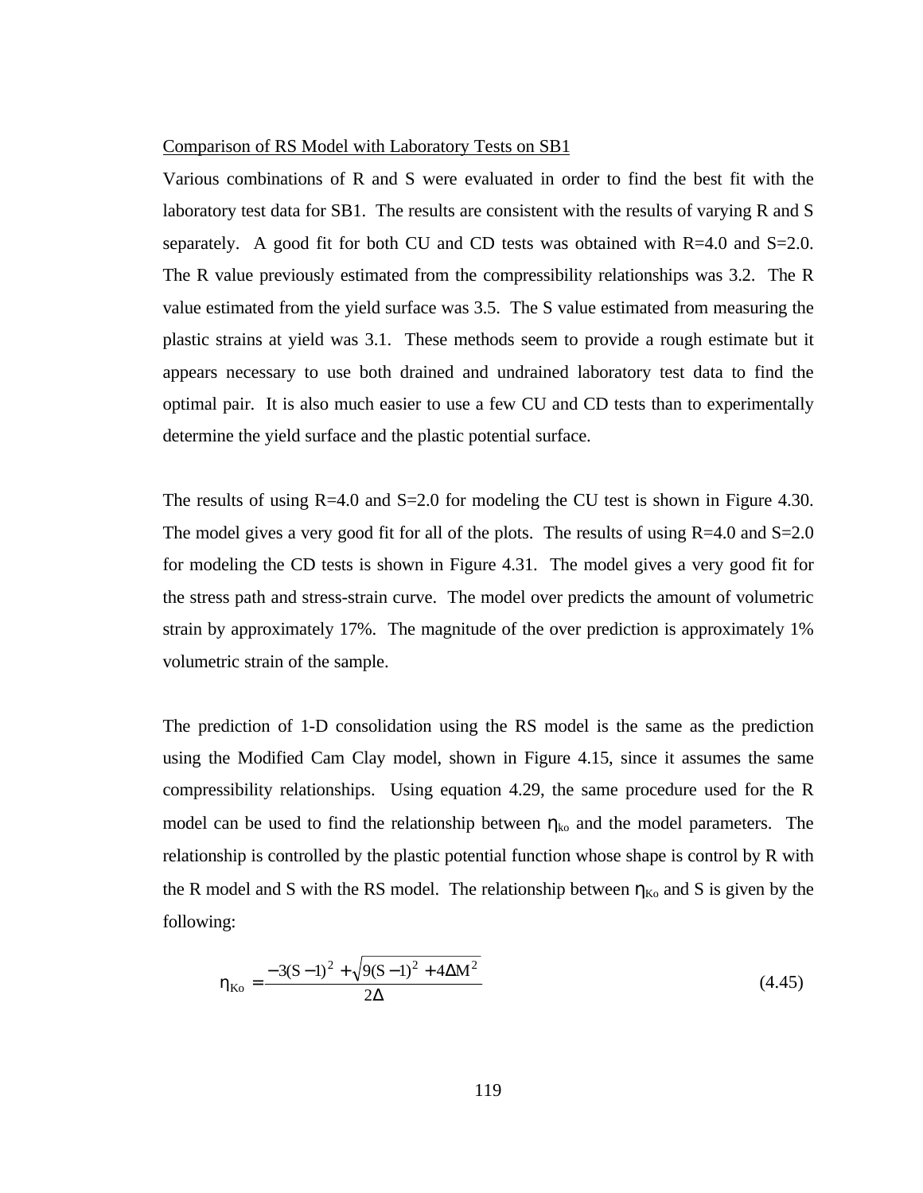Comparison of RS Model with Laboratory Tests on SB1

Various combinations of R and S were evaluated in order to find the best fit with the laboratory test data for SB1. The results are consistent with the results of varying R and S separately. A good fit for both CU and CD tests was obtained with R=4.0 and S=2.0. The R value previously estimated from the compressibility relationships was 3.2. The R value estimated from the yield surface was 3.5. The S value estimated from measuring the plastic strains at yield was 3.1. These methods seem to provide a rough estimate but it appears necessary to use both drained and undrained laboratory test data to find the optimal pair. It is also much easier to use a few CU and CD tests than to experimentally determine the yield surface and the plastic potential surface.

The results of using R=4.0 and S=2.0 for modeling the CU test is shown in Figure 4.30. The model gives a very good fit for all of the plots. The results of using R=4.0 and S=2.0 for modeling the CD tests is shown in Figure 4.31. The model gives a very good fit for the stress path and stress-strain curve. The model over predicts the amount of volumetric strain by approximately 17%. The magnitude of the over prediction is approximately 1% volumetric strain of the sample.

The prediction of 1-D consolidation using the RS model is the same as the prediction using the Modified Cam Clay model, shown in Figure 4.15, since it assumes the same compressibility relationships. Using equation 4.29, the same procedure used for the R model can be used to find the relationship between $\eta_{ko}$ and the model parameters. The relationship is controlled by the plastic potential function whose shape is control by R with the R model and S with the RS model. The relationship between $\eta_{Ko}$ and S is given by the following:

$$\eta_{Ko} = \frac{-3(S-1)^2 + \sqrt{9(S-1)^2 + 4\Delta M^2}}{2\Delta} \tag{4.45}$$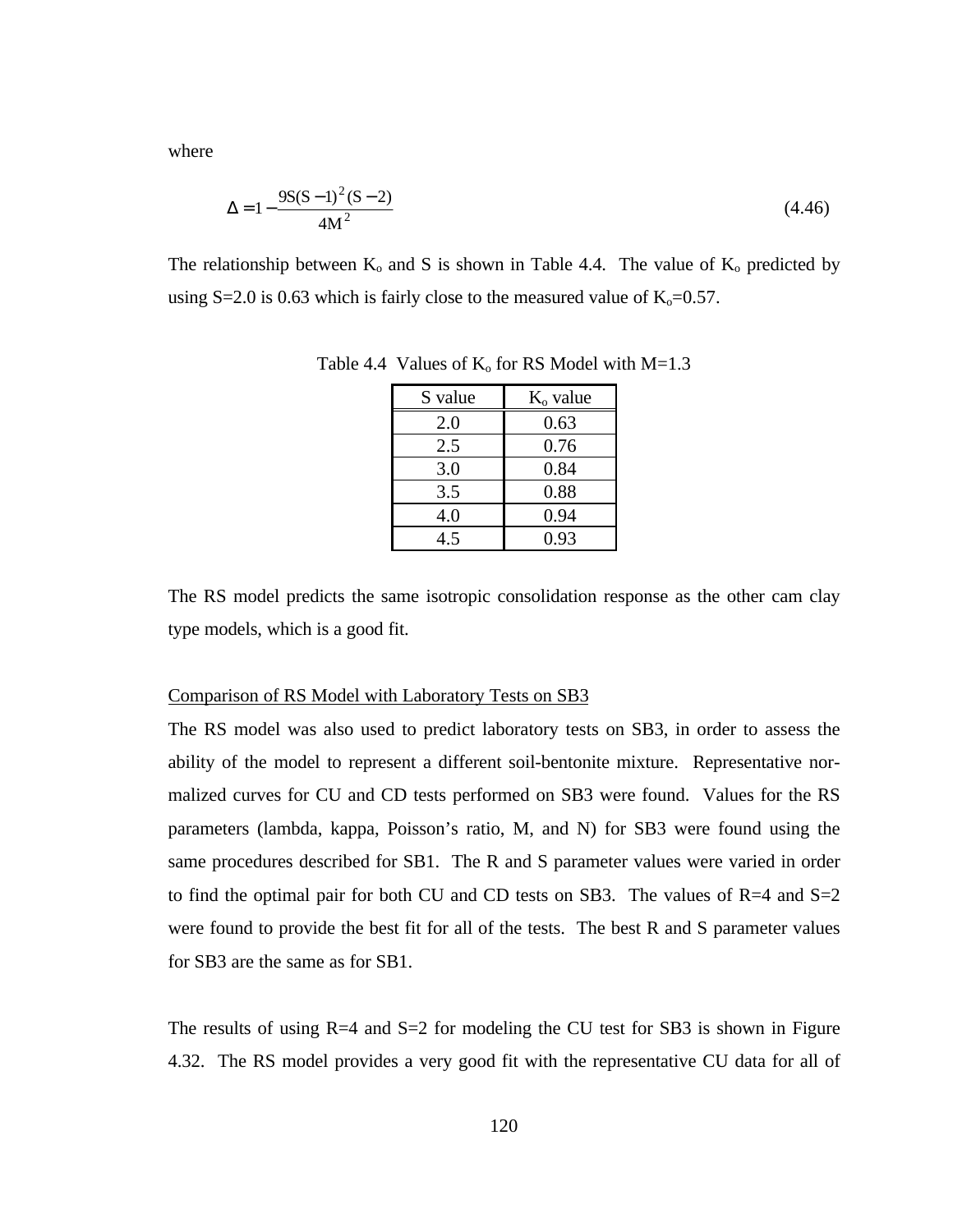where

$$\Delta = 1 - \frac{9S(S-1)^2(S-2)}{4M^2} \tag{4.46}$$

The relationship between $K_o$ and S is shown in Table 4.4. The value of $K_o$ predicted by using S=2.0 is 0.63 which is fairly close to the measured value of $K_o$=0.57.

Table 4.4 Values of $K_o$ for RS Model with M=1.3

| S value | $K_o$ value |
|---|---|
| 2.0 | 0.63 |
| 2.5 | 0.76 |
| 3.0 | 0.84 |
| 3.5 | 0.88 |
| 4.0 | 0.94 |
| 4.5 | 0.93 |

The RS model predicts the same isotropic consolidation response as the other cam clay type models, which is a good fit.

Comparison of RS Model with Laboratory Tests on SB3

The RS model was also used to predict laboratory tests on SB3, in order to assess the ability of the model to represent a different soil-bentonite mixture. Representative normalized curves for CU and CD tests performed on SB3 were found. Values for the RS parameters (lambda, kappa, Poisson's ratio, M, and N) for SB3 were found using the same procedures described for SB1. The R and S parameter values were varied in order to find the optimal pair for both CU and CD tests on SB3. The values of R=4 and S=2 were found to provide the best fit for all of the tests. The best R and S parameter values for SB3 are the same as for SB1.

The results of using R=4 and S=2 for modeling the CU test for SB3 is shown in Figure 4.32. The RS model provides a very good fit with the representative CU data for all of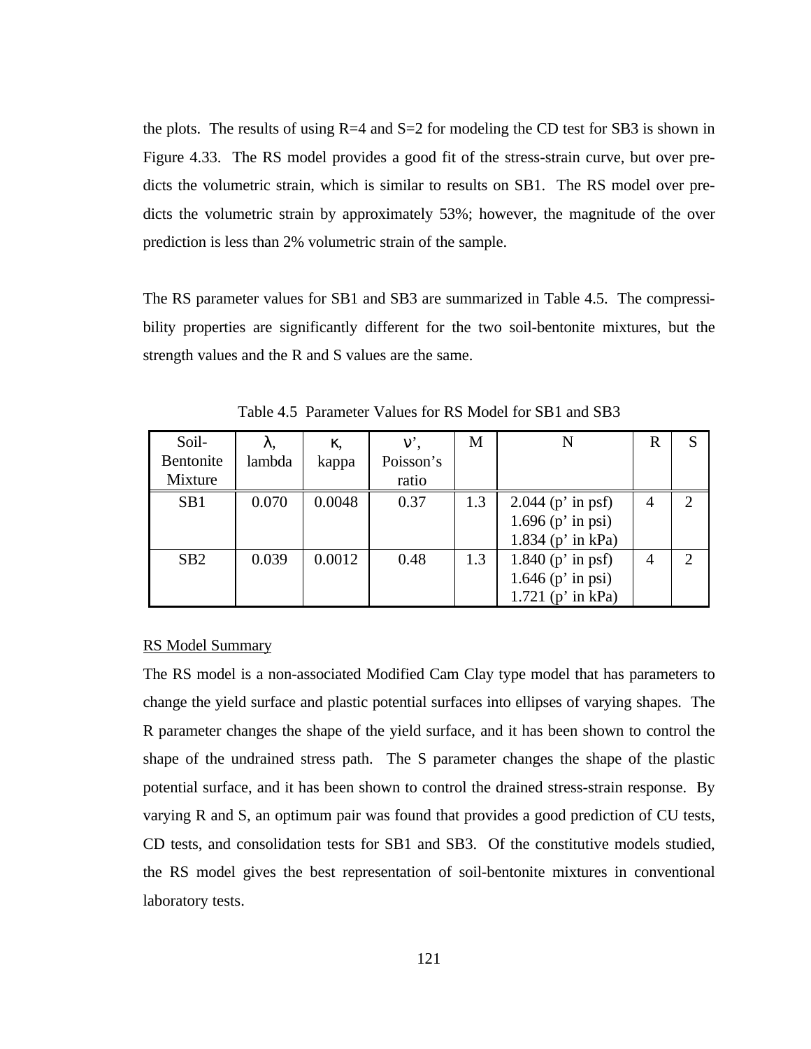the plots. The results of using R=4 and S=2 for modeling the CD test for SB3 is shown in Figure 4.33. The RS model provides a good fit of the stress-strain curve, but over predicts the volumetric strain, which is similar to results on SB1. The RS model over predicts the volumetric strain by approximately 53%; however, the magnitude of the over prediction is less than 2% volumetric strain of the sample.

The RS parameter values for SB1 and SB3 are summarized in Table 4.5. The compressibility properties are significantly different for the two soil-bentonite mixtures, but the strength values and the R and S values are the same.

Table 4.5 Parameter Values for RS Model for SB1 and SB3

| Soil-Bentonite Mixture | $\lambda$, lambda | $\kappa$, kappa | $\nu'$, Poisson's ratio | M | N | R | S |
|---|---|---|---|---|---|---|---|
| SB1 | 0.070 | 0.0048 | 0.37 | 1.3 | 2.044 (p' in psf)<br>1.696 (p' in psi)<br>1.834 (p' in kPa) | 4 | 2 |
| SB2 | 0.039 | 0.0012 | 0.48 | 1.3 | 1.840 (p' in psf)<br>1.646 (p' in psi)<br>1.721 (p' in kPa) | 4 | 2 |

RS Model Summary

The RS model is a non-associated Modified Cam Clay type model that has parameters to change the yield surface and plastic potential surfaces into ellipses of varying shapes. The R parameter changes the shape of the yield surface, and it has been shown to control the shape of the undrained stress path. The S parameter changes the shape of the plastic potential surface, and it has been shown to control the drained stress-strain response. By varying R and S, an optimum pair was found that provides a good prediction of CU tests, CD tests, and consolidation tests for SB1 and SB3. Of the constitutive models studied, the RS model gives the best representation of soil-bentonite mixtures in conventional laboratory tests.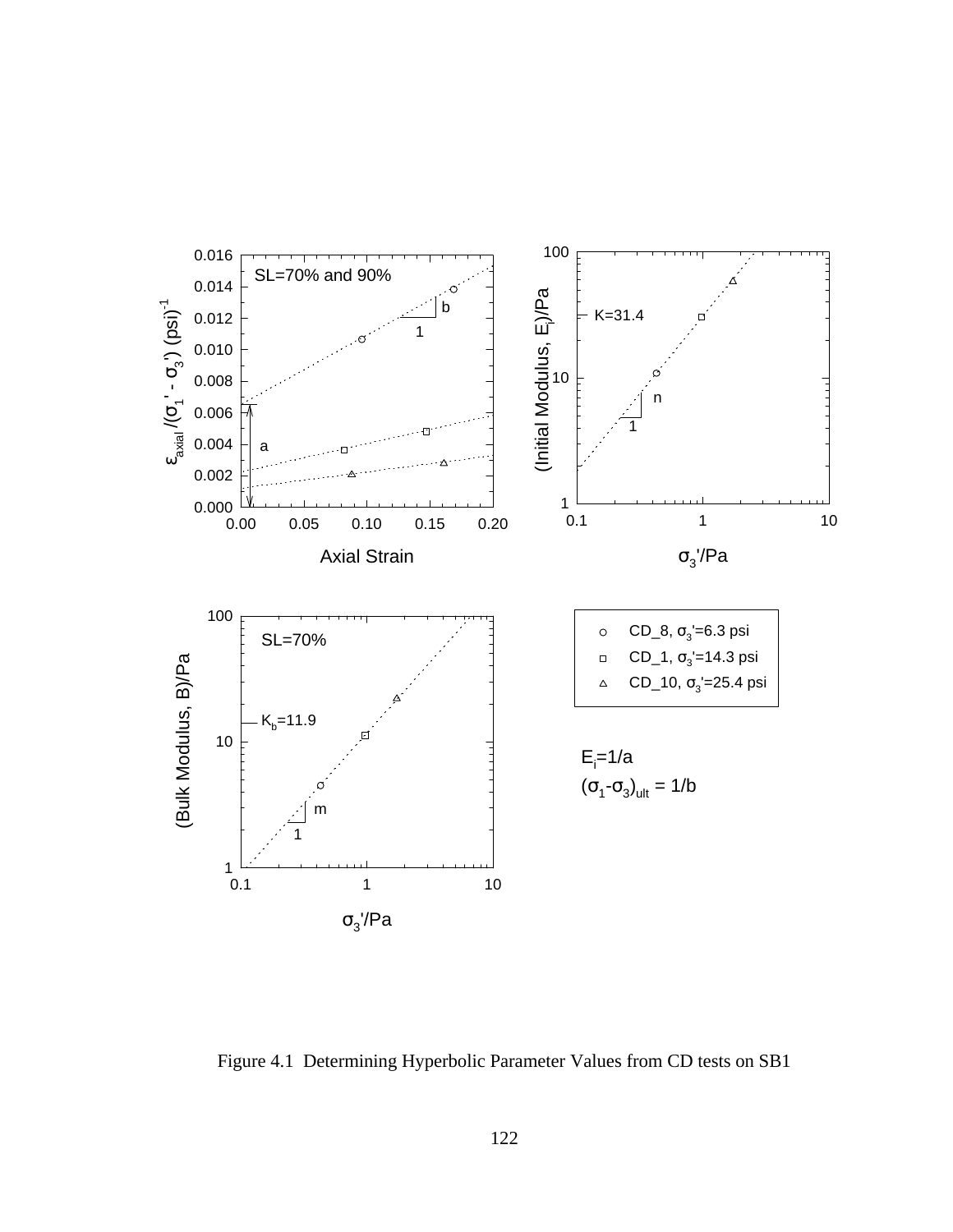Figure 4.1 Determining Hyperbolic Parameter Values from CD tests on SB1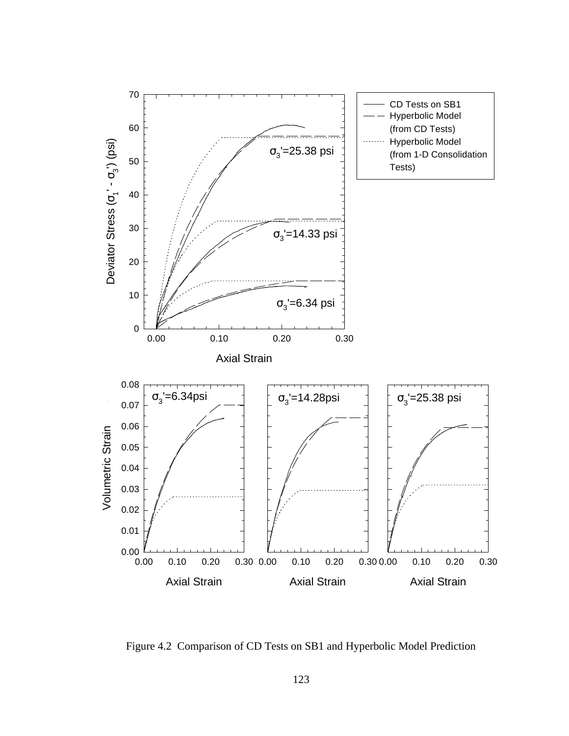Figure 4.2 Comparison of CD Tests on SB1 and Hyperbolic Model Prediction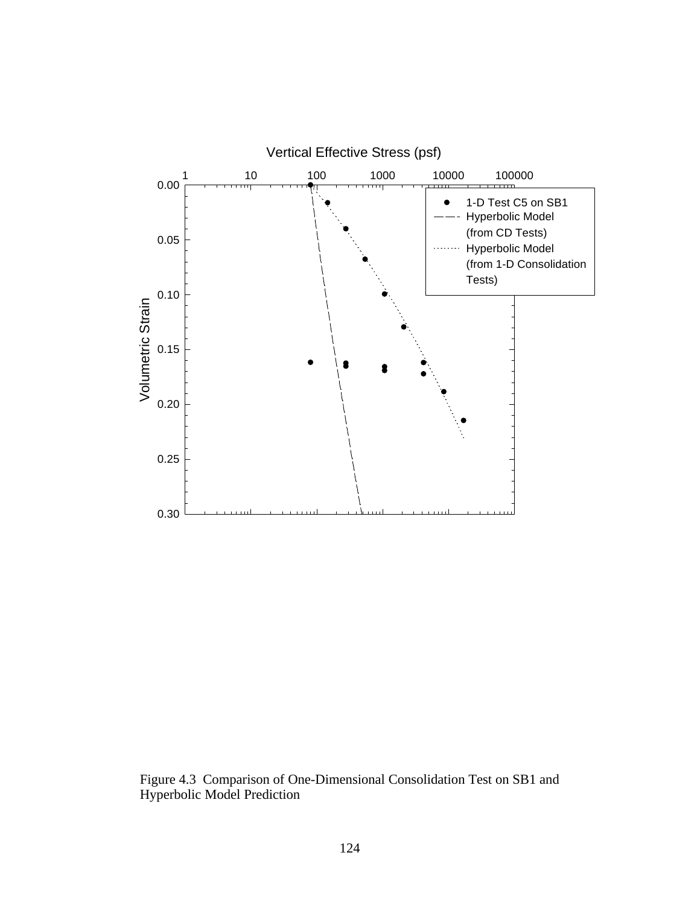Figure 4.3 Comparison of One-Dimensional Consolidation Test on SB1 and Hyperbolic Model Prediction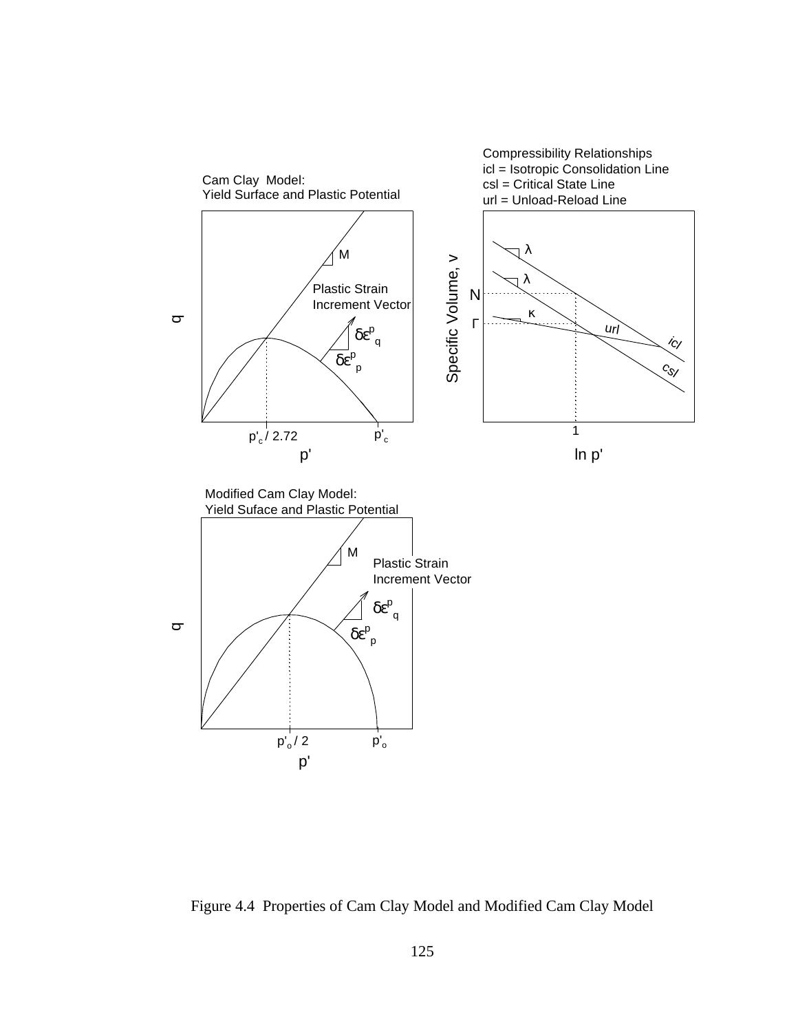Figure 4.4 Properties of Cam Clay Model and Modified Cam Clay Model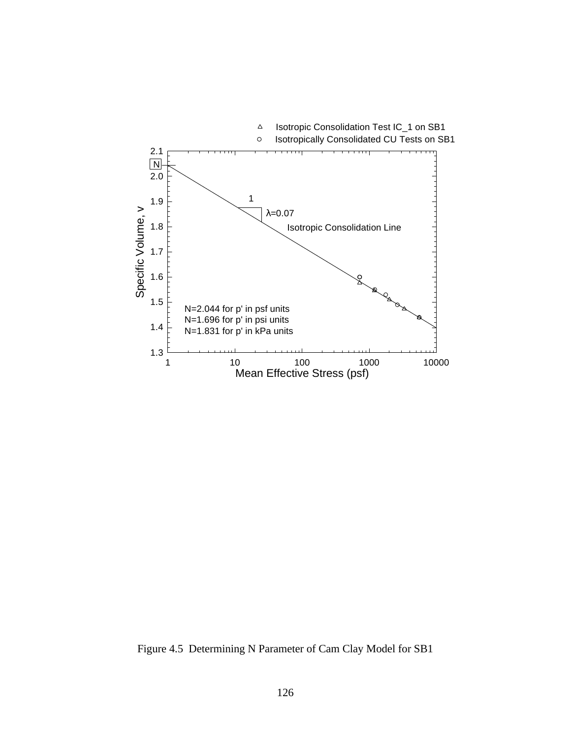Figure 4.5 Determining N Parameter of Cam Clay Model for SB1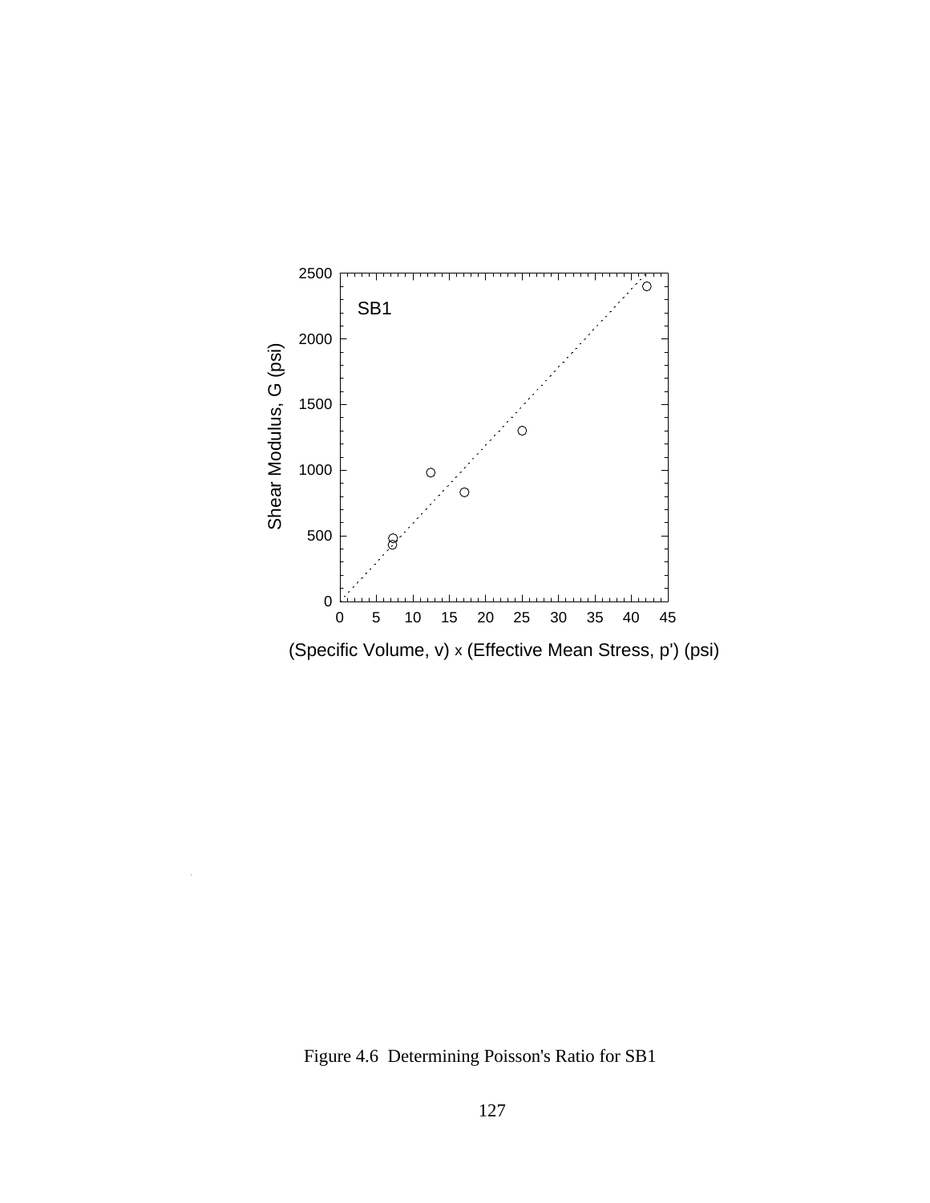Figure 4.6 Determining Poisson's Ratio for SB1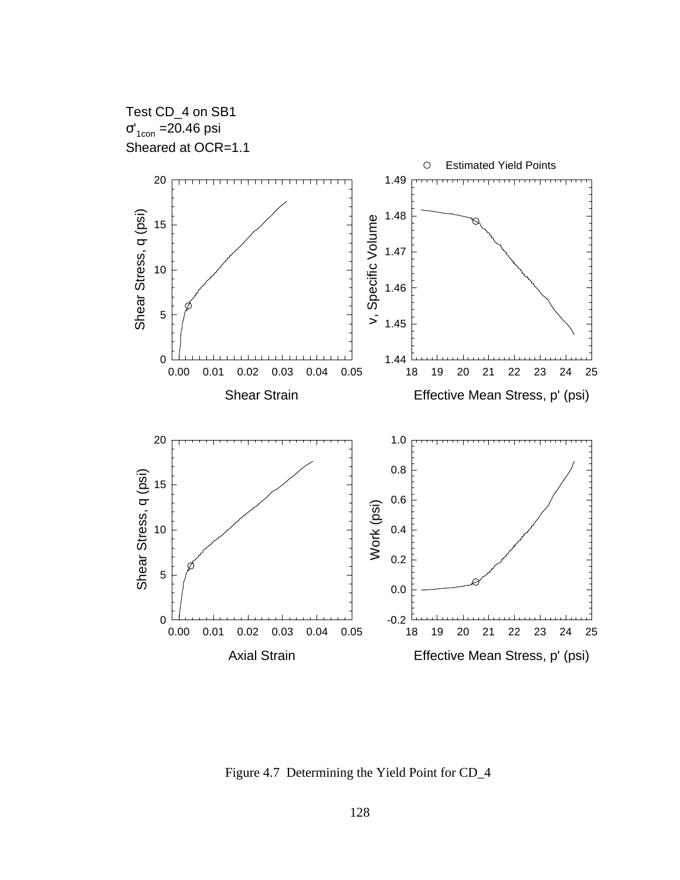Test CD_4 on SB1

$\sigma'_{1con}$ =20.46 psi

Sheared at OCR=1.1

Figure 4.7 Determining the Yield Point for CD_4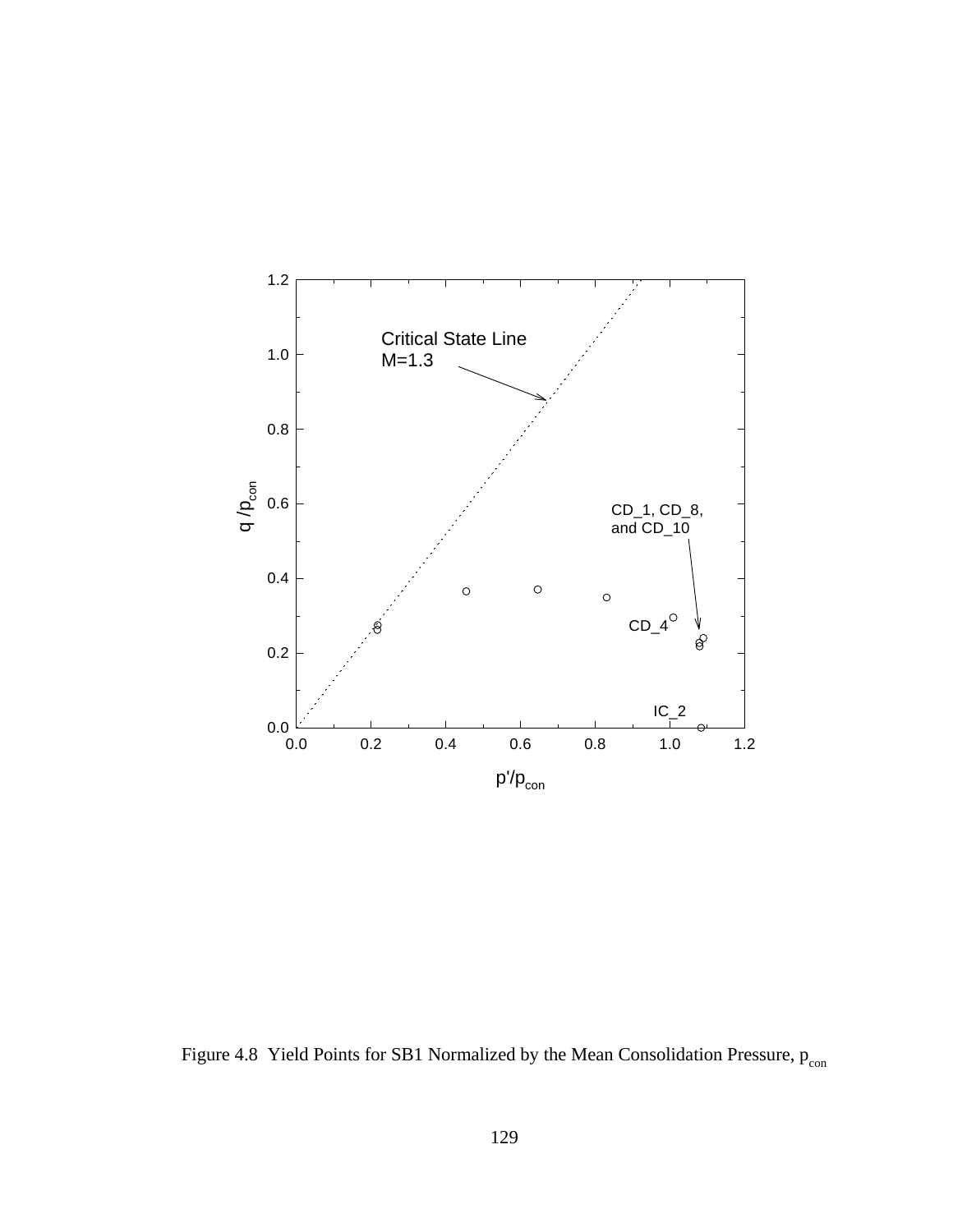Figure 4.8 Yield Points for SB1 Normalized by the Mean Consolidation Pressure, $p_{con}$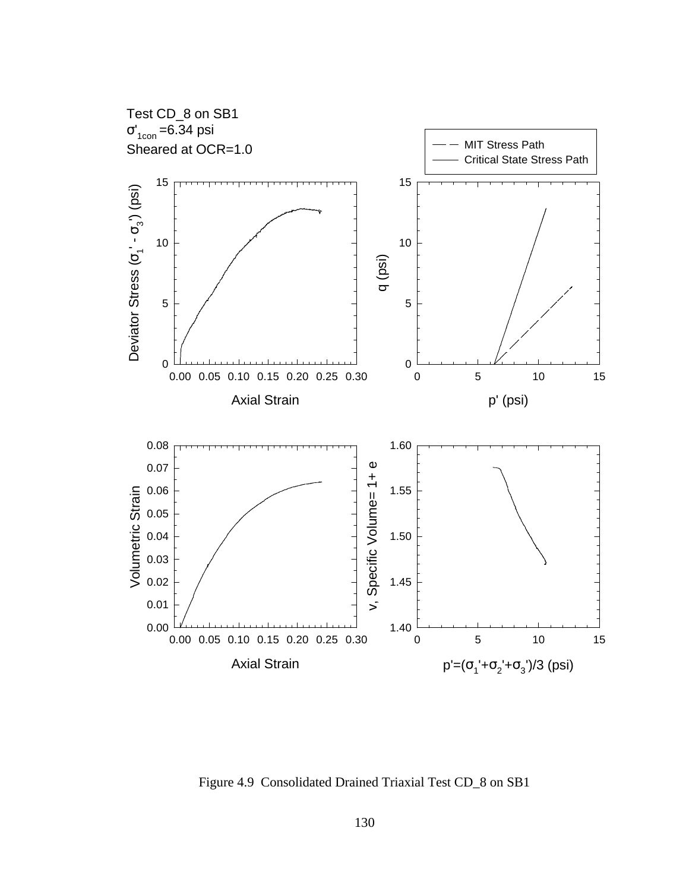Test CD_8 on SB1

$\sigma'_{1con}$ =6.34 psi

Sheared at OCR=1.0

Figure 4.9 Consolidated Drained Triaxial Test CD_8 on SB1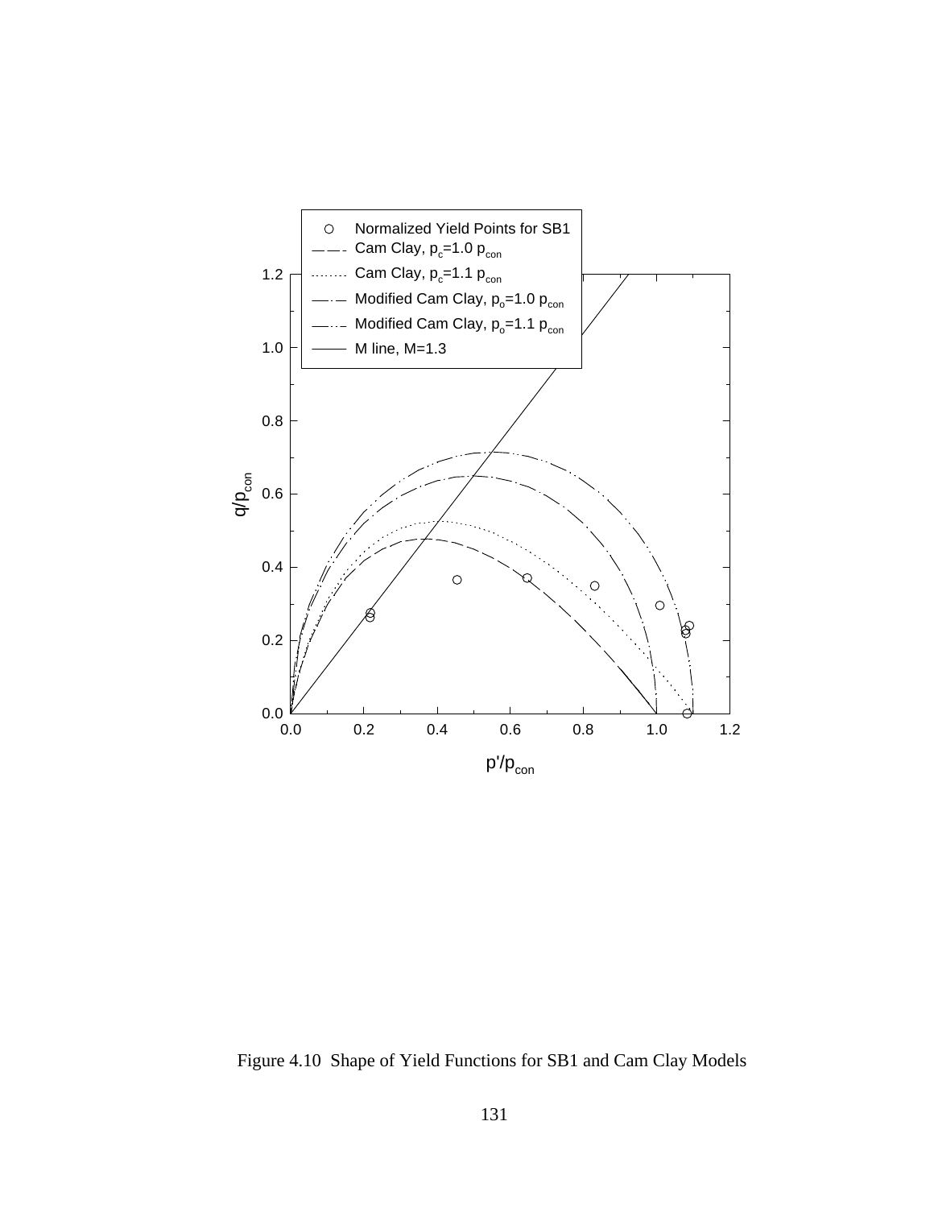Figure 4.10 Shape of Yield Functions for SB1 and Cam Clay Models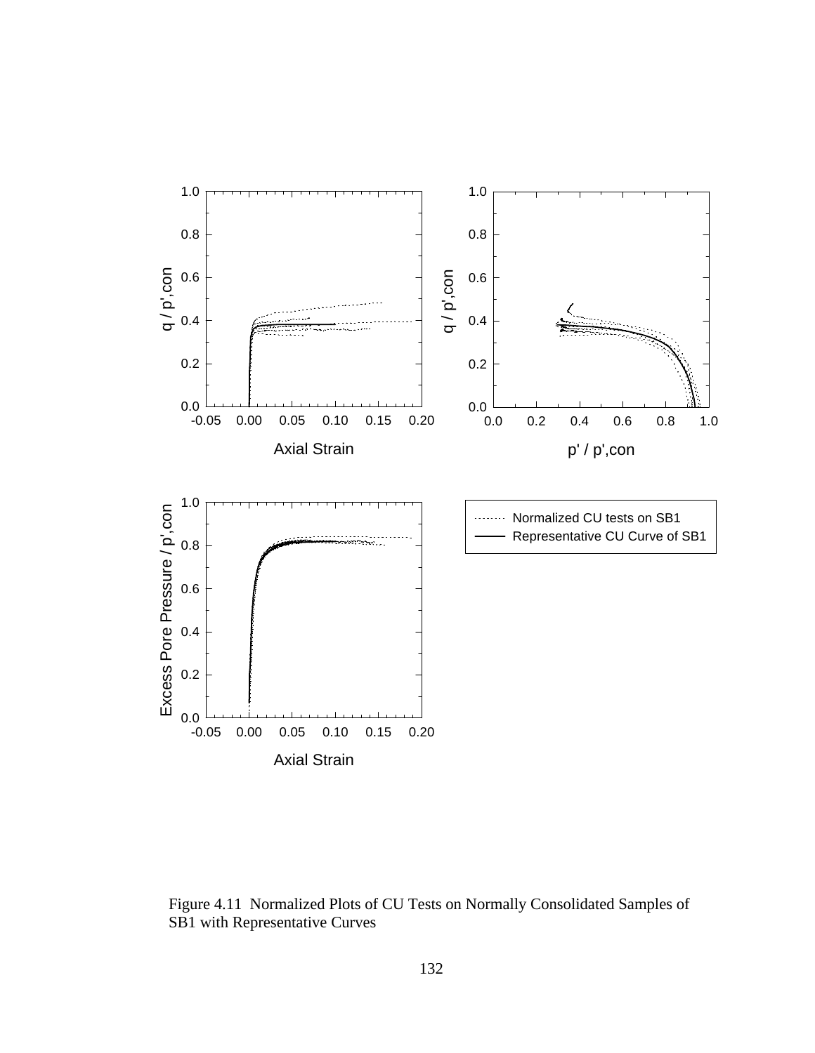Figure 4.11 Normalized Plots of CU Tests on Normally Consolidated Samples of SB1 with Representative Curves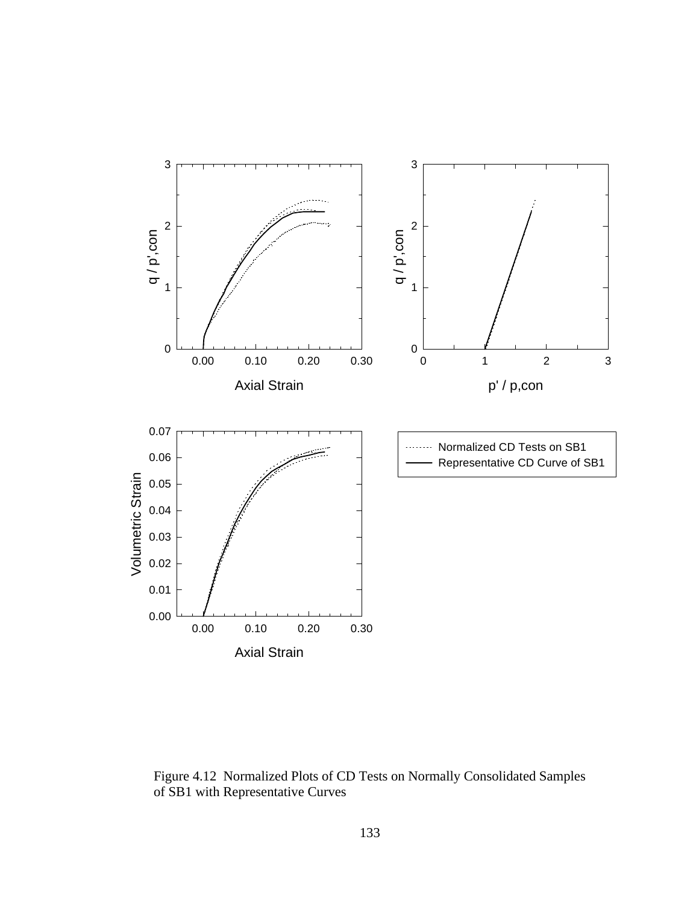Figure 4.12 Normalized Plots of CD Tests on Normally Consolidated Samples of SB1 with Representative Curves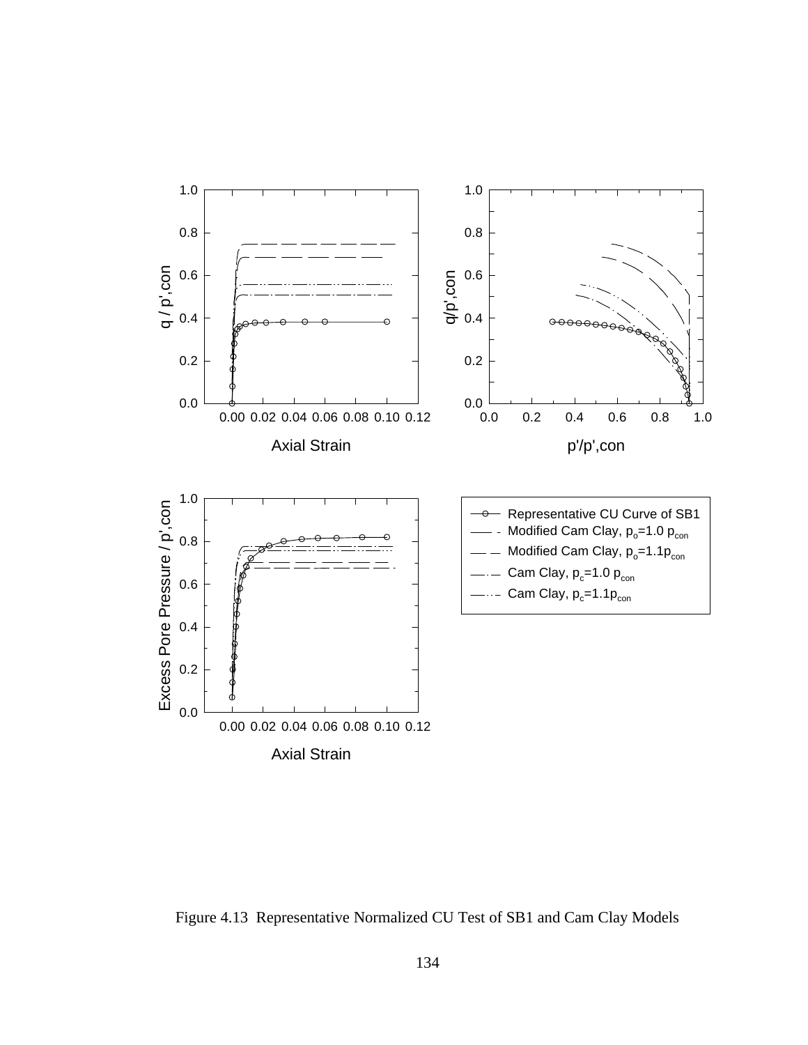Figure 4.13 Representative Normalized CU Test of SB1 and Cam Clay Models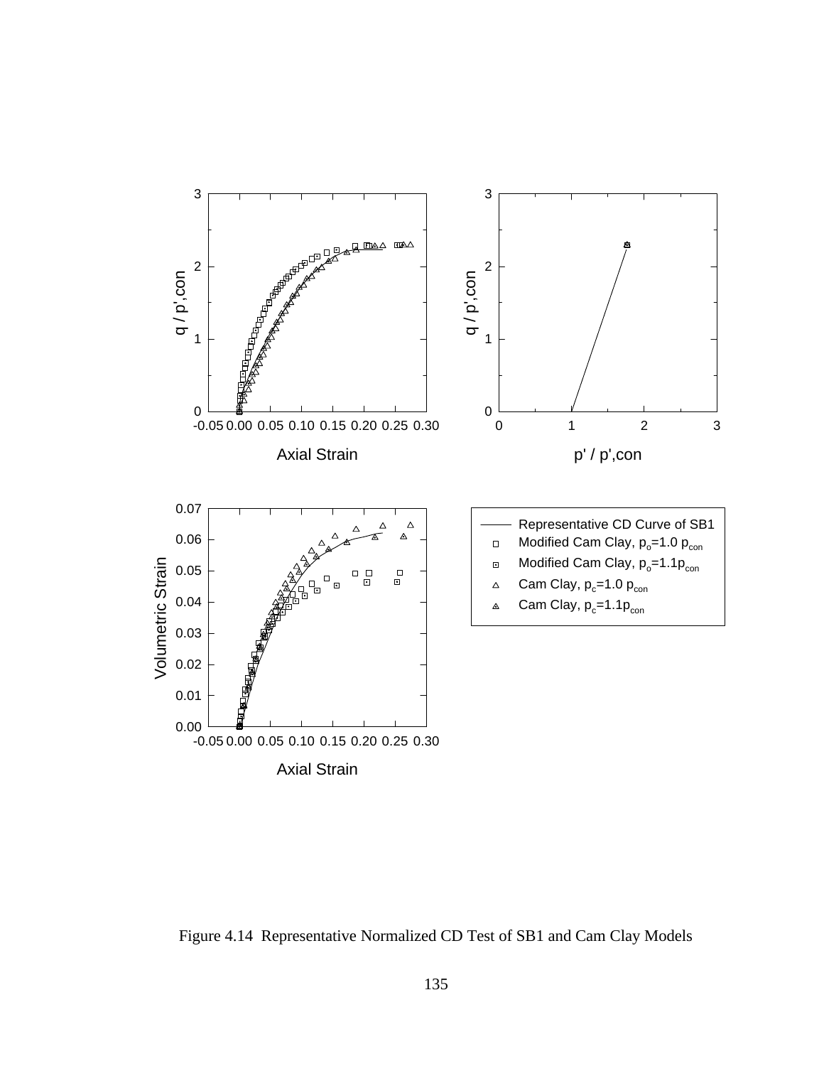Figure 4.14 Representative Normalized CD Test of SB1 and Cam Clay Models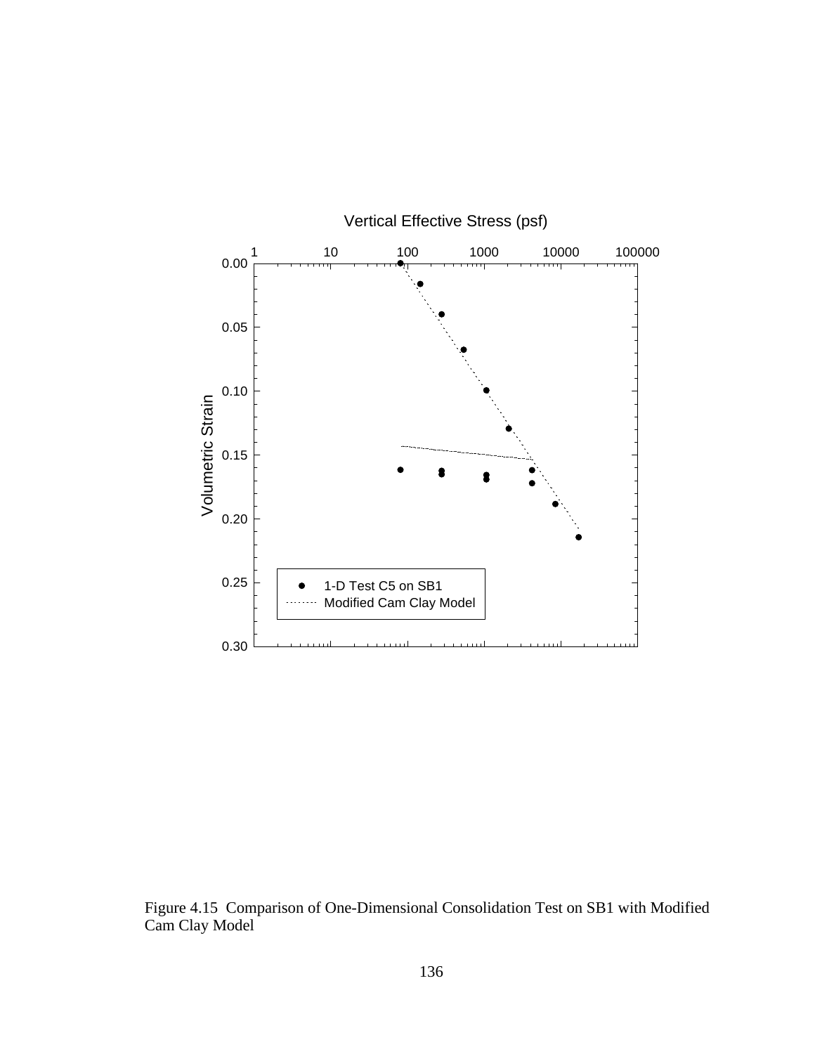Figure 4.15 Comparison of One-Dimensional Consolidation Test on SB1 with Modified Cam Clay Model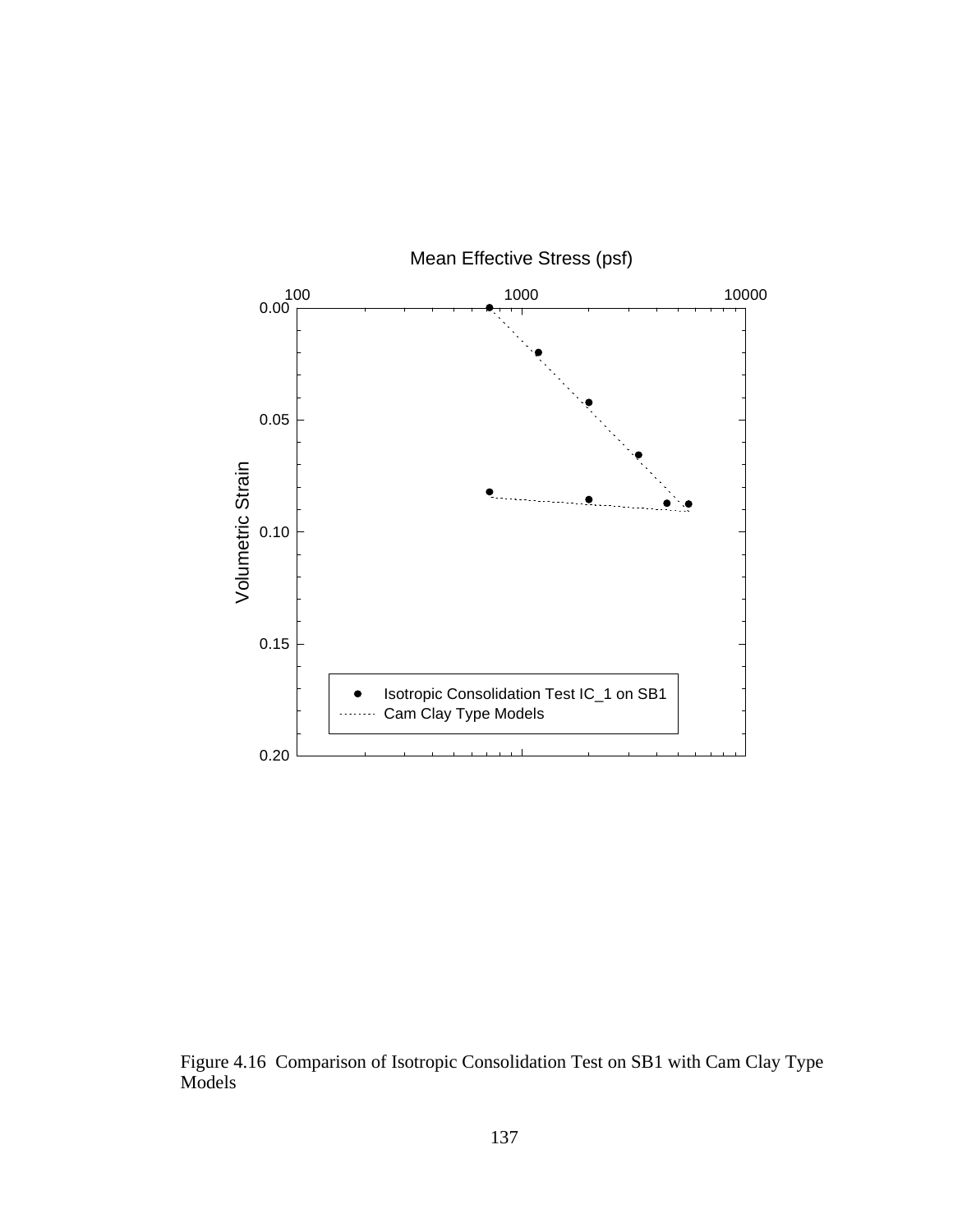Mean Effective Stress (psf)

Volumetric Strain

- Isotropic Consolidation Test IC_1 on SB1
- Cam Clay Type Models

Figure 4.16 Comparison of Isotropic Consolidation Test on SB1 with Cam Clay Type Models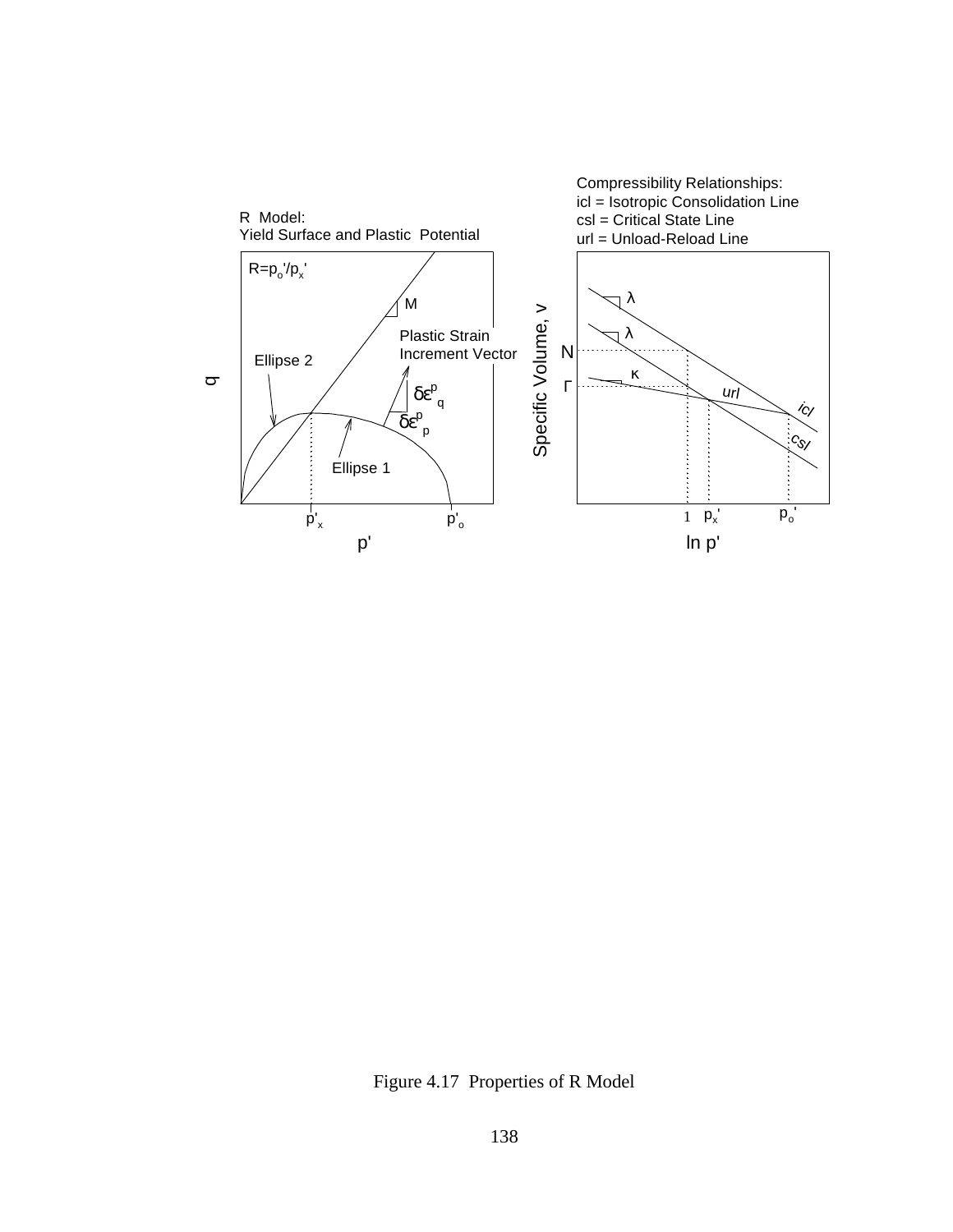Figure 4.17 Properties of R Model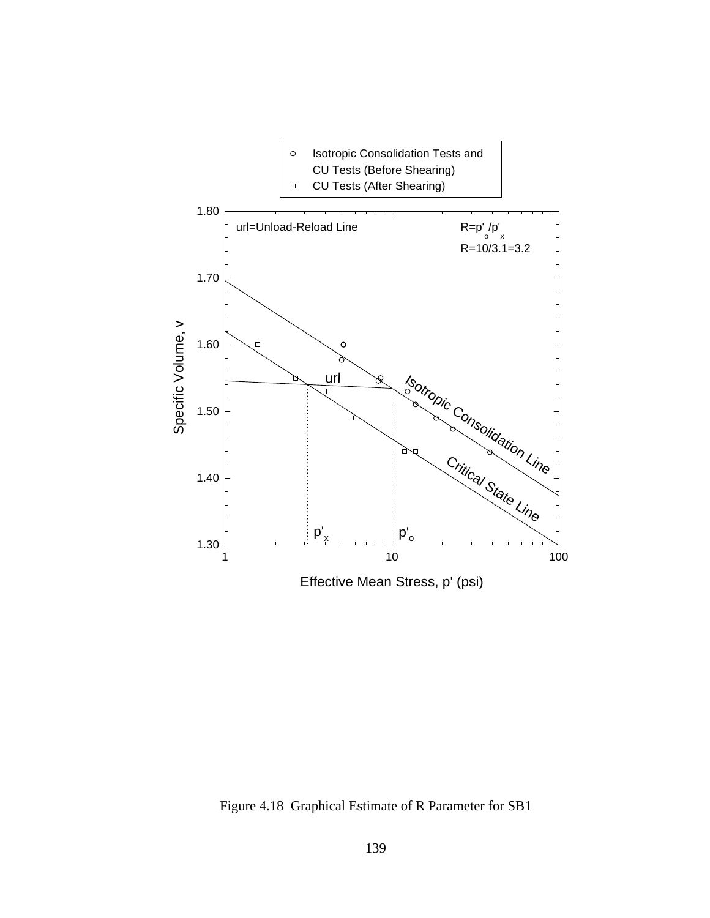Figure 4.18 Graphical Estimate of R Parameter for SB1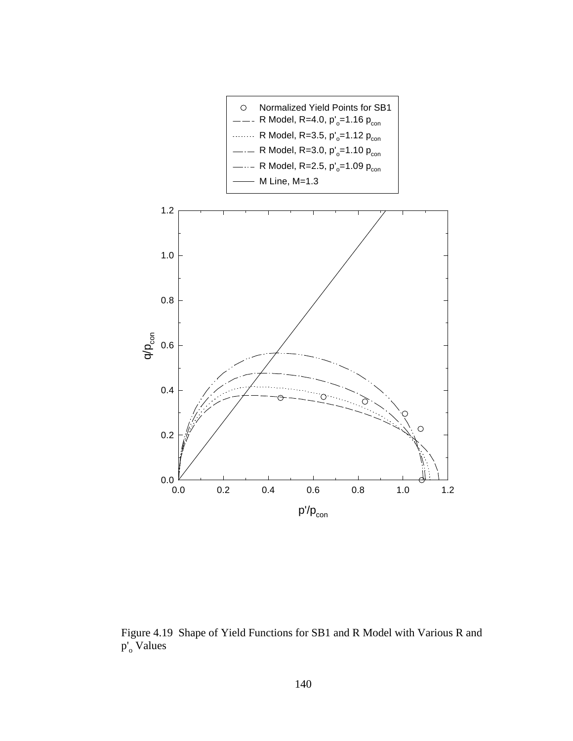Figure 4.19 Shape of Yield Functions for SB1 and R Model with Various R and $p'_o$ Values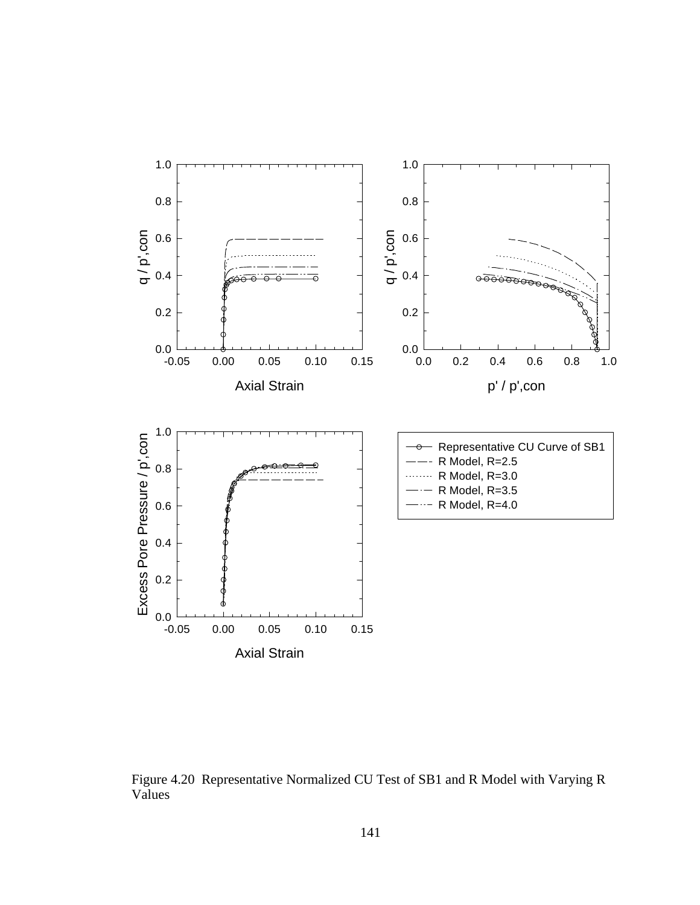Figure 4.20 Representative Normalized CU Test of SB1 and R Model with Varying R Values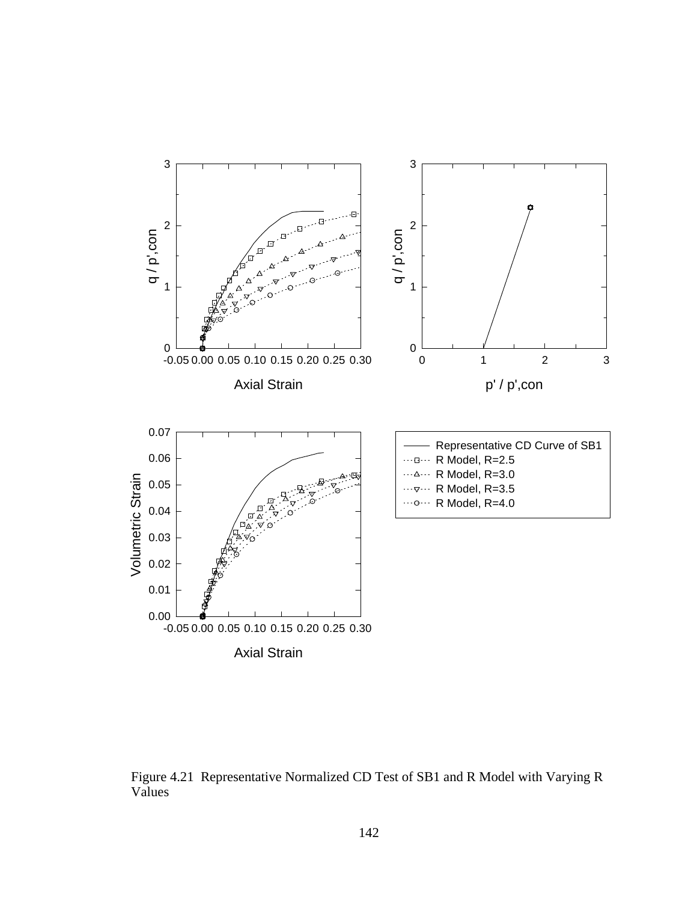Figure 4.21 Representative Normalized CD Test of SB1 and R Model with Varying R Values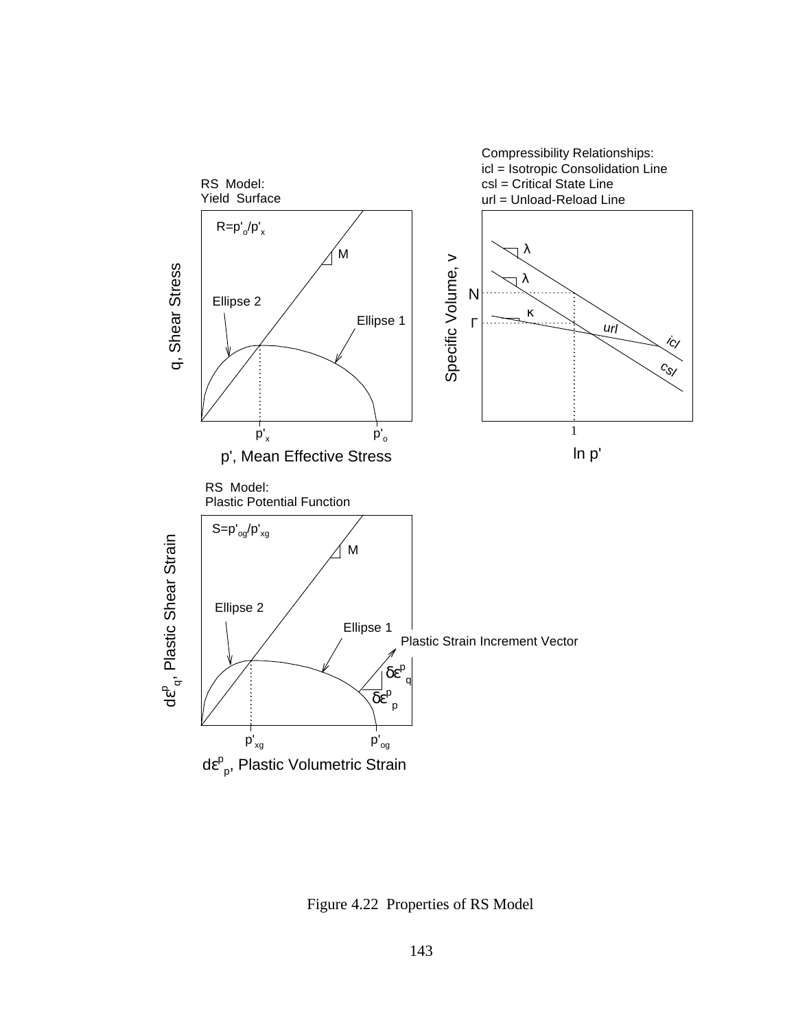RS Model:
Yield Surface

$R=p'_o/p'_x$

M

Ellipse 2

Ellipse 1

q, Shear Stress

$p'_x$ $p'_o$

p', Mean Effective Stress

Compressibility Relationships:
icl = Isotropic Consolidation Line
csl = Critical State Line
url = Unload-Reload Line

λ

λ

κ

N

Γ

url

icl

csl

Specific Volume, v

1

ln p'

RS Model:
Plastic Potential Function

$S=p'_{og}/p'_{xg}$

M

Ellipse 2

Ellipse 1

Plastic Strain Increment Vector

$\delta\varepsilon^p_q$

$\delta\varepsilon^p_p$

$d\varepsilon^p_q$, Plastic Shear Strain

$p'_{xg}$ $p'_{og}$

$d\varepsilon^p_p$, Plastic Volumetric Strain

Figure 4.22 Properties of RS Model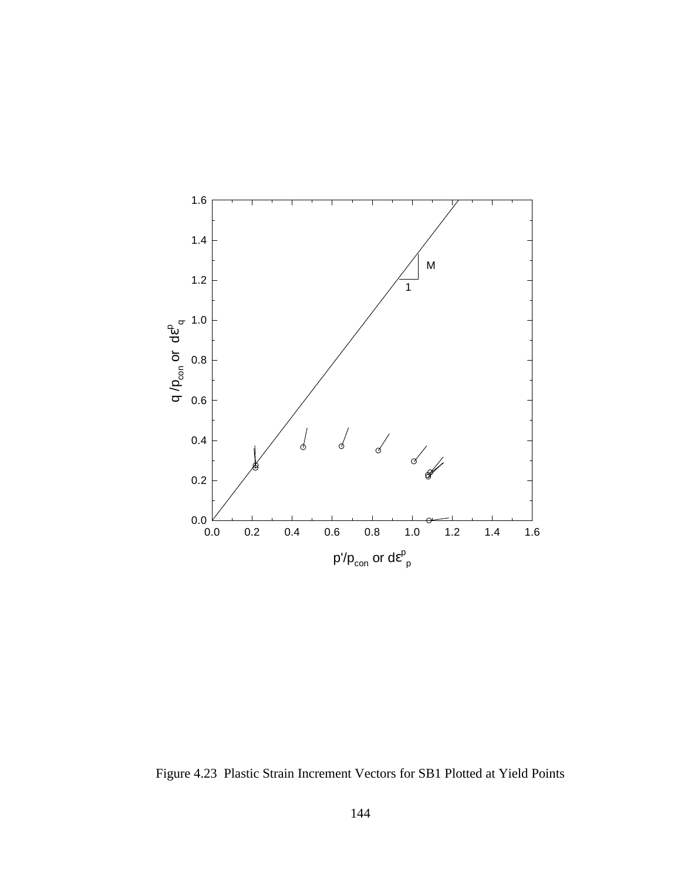Figure 4.23 Plastic Strain Increment Vectors for SB1 Plotted at Yield Points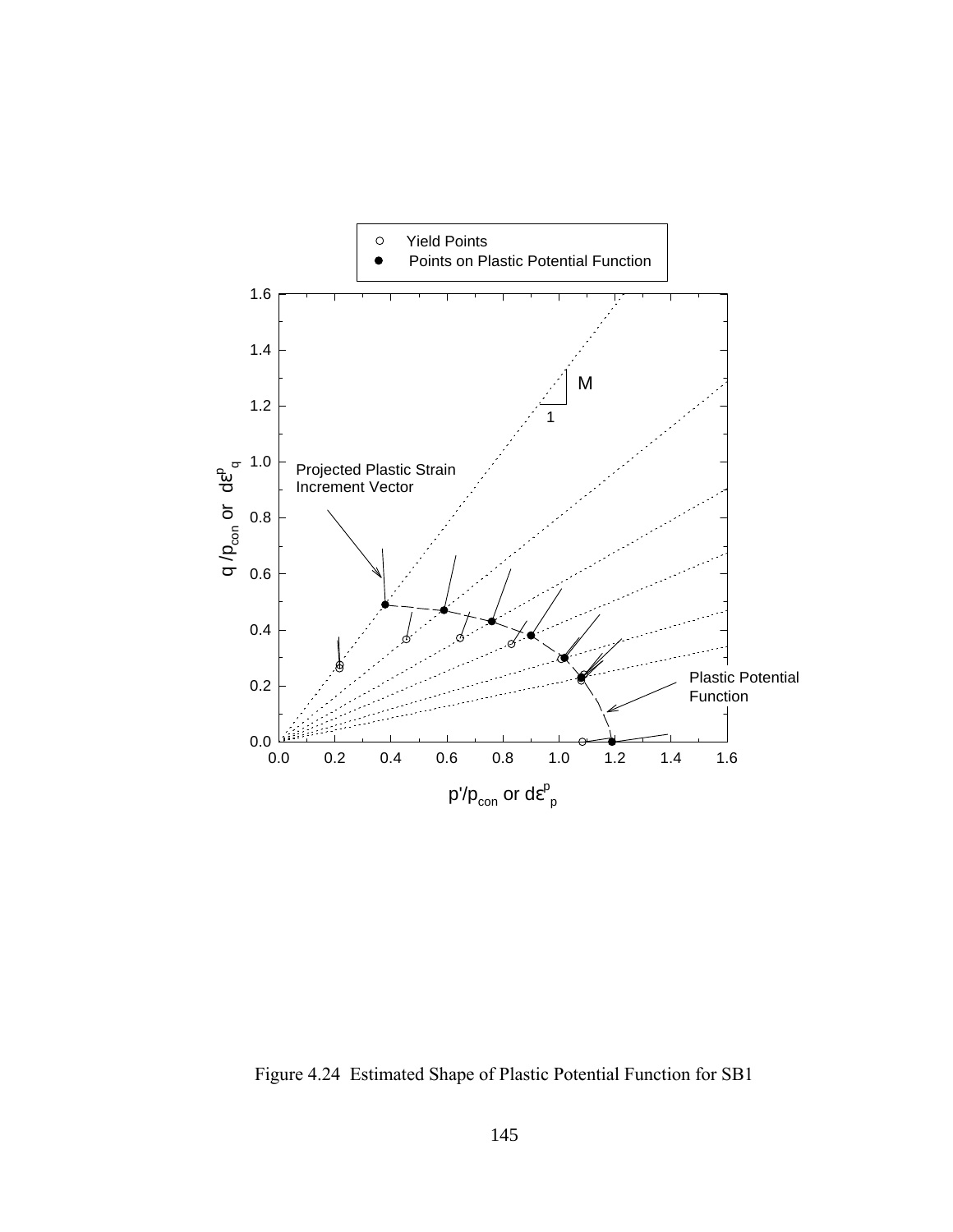Figure 4.24 Estimated Shape of Plastic Potential Function for SB1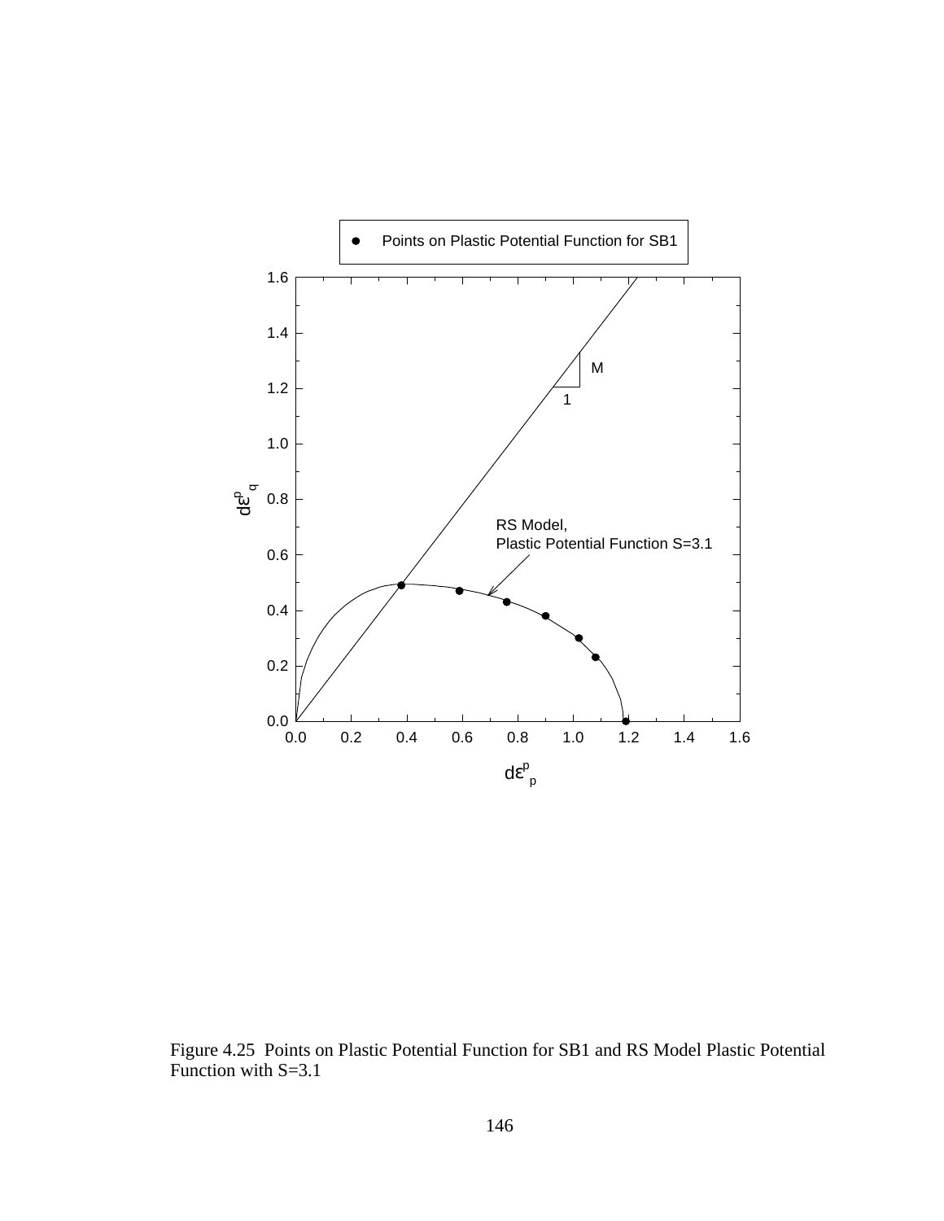Figure 4.25 Points on Plastic Potential Function for SB1 and RS Model Plastic Potential Function with S=3.1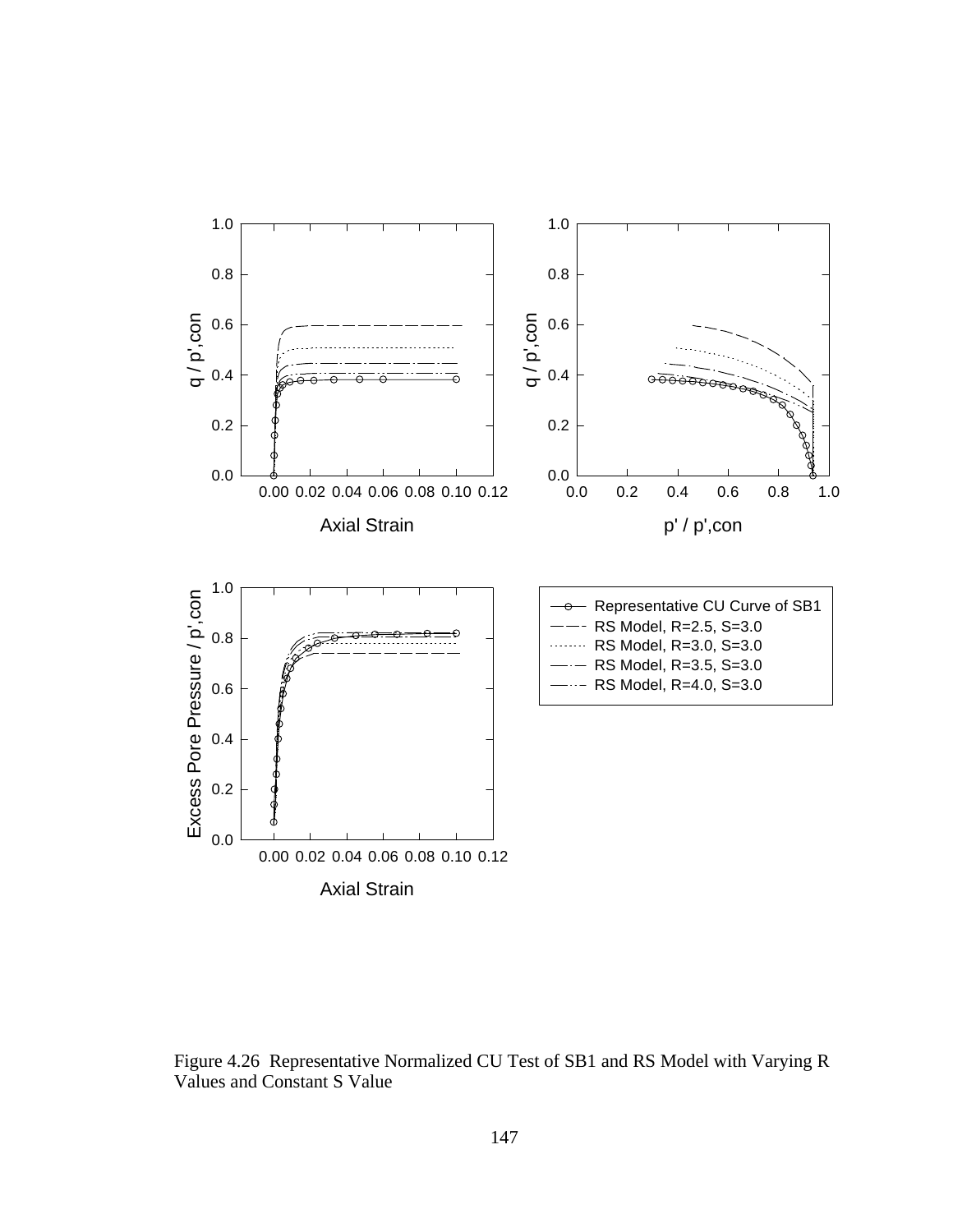Figure 4.26 Representative Normalized CU Test of SB1 and RS Model with Varying R Values and Constant S Value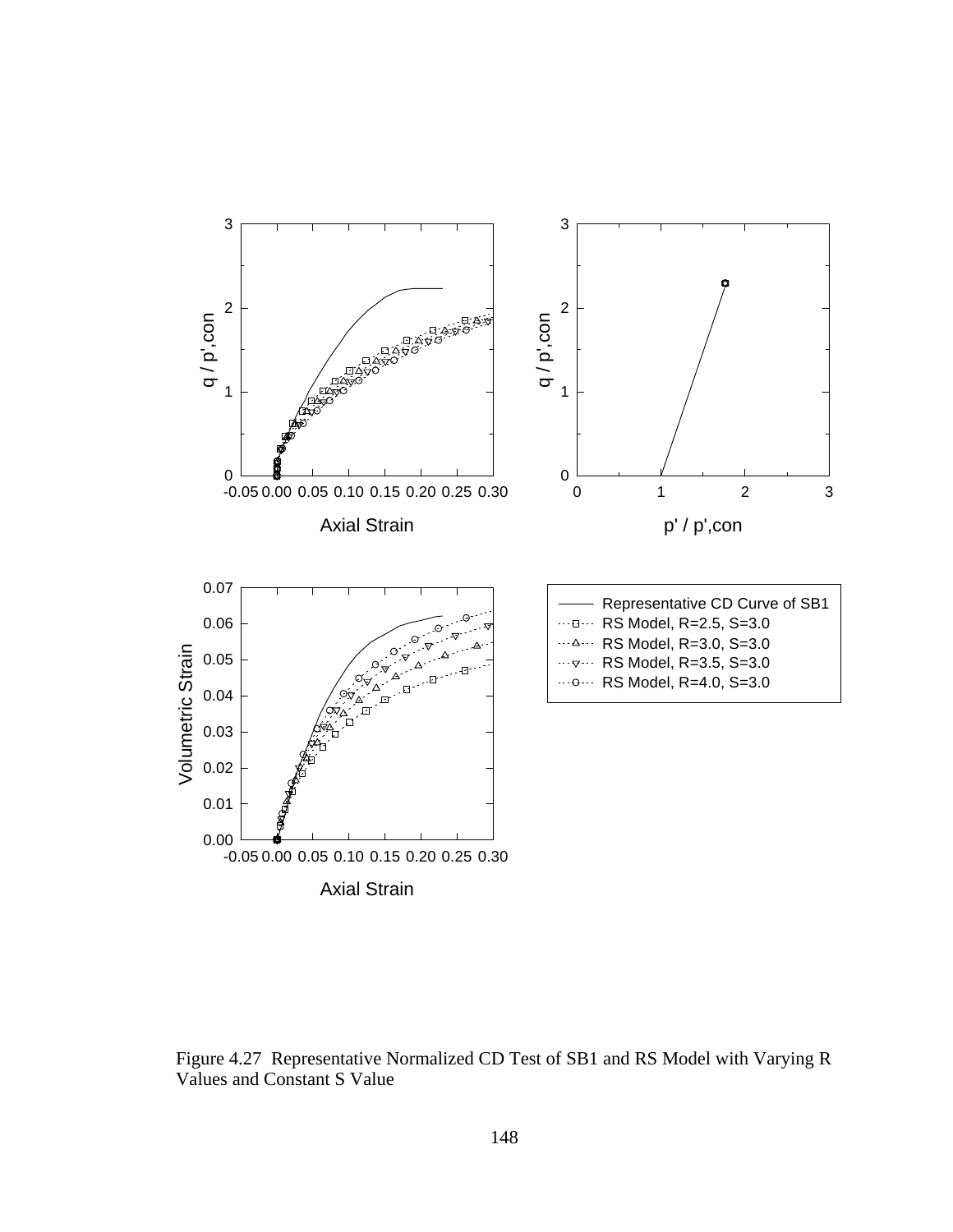Figure 4.27 Representative Normalized CD Test of SB1 and RS Model with Varying R Values and Constant S Value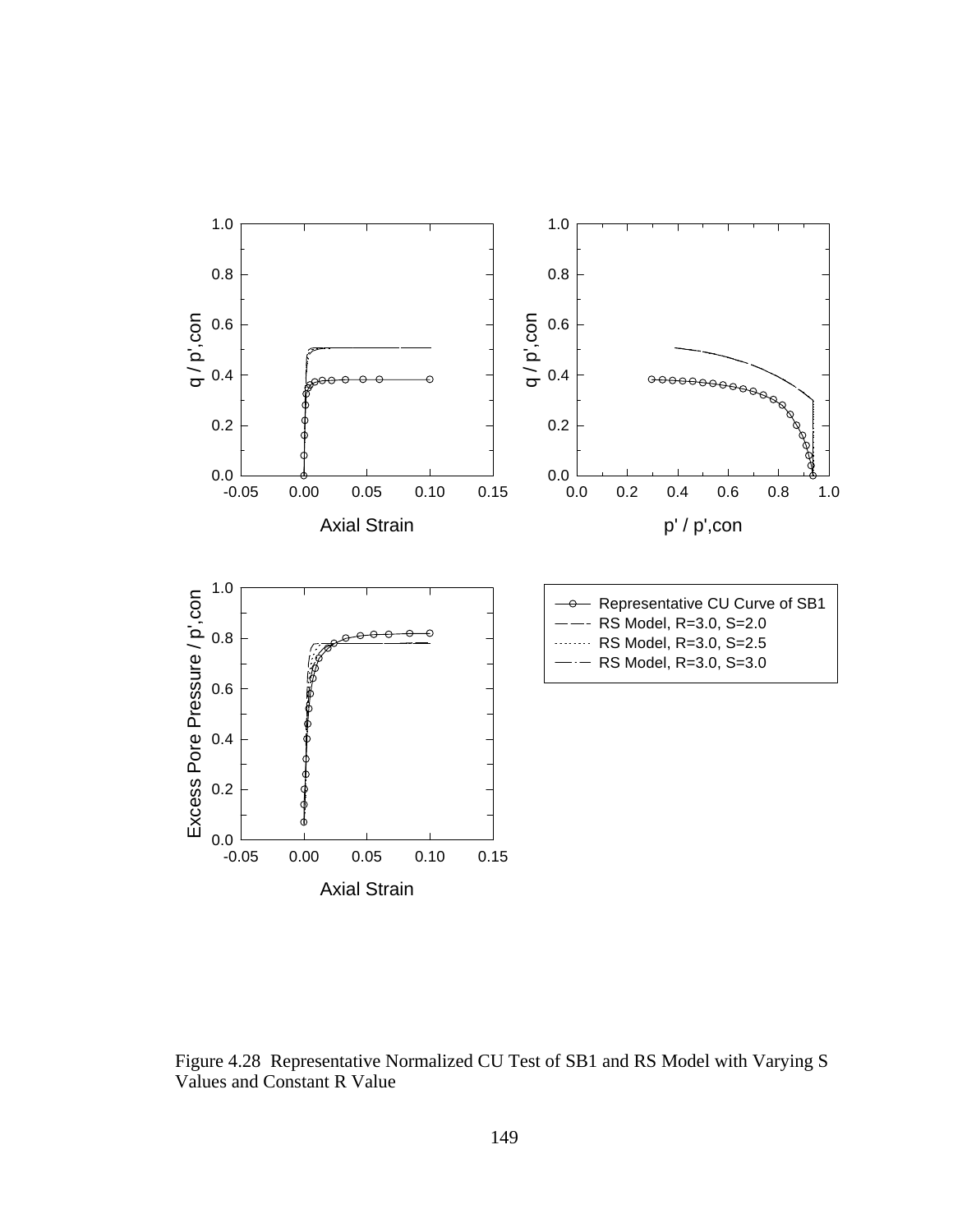Figure 4.28 Representative Normalized CU Test of SB1 and RS Model with Varying S Values and Constant R Value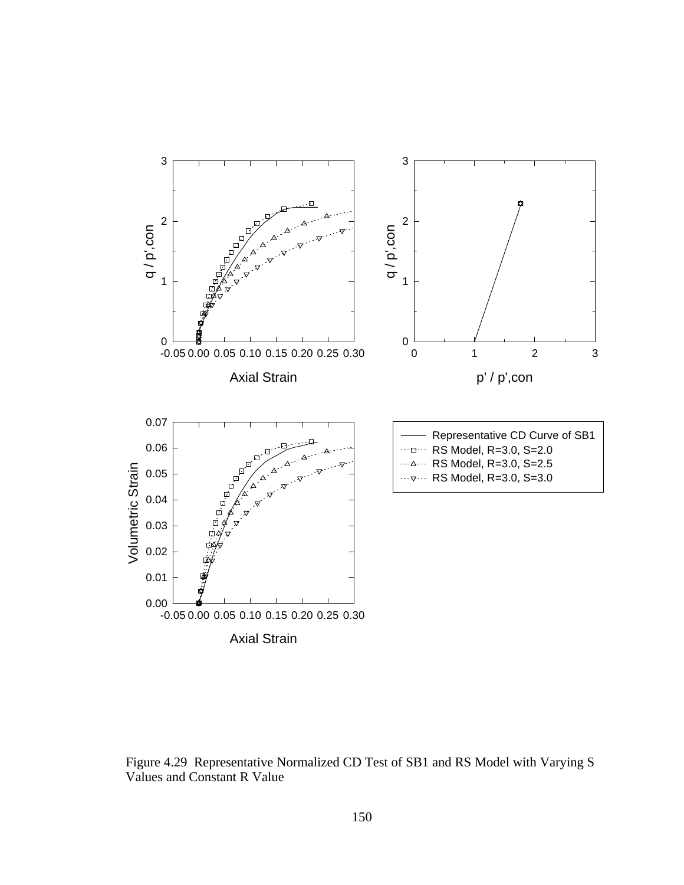Figure 4.29 Representative Normalized CD Test of SB1 and RS Model with Varying S Values and Constant R Value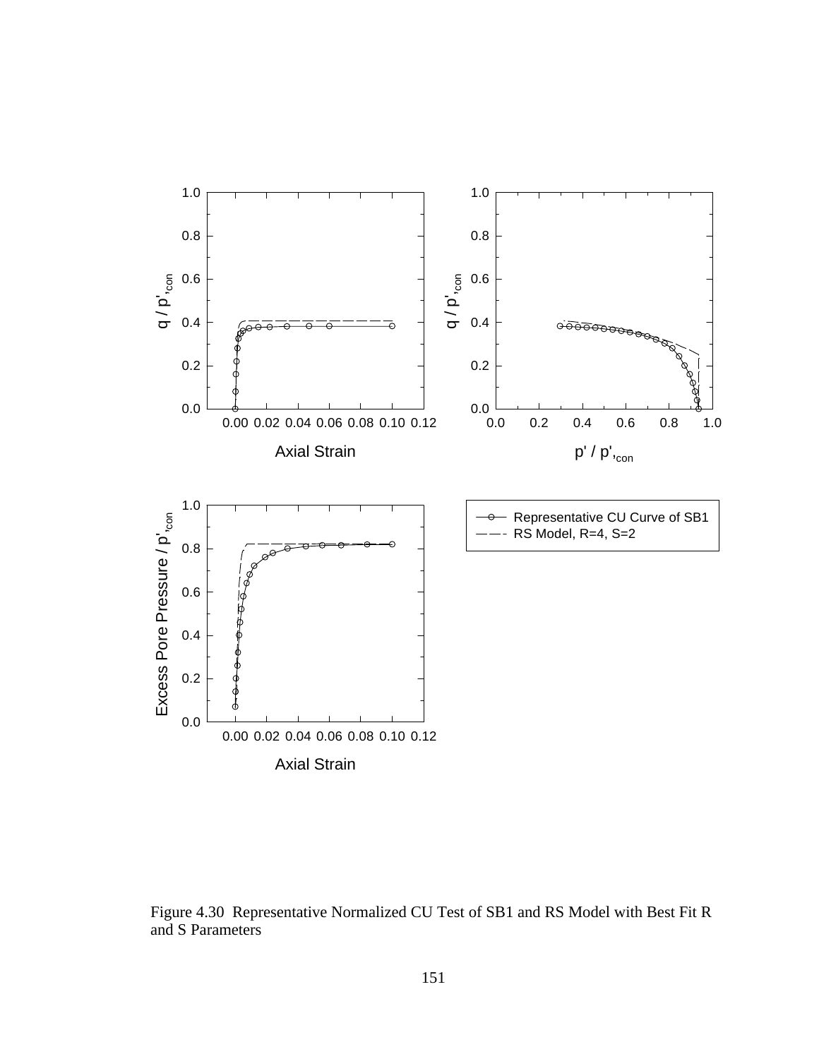Figure 4.30 Representative Normalized CU Test of SB1 and RS Model with Best Fit R and S Parameters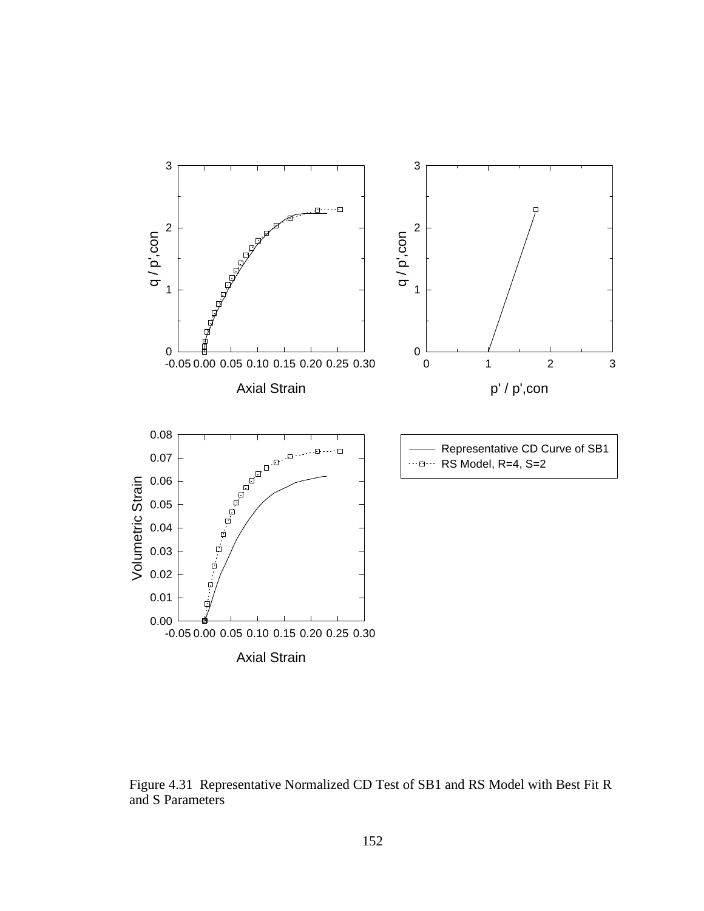Figure 4.31 Representative Normalized CD Test of SB1 and RS Model with Best Fit R and S Parameters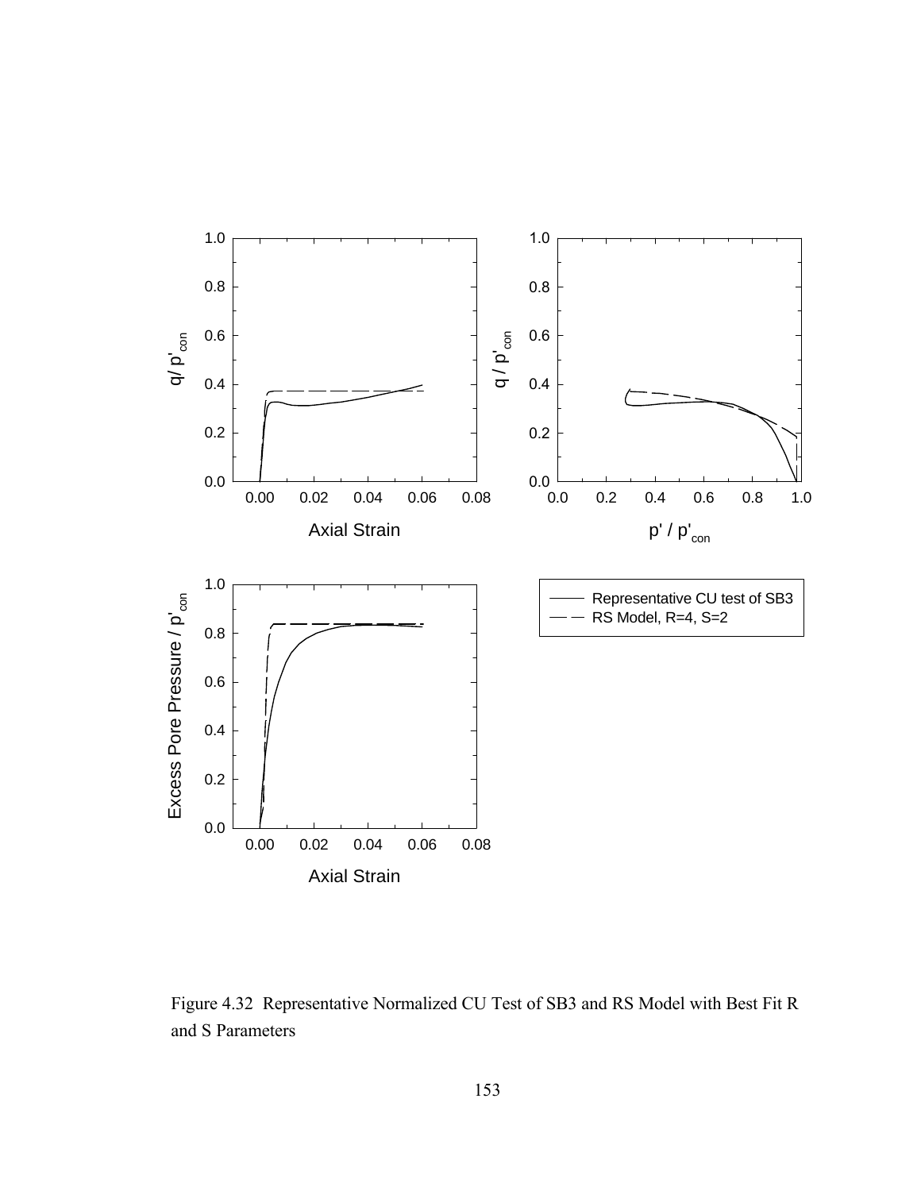Figure 4.32 Representative Normalized CU Test of SB3 and RS Model with Best Fit R and S Parameters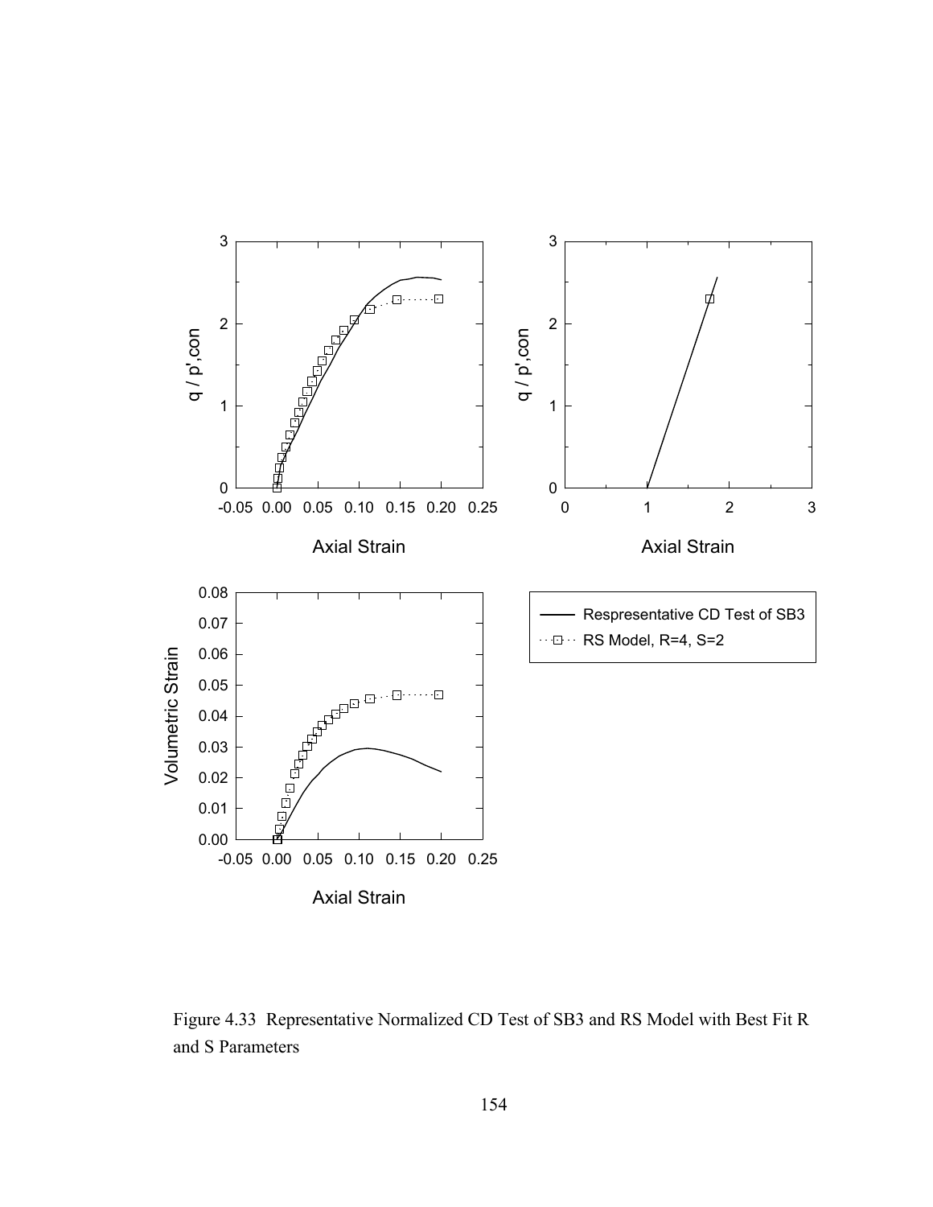3
2
1
0
q / p',con
-0.05 0.00 0.05 0.10 0.15 0.20 0.25
Axial Strain

3
2
1
0
q / p',con
0 1 2 3
Axial Strain

0.08
0.07
0.06
0.05
0.04
0.03
0.02
0.01
0.00
Volumetric Strain
-0.05 0.00 0.05 0.10 0.15 0.20 0.25
Axial Strain

Respresentative CD Test of SB3
RS Model, R=4, S=2

Figure 4.33 Representative Normalized CD Test of SB3 and RS Model with Best Fit R and S Parameters